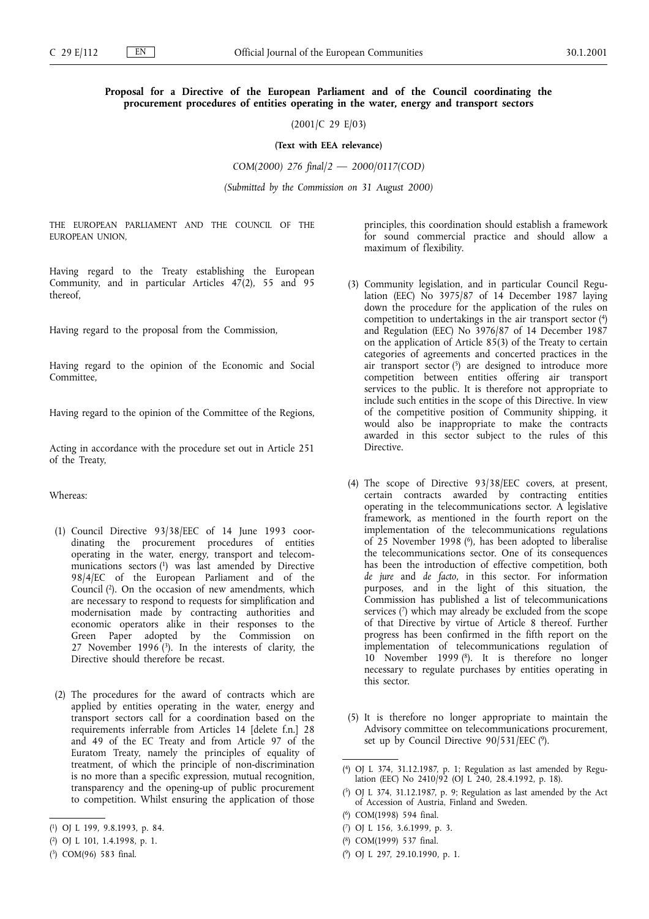**Proposal for a Directive of the European Parliament and of the Council coordinating the procurement procedures of entities operating in the water, energy and transport sectors**

(2001/C 29 E/03)

**(Text with EEA relevance)**

*COM(2000) 276 final/2 — 2000/0117(COD)*

*(Submitted by the Commission on 31 August 2000)*

THE EUROPEAN PARLIAMENT AND THE COUNCIL OF THE EUROPEAN UNION,

Having regard to the Treaty establishing the European Community, and in particular Articles 47(2), 55 and 95 thereof,

Having regard to the proposal from the Commission,

Having regard to the opinion of the Economic and Social Committee,

Having regard to the opinion of the Committee of the Regions,

Acting in accordance with the procedure set out in Article 251 of the Treaty,

Whereas:

(1) Council Directive 93/38/EEC of 14 June 1993 coordinating the procurement procedures of entities operating in the water, energy, transport and telecommunications sectors [1] was last amended by Directive 98/4/EC of the European Parliament and of the Council [2]. On the occasion of new amendments, which are necessary to respond to requests for simplification and modernisation made by contracting authorities and economic operators alike in their responses to the Green Paper adopted by the Commission on 27 November 1996 [3]. In the interests of clarity, the Directive should therefore be recast.

(2) The procedures for the award of contracts which are applied by entities operating in the water, energy and transport sectors call for a coordination based on the requirements inferrable from Articles 14 [delete f.n.] 28 and 49 of the EC Treaty and from Article 97 of the Euratom Treaty, namely the principles of equality of treatment, of which the principle of non-discrimination is no more than a specific expression, mutual recognition, transparency and the opening-up of public procurement to competition. Whilst ensuring the application of those principles, this coordination should establish a framework for sound commercial practice and should allow a maximum of flexibility.

(3) Community legislation, and in particular Council Regulation (EEC) No 3975/87 of 14 December 1987 laying down the procedure for the application of the rules on competition to undertakings in the air transport sector [4] and Regulation (EEC) No 3976/87 of 14 December 1987 on the application of Article 85(3) of the Treaty to certain categories of agreements and concerted practices in the air transport sector [5] are designed to introduce more competition between entities offering air transport services to the public. It is therefore not appropriate to include such entities in the scope of this Directive. In view of the competitive position of Community shipping, it would also be inappropriate to make the contracts awarded in this sector subject to the rules of this Directive.

(4) The scope of Directive 93/38/EEC covers, at present, certain contracts awarded by contracting entities operating in the telecommunications sector. A legislative framework, as mentioned in the fourth report on the implementation of the telecommunications regulations of 25 November 1998 [6], has been adopted to liberalise the telecommunications sector. One of its consequences has been the introduction of effective competition, both *de jure* and *de facto*, in this sector. For information purposes, and in the light of this situation, the Commission has published a list of telecommunications services [7] which may already be excluded from the scope of that Directive by virtue of Article 8 thereof. Further progress has been confirmed in the fifth report on the implementation of telecommunications regulation of 10 November 1999 [8]. It is therefore no longer necessary to regulate purchases by entities operating in this sector.

(5) It is therefore no longer appropriate to maintain the Advisory committee on telecommunications procurement, set up by Council Directive 90/531/EEC [9].

---

[1] OJ L 199, 9.8.1993, p. 84.

[2] OJ L 101, 1.4.1998, p. 1.

[3] COM(96) 583 final.

[4] OJ L 374, 31.12.1987, p. 1; Regulation as last amended by Regulation (EEC) No 2410/92 (OJ L 240, 28.4.1992, p. 18).

[5] OJ L 374, 31.12.1987, p. 9; Regulation as last amended by the Act of Accession of Austria, Finland and Sweden.

[6] COM(1998) 594 final.

[7] OJ L 156, 3.6.1999, p. 3.

[8] COM(1999) 537 final.

[9] OJ L 297, 29.10.1990, p. 1.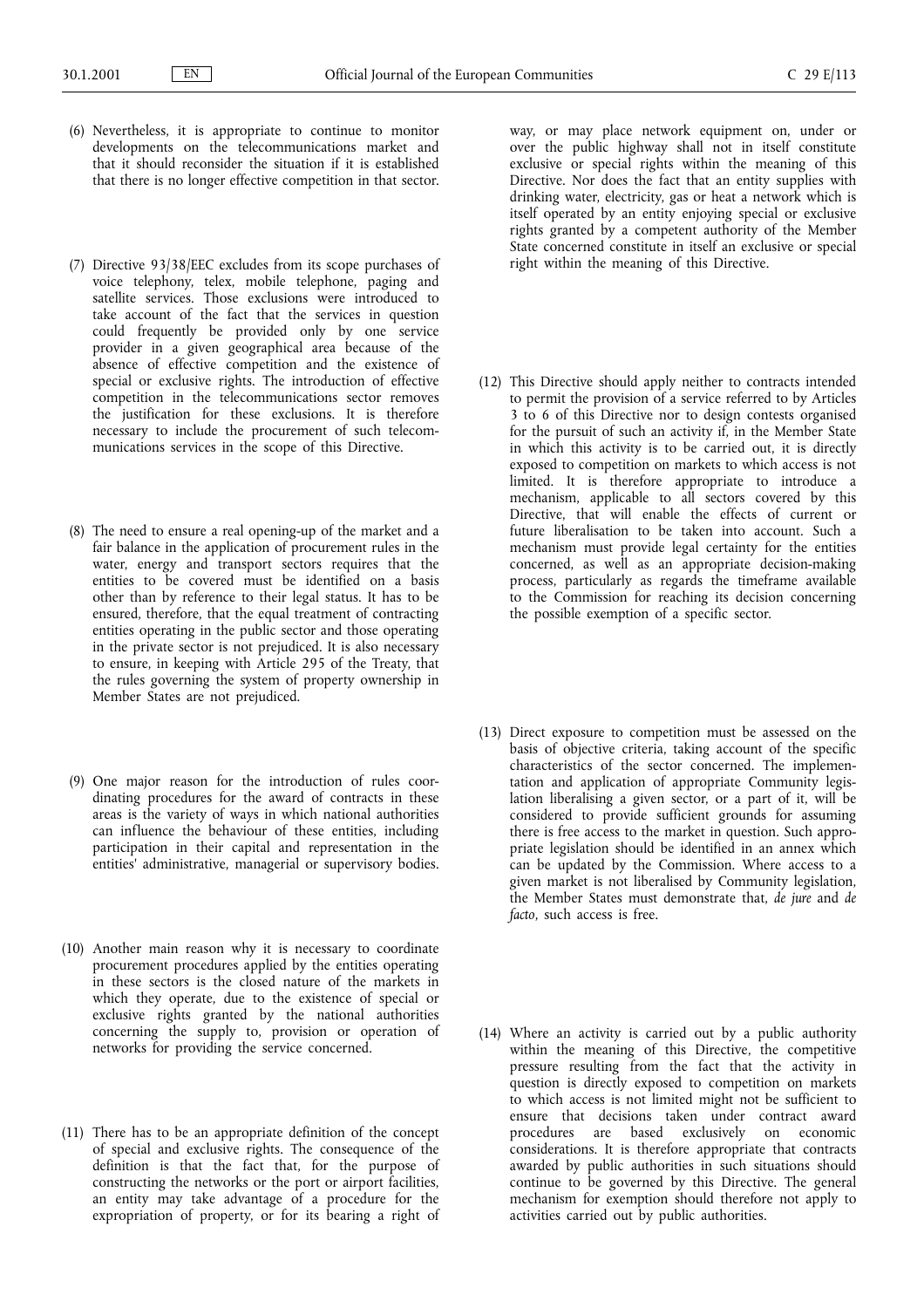(6) Nevertheless, it is appropriate to continue to monitor developments on the telecommunications market and that it should reconsider the situation if it is established that there is no longer effective competition in that sector.

(7) Directive 93/38/EEC excludes from its scope purchases of voice telephony, telex, mobile telephone, paging and satellite services. Those exclusions were introduced to take account of the fact that the services in question could frequently be provided only by one service provider in a given geographical area because of the absence of effective competition and the existence of special or exclusive rights. The introduction of effective competition in the telecommunications sector removes the justification for these exclusions. It is therefore necessary to include the procurement of such telecommunications services in the scope of this Directive.

(8) The need to ensure a real opening-up of the market and a fair balance in the application of procurement rules in the water, energy and transport sectors requires that the entities to be covered must be identified on a basis other than by reference to their legal status. It has to be ensured, therefore, that the equal treatment of contracting entities operating in the public sector and those operating in the private sector is not prejudiced. It is also necessary to ensure, in keeping with Article 295 of the Treaty, that the rules governing the system of property ownership in Member States are not prejudiced.

(9) One major reason for the introduction of rules coordinating procedures for the award of contracts in these areas is the variety of ways in which national authorities can influence the behaviour of these entities, including participation in their capital and representation in the entities' administrative, managerial or supervisory bodies.

(10) Another main reason why it is necessary to coordinate procurement procedures applied by the entities operating in these sectors is the closed nature of the markets in which they operate, due to the existence of special or exclusive rights granted by the national authorities concerning the supply to, provision or operation of networks for providing the service concerned.

(11) There has to be an appropriate definition of the concept of special and exclusive rights. The consequence of the definition is that the fact that, for the purpose of constructing the networks or the port or airport facilities, an entity may take advantage of a procedure for the expropriation of property, or for its bearing a right of way, or may place network equipment on, under or over the public highway shall not in itself constitute exclusive or special rights within the meaning of this Directive. Nor does the fact that an entity supplies with drinking water, electricity, gas or heat a network which is itself operated by an entity enjoying special or exclusive rights granted by a competent authority of the Member State concerned constitute in itself an exclusive or special right within the meaning of this Directive.

(12) This Directive should apply neither to contracts intended to permit the provision of a service referred to by Articles 3 to 6 of this Directive nor to design contests organised for the pursuit of such an activity if, in the Member State in which this activity is to be carried out, it is directly exposed to competition on markets to which access is not limited. It is therefore appropriate to introduce a mechanism, applicable to all sectors covered by this Directive, that will enable the effects of current or future liberalisation to be taken into account. Such a mechanism must provide legal certainty for the entities concerned, as well as an appropriate decision-making process, particularly as regards the timeframe available to the Commission for reaching its decision concerning the possible exemption of a specific sector.

(13) Direct exposure to competition must be assessed on the basis of objective criteria, taking account of the specific characteristics of the sector concerned. The implementation and application of appropriate Community legislation liberalising a given sector, or a part of it, will be considered to provide sufficient grounds for assuming there is free access to the market in question. Such appropriate legislation should be identified in an annex which can be updated by the Commission. Where access to a given market is not liberalised by Community legislation, the Member States must demonstrate that, *de jure* and *de facto*, such access is free.

(14) Where an activity is carried out by a public authority within the meaning of this Directive, the competitive pressure resulting from the fact that the activity in question is directly exposed to competition on markets to which access is not limited might not be sufficient to ensure that decisions taken under contract award procedures are based exclusively on economic considerations. It is therefore appropriate that contracts awarded by public authorities in such situations should continue to be governed by this Directive. The general mechanism for exemption should therefore not apply to activities carried out by public authorities.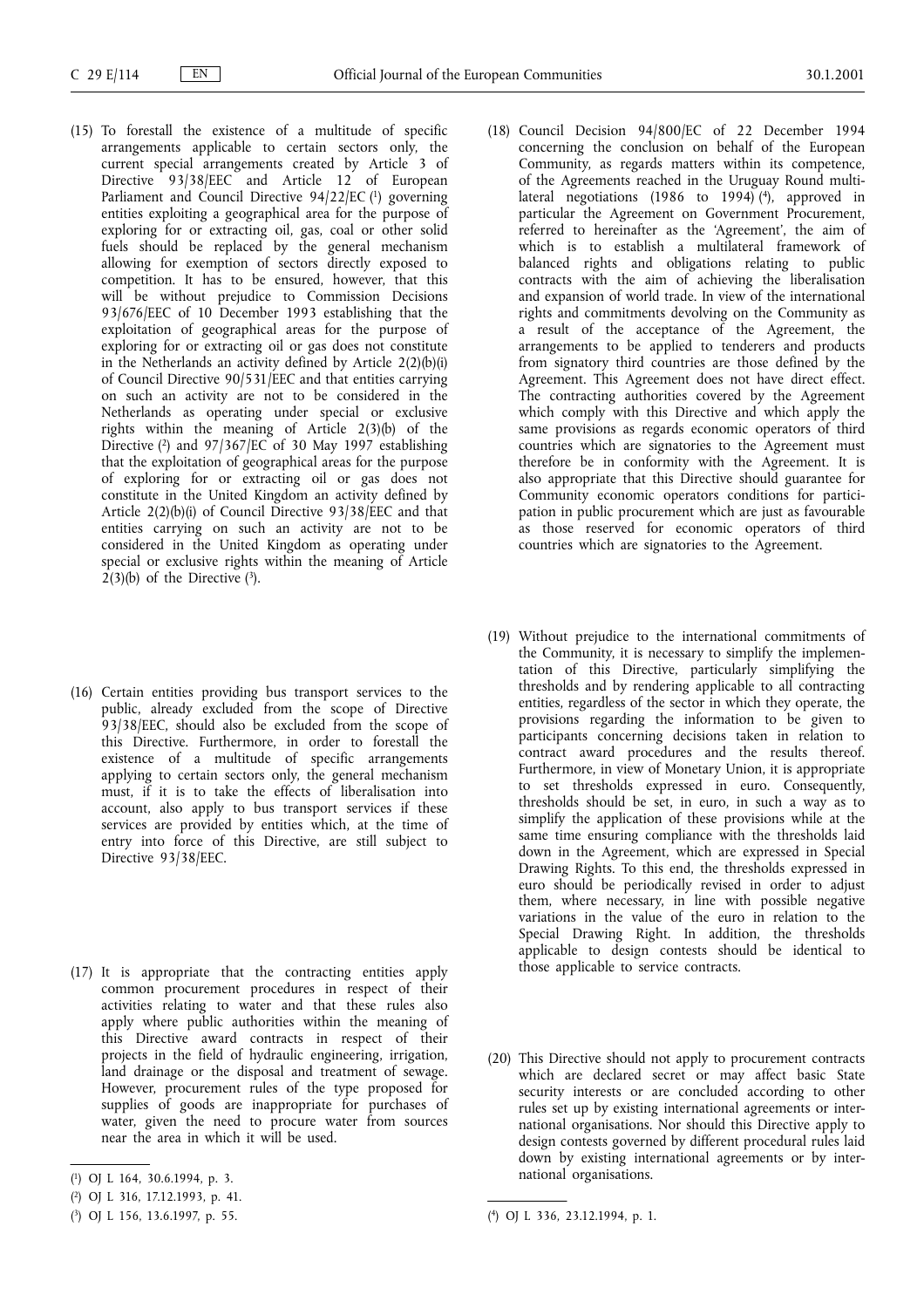(15) To forestall the existence of a multitude of specific arrangements applicable to certain sectors only, the current special arrangements created by Article 3 of Directive 93/38/EEC and Article 12 of European Parliament and Council Directive 94/22/EC [1] governing entities exploiting a geographical area for the purpose of exploring for or extracting oil, gas, coal or other solid fuels should be replaced by the general mechanism allowing for exemption of sectors directly exposed to competition. It has to be ensured, however, that this will be without prejudice to Commission Decisions 93/676/EEC of 10 December 1993 establishing that the exploitation of geographical areas for the purpose of exploring for or extracting oil or gas does not constitute in the Netherlands an activity defined by Article 2(2)(b)(i) of Council Directive 90/531/EEC and that entities carrying on such an activity are not to be considered in the Netherlands as operating under special or exclusive rights within the meaning of Article 2(3)(b) of the Directive [2] and 97/367/EC of 30 May 1997 establishing that the exploitation of geographical areas for the purpose of exploring for or extracting oil or gas does not constitute in the United Kingdom an activity defined by Article 2(2)(b)(i) of Council Directive 93/38/EEC and that entities carrying on such an activity are not to be considered in the United Kingdom as operating under special or exclusive rights within the meaning of Article 2(3)(b) of the Directive [3].

(16) Certain entities providing bus transport services to the public, already excluded from the scope of Directive 93/38/EEC, should also be excluded from the scope of this Directive. Furthermore, in order to forestall the existence of a multitude of specific arrangements applying to certain sectors only, the general mechanism must, if it is to take the effects of liberalisation into account, also apply to bus transport services if these services are provided by entities which, at the time of entry into force of this Directive, are still subject to Directive 93/38/EEC.

(17) It is appropriate that the contracting entities apply common procurement procedures in respect of their activities relating to water and that these rules also apply where public authorities within the meaning of this Directive award contracts in respect of their projects in the field of hydraulic engineering, irrigation, land drainage or the disposal and treatment of sewage. However, procurement rules of the type proposed for supplies of goods are inappropriate for purchases of water, given the need to procure water from sources near the area in which it will be used.

(18) Council Decision 94/800/EC of 22 December 1994 concerning the conclusion on behalf of the European Community, as regards matters within its competence, of the Agreements reached in the Uruguay Round multilateral negotiations (1986 to 1994) [4], approved in particular the Agreement on Government Procurement, referred to hereinafter as the 'Agreement', the aim of which is to establish a multilateral framework of balanced rights and obligations relating to public contracts with the aim of achieving the liberalisation and expansion of world trade. In view of the international rights and commitments devolving on the Community as a result of the acceptance of the Agreement, the arrangements to be applied to tenderers and products from signatory third countries are those defined by the Agreement. This Agreement does not have direct effect. The contracting authorities covered by the Agreement which comply with this Directive and which apply the same provisions as regards economic operators of third countries which are signatories to the Agreement must therefore be in conformity with the Agreement. It is also appropriate that this Directive should guarantee for Community economic operators conditions for participation in public procurement which are just as favourable as those reserved for economic operators of third countries which are signatories to the Agreement.

(19) Without prejudice to the international commitments of the Community, it is necessary to simplify the implementation of this Directive, particularly simplifying the thresholds and by rendering applicable to all contracting entities, regardless of the sector in which they operate, the provisions regarding the information to be given to participants concerning decisions taken in relation to contract award procedures and the results thereof. Furthermore, in view of Monetary Union, it is appropriate to set thresholds expressed in euro. Consequently, thresholds should be set, in euro, in such a way as to simplify the application of these provisions while at the same time ensuring compliance with the thresholds laid down in the Agreement, which are expressed in Special Drawing Rights. To this end, the thresholds expressed in euro should be periodically revised in order to adjust them, where necessary, in line with possible negative variations in the value of the euro in relation to the Special Drawing Right. In addition, the thresholds applicable to design contests should be identical to those applicable to service contracts.

(20) This Directive should not apply to procurement contracts which are declared secret or may affect basic State security interests or are concluded according to other rules set up by existing international agreements or international organisations. Nor should this Directive apply to design contests governed by different procedural rules laid down by existing international agreements or by international organisations.

---

[1] OJ L 164, 30.6.1994, p. 3.

[2] OJ L 316, 17.12.1993, p. 41.

[3] OJ L 156, 13.6.1997, p. 55.

[4] OJ L 336, 23.12.1994, p. 1.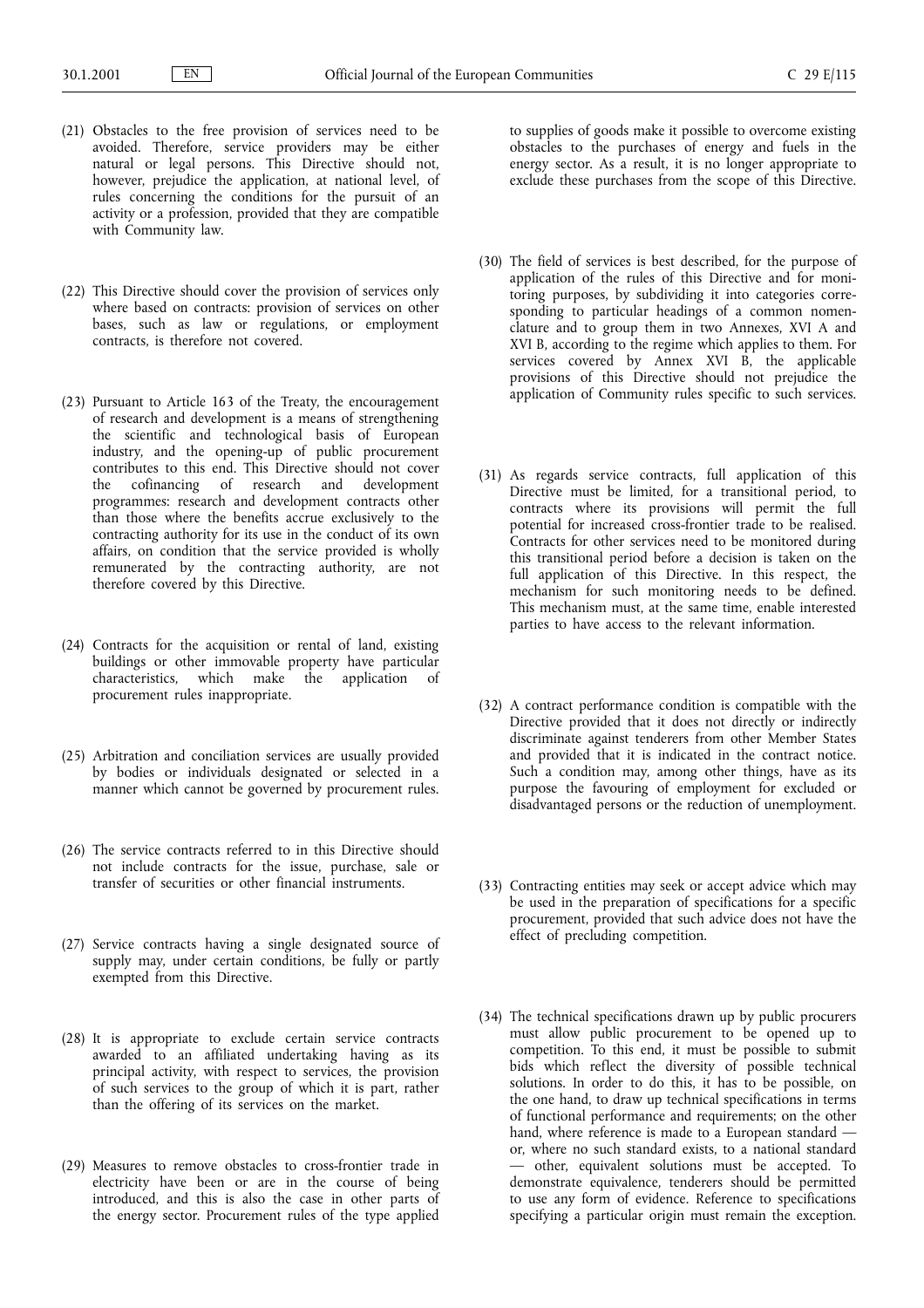(21) Obstacles to the free provision of services need to be avoided. Therefore, service providers may be either natural or legal persons. This Directive should not, however, prejudice the application, at national level, of rules concerning the conditions for the pursuit of an activity or a profession, provided that they are compatible with Community law.

(22) This Directive should cover the provision of services only where based on contracts: provision of services on other bases, such as law or regulations, or employment contracts, is therefore not covered.

(23) Pursuant to Article 163 of the Treaty, the encouragement of research and development is a means of strengthening the scientific and technological basis of European industry, and the opening-up of public procurement contributes to this end. This Directive should not cover the cofinancing of research and development programmes: research and development contracts other than those where the benefits accrue exclusively to the contracting authority for its use in the conduct of its own affairs, on condition that the service provided is wholly remunerated by the contracting authority, are not therefore covered by this Directive.

(24) Contracts for the acquisition or rental of land, existing buildings or other immovable property have particular characteristics, which make the application of procurement rules inappropriate.

(25) Arbitration and conciliation services are usually provided by bodies or individuals designated or selected in a manner which cannot be governed by procurement rules.

(26) The service contracts referred to in this Directive should not include contracts for the issue, purchase, sale or transfer of securities or other financial instruments.

(27) Service contracts having a single designated source of supply may, under certain conditions, be fully or partly exempted from this Directive.

(28) It is appropriate to exclude certain service contracts awarded to an affiliated undertaking having as its principal activity, with respect to services, the provision of such services to the group of which it is part, rather than the offering of its services on the market.

(29) Measures to remove obstacles to cross-frontier trade in electricity have been or are in the course of being introduced, and this is also the case in other parts of the energy sector. Procurement rules of the type applied to supplies of goods make it possible to overcome existing obstacles to the purchases of energy and fuels in the energy sector. As a result, it is no longer appropriate to exclude these purchases from the scope of this Directive.

(30) The field of services is best described, for the purpose of application of the rules of this Directive and for monitoring purposes, by subdividing it into categories corresponding to particular headings of a common nomenclature and to group them in two Annexes, XVI A and XVI B, according to the regime which applies to them. For services covered by Annex XVI B, the applicable provisions of this Directive should not prejudice the application of Community rules specific to such services.

(31) As regards service contracts, full application of this Directive must be limited, for a transitional period, to contracts where its provisions will permit the full potential for increased cross-frontier trade to be realised. Contracts for other services need to be monitored during this transitional period before a decision is taken on the full application of this Directive. In this respect, the mechanism for such monitoring needs to be defined. This mechanism must, at the same time, enable interested parties to have access to the relevant information.

(32) A contract performance condition is compatible with the Directive provided that it does not directly or indirectly discriminate against tenderers from other Member States and provided that it is indicated in the contract notice. Such a condition may, among other things, have as its purpose the favouring of employment for excluded or disadvantaged persons or the reduction of unemployment.

(33) Contracting entities may seek or accept advice which may be used in the preparation of specifications for a specific procurement, provided that such advice does not have the effect of precluding competition.

(34) The technical specifications drawn up by public procurers must allow public procurement to be opened up to competition. To this end, it must be possible to submit bids which reflect the diversity of possible technical solutions. In order to do this, it has to be possible, on the one hand, to draw up technical specifications in terms of functional performance and requirements; on the other hand, where reference is made to a European standard — or, where no such standard exists, to a national standard — other, equivalent solutions must be accepted. To demonstrate equivalence, tenderers should be permitted to use any form of evidence. Reference to specifications specifying a particular origin must remain the exception.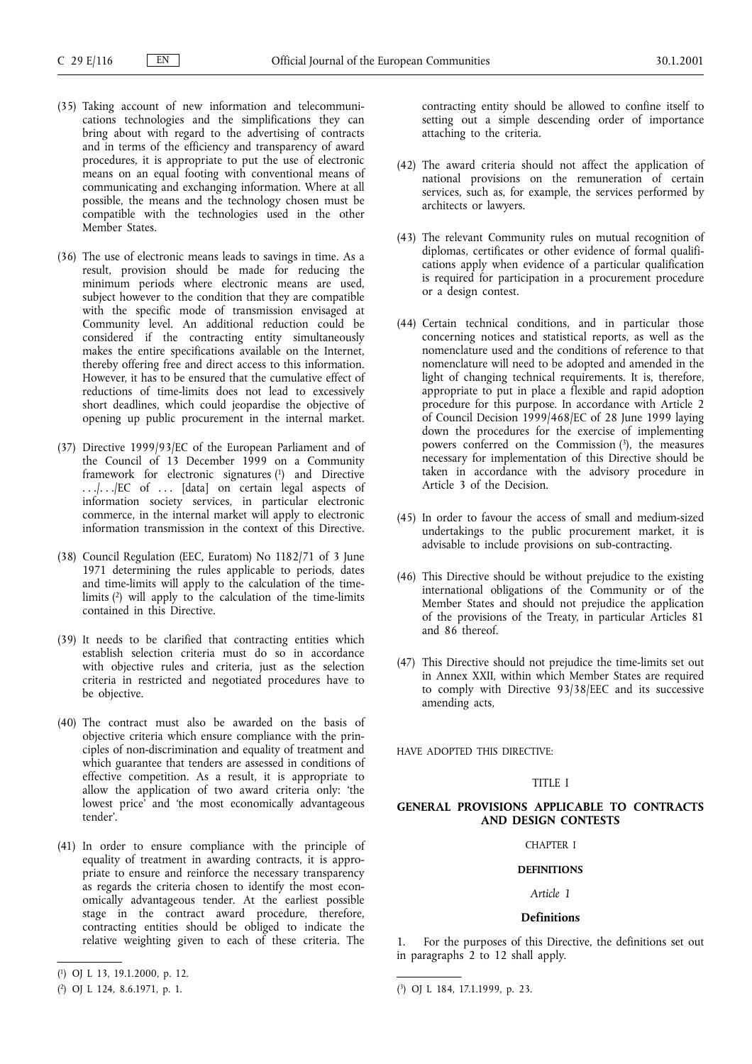(35) Taking account of new information and telecommunications technologies and the simplifications they can bring about with regard to the advertising of contracts and in terms of the efficiency and transparency of award procedures, it is appropriate to put the use of electronic means on an equal footing with conventional means of communicating and exchanging information. Where at all possible, the means and the technology chosen must be compatible with the technologies used in the other Member States.

(36) The use of electronic means leads to savings in time. As a result, provision should be made for reducing the minimum periods where electronic means are used, subject however to the condition that they are compatible with the specific mode of transmission envisaged at Community level. An additional reduction could be considered if the contracting entity simultaneously makes the entire specifications available on the Internet, thereby offering free and direct access to this information. However, it has to be ensured that the cumulative effect of reductions of time-limits does not lead to excessively short deadlines, which could jeopardise the objective of opening up public procurement in the internal market.

(37) Directive 1999/93/EC of the European Parliament and of the Council of 13 December 1999 on a Community framework for electronic signatures [1] and Directive . . ./. . ./EC of . . . [data] on certain legal aspects of information society services, in particular electronic commerce, in the internal market will apply to electronic information transmission in the context of this Directive.

(38) Council Regulation (EEC, Euratom) No 1182/71 of 3 June 1971 determining the rules applicable to periods, dates and time-limits will apply to the calculation of the time-limits [2] will apply to the calculation of the time-limits contained in this Directive.

(39) It needs to be clarified that contracting entities which establish selection criteria must do so in accordance with objective rules and criteria, just as the selection criteria in restricted and negotiated procedures have to be objective.

(40) The contract must also be awarded on the basis of objective criteria which ensure compliance with the principles of non-discrimination and equality of treatment and which guarantee that tenders are assessed in conditions of effective competition. As a result, it is appropriate to allow the application of two award criteria only: 'the lowest price' and 'the most economically advantageous tender'.

(41) In order to ensure compliance with the principle of equality of treatment in awarding contracts, it is appropriate to ensure and reinforce the necessary transparency as regards the criteria chosen to identify the most economically advantageous tender. At the earliest possible stage in the contract award procedure, therefore, contracting entities should be obliged to indicate the relative weighting given to each of these criteria. The contracting entity should be allowed to confine itself to setting out a simple descending order of importance attaching to the criteria.

(42) The award criteria should not affect the application of national provisions on the remuneration of certain services, such as, for example, the services performed by architects or lawyers.

(43) The relevant Community rules on mutual recognition of diplomas, certificates or other evidence of formal qualifications apply when evidence of a particular qualification is required for participation in a procurement procedure or a design contest.

(44) Certain technical conditions, and in particular those concerning notices and statistical reports, as well as the nomenclature used and the conditions of reference to that nomenclature will need to be adopted and amended in the light of changing technical requirements. It is, therefore, appropriate to put in place a flexible and rapid adoption procedure for this purpose. In accordance with Article 2 of Council Decision 1999/468/EC of 28 June 1999 laying down the procedures for the exercise of implementing powers conferred on the Commission [3], the measures necessary for implementation of this Directive should be taken in accordance with the advisory procedure in Article 3 of the Decision.

(45) In order to favour the access of small and medium-sized undertakings to the public procurement market, it is advisable to include provisions on sub-contracting.

(46) This Directive should be without prejudice to the existing international obligations of the Community or of the Member States and should not prejudice the application of the provisions of the Treaty, in particular Articles 81 and 86 thereof.

(47) This Directive should not prejudice the time-limits set out in Annex XXII, within which Member States are required to comply with Directive 93/38/EEC and its successive amending acts,

HAVE ADOPTED THIS DIRECTIVE:

# TITLE I

# GENERAL PROVISIONS APPLICABLE TO CONTRACTS AND DESIGN CONTESTS

## CHAPTER I

## DEFINITIONS

### *Article 1*

### Definitions

1. For the purposes of this Directive, the definitions set out in paragraphs 2 to 12 shall apply.

---

[1] OJ L 13, 19.1.2000, p. 12.

[2] OJ L 124, 8.6.1971, p. 1.

[3] OJ L 184, 17.1.1999, p. 23.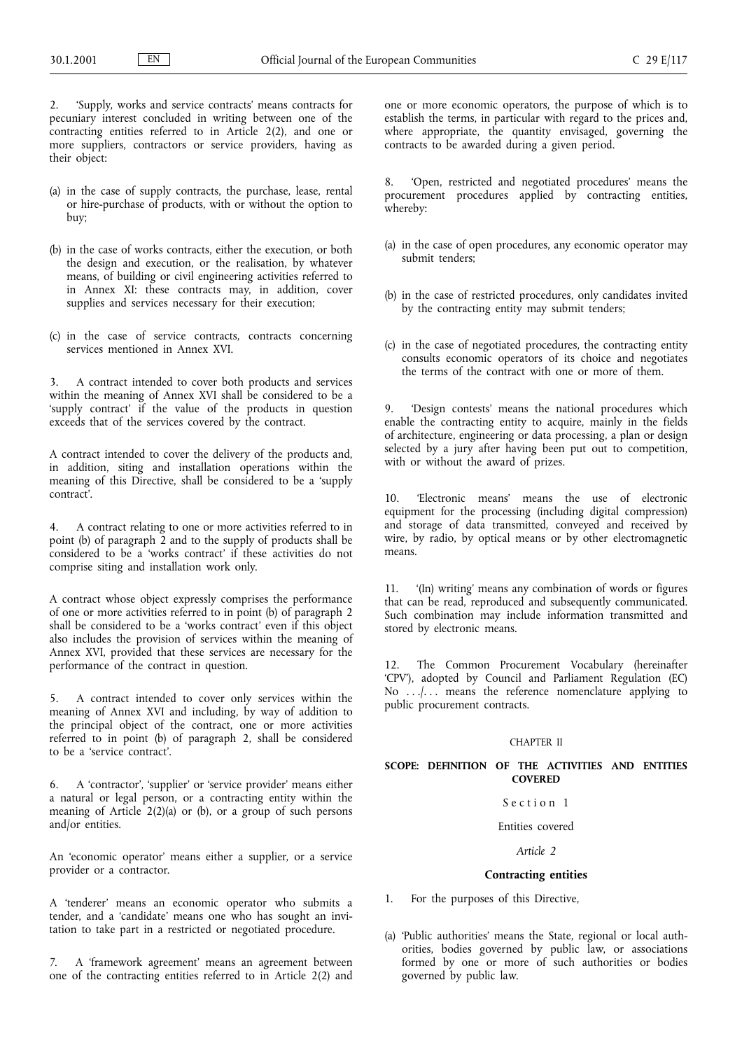2. 'Supply, works and service contracts' means contracts for pecuniary interest concluded in writing between one of the contracting entities referred to in Article 2(2), and one or more suppliers, contractors or service providers, having as their object:

(a) in the case of supply contracts, the purchase, lease, rental or hire-purchase of products, with or without the option to buy;

(b) in the case of works contracts, either the execution, or both the design and execution, or the realisation, by whatever means, of building or civil engineering activities referred to in Annex XI: these contracts may, in addition, cover supplies and services necessary for their execution;

(c) in the case of service contracts, contracts concerning services mentioned in Annex XVI.

3. A contract intended to cover both products and services within the meaning of Annex XVI shall be considered to be a 'supply contract' if the value of the products in question exceeds that of the services covered by the contract.

A contract intended to cover the delivery of the products and, in addition, siting and installation operations within the meaning of this Directive, shall be considered to be a 'supply contract'.

4. A contract relating to one or more activities referred to in point (b) of paragraph 2 and to the supply of products shall be considered to be a 'works contract' if these activities do not comprise siting and installation work only.

A contract whose object expressly comprises the performance of one or more activities referred to in point (b) of paragraph 2 shall be considered to be a 'works contract' even if this object also includes the provision of services within the meaning of Annex XVI, provided that these services are necessary for the performance of the contract in question.

5. A contract intended to cover only services within the meaning of Annex XVI and including, by way of addition to the principal object of the contract, one or more activities referred to in point (b) of paragraph 2, shall be considered to be a 'service contract'.

6. A 'contractor', 'supplier' or 'service provider' means either a natural or legal person, or a contracting entity within the meaning of Article 2(2)(a) or (b), or a group of such persons and/or entities.

An 'economic operator' means either a supplier, or a service provider or a contractor.

A 'tenderer' means an economic operator who submits a tender, and a 'candidate' means one who has sought an invitation to take part in a restricted or negotiated procedure.

7. A 'framework agreement' means an agreement between one of the contracting entities referred to in Article 2(2) and one or more economic operators, the purpose of which is to establish the terms, in particular with regard to the prices and, where appropriate, the quantity envisaged, governing the contracts to be awarded during a given period.

8. 'Open, restricted and negotiated procedures' means the procurement procedures applied by contracting entities, whereby:

(a) in the case of open procedures, any economic operator may submit tenders;

(b) in the case of restricted procedures, only candidates invited by the contracting entity may submit tenders;

(c) in the case of negotiated procedures, the contracting entity consults economic operators of its choice and negotiates the terms of the contract with one or more of them.

9. 'Design contests' means the national procedures which enable the contracting entity to acquire, mainly in the fields of architecture, engineering or data processing, a plan or design selected by a jury after having been put out to competition, with or without the award of prizes.

10. 'Electronic means' means the use of electronic equipment for the processing (including digital compression) and storage of data transmitted, conveyed and received by wire, by radio, by optical means or by other electromagnetic means.

11. '(In) writing' means any combination of words or figures that can be read, reproduced and subsequently communicated. Such combination may include information transmitted and stored by electronic means.

12. The Common Procurement Vocabulary (hereinafter 'CPV'), adopted by Council and Parliament Regulation (EC) No .../... means the reference nomenclature applying to public procurement contracts.

CHAPTER II

## SCOPE: DEFINITION OF THE ACTIVITIES AND ENTITIES COVERED

Section 1

Entities covered

*Article 2*

### Contracting entities

1. For the purposes of this Directive,

(a) 'Public authorities' means the State, regional or local authorities, bodies governed by public law, or associations formed by one or more of such authorities or bodies governed by public law.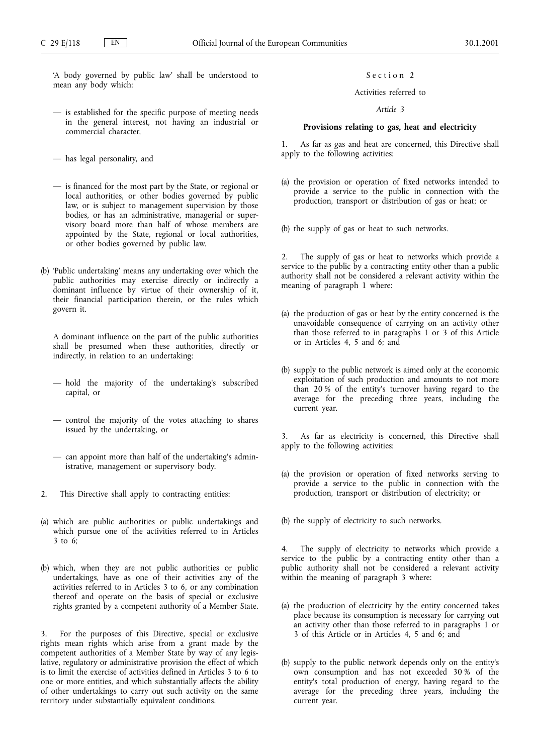'A body governed by public law' shall be understood to mean any body which:

— is established for the specific purpose of meeting needs in the general interest, not having an industrial or commercial character,

— has legal personality, and

— is financed for the most part by the State, or regional or local authorities, or other bodies governed by public law, or is subject to management supervision by those bodies, or has an administrative, managerial or supervisory board more than half of whose members are appointed by the State, regional or local authorities, or other bodies governed by public law.

(b) 'Public undertaking' means any undertaking over which the public authorities may exercise directly or indirectly a dominant influence by virtue of their ownership of it, their financial participation therein, or the rules which govern it.

A dominant influence on the part of the public authorities shall be presumed when these authorities, directly or indirectly, in relation to an undertaking:

— hold the majority of the undertaking's subscribed capital, or

— control the majority of the votes attaching to shares issued by the undertaking, or

— can appoint more than half of the undertaking's administrative, management or supervisory body.

2. This Directive shall apply to contracting entities:

(a) which are public authorities or public undertakings and which pursue one of the activities referred to in Articles 3 to 6;

(b) which, when they are not public authorities or public undertakings, have as one of their activities any of the activities referred to in Articles 3 to 6, or any combination thereof and operate on the basis of special or exclusive rights granted by a competent authority of a Member State.

3. For the purposes of this Directive, special or exclusive rights mean rights which arise from a grant made by the competent authorities of a Member State by way of any legislative, regulatory or administrative provision the effect of which is to limit the exercise of activities defined in Articles 3 to 6 to one or more entities, and which substantially affects the ability of other undertakings to carry out such activity on the same territory under substantially equivalent conditions.

Section 2

Activities referred to

*Article 3*

**Provisions relating to gas, heat and electricity**

1. As far as gas and heat are concerned, this Directive shall apply to the following activities:

(a) the provision or operation of fixed networks intended to provide a service to the public in connection with the production, transport or distribution of gas or heat; or

(b) the supply of gas or heat to such networks.

2. The supply of gas or heat to networks which provide a service to the public by a contracting entity other than a public authority shall not be considered a relevant activity within the meaning of paragraph 1 where:

(a) the production of gas or heat by the entity concerned is the unavoidable consequence of carrying on an activity other than those referred to in paragraphs 1 or 3 of this Article or in Articles 4, 5 and 6; and

(b) supply to the public network is aimed only at the economic exploitation of such production and amounts to not more than 20 % of the entity's turnover having regard to the average for the preceding three years, including the current year.

3. As far as electricity is concerned, this Directive shall apply to the following activities:

(a) the provision or operation of fixed networks serving to provide a service to the public in connection with the production, transport or distribution of electricity; or

(b) the supply of electricity to such networks.

4. The supply of electricity to networks which provide a service to the public by a contracting entity other than a public authority shall not be considered a relevant activity within the meaning of paragraph 3 where:

(a) the production of electricity by the entity concerned takes place because its consumption is necessary for carrying out an activity other than those referred to in paragraphs 1 or 3 of this Article or in Articles 4, 5 and 6; and

(b) supply to the public network depends only on the entity's own consumption and has not exceeded 30 % of the entity's total production of energy, having regard to the average for the preceding three years, including the current year.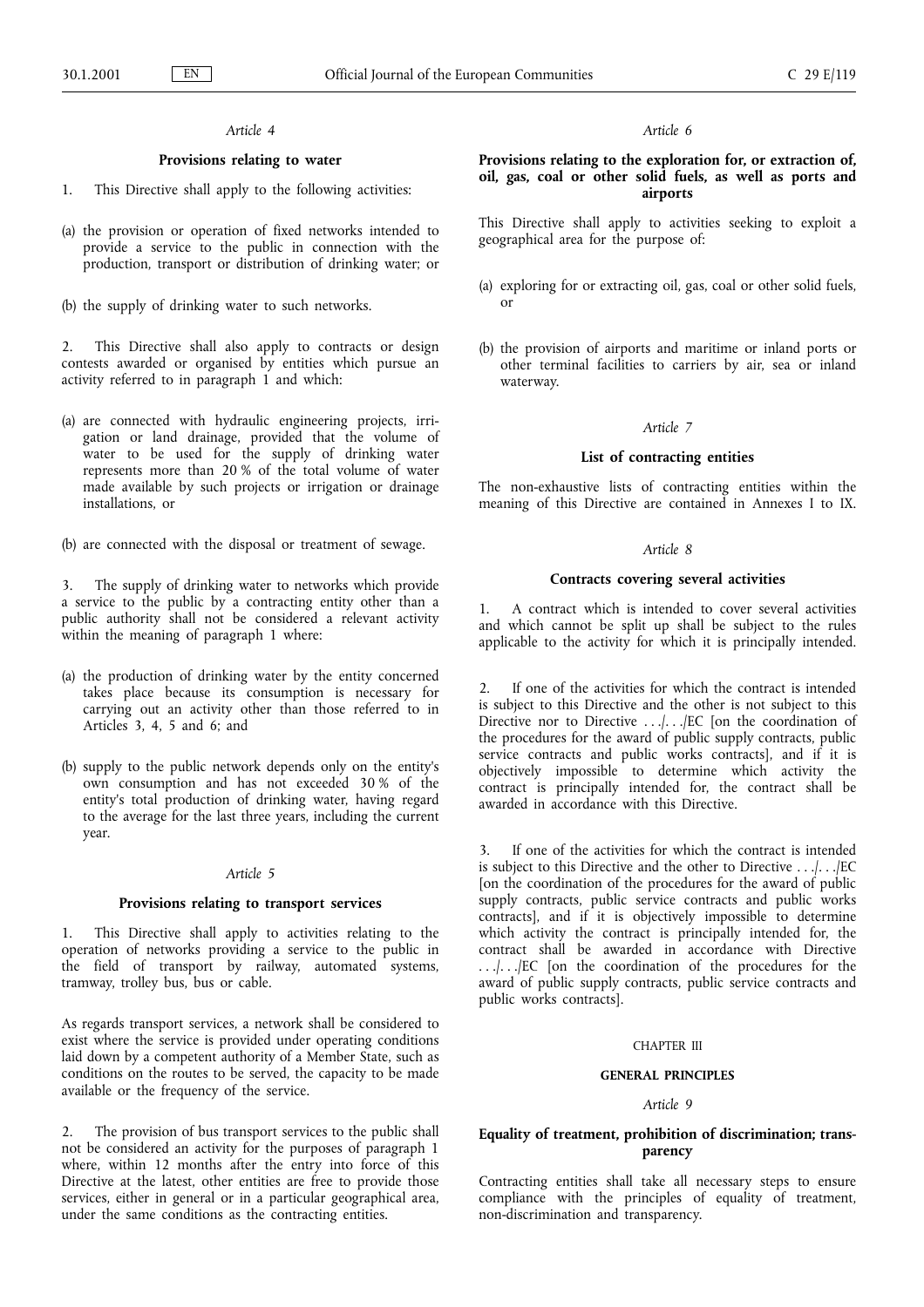*Article 4*

**Provisions relating to water**

1. This Directive shall apply to the following activities:

(a) the provision or operation of fixed networks intended to provide a service to the public in connection with the production, transport or distribution of drinking water; or

(b) the supply of drinking water to such networks.

2. This Directive shall also apply to contracts or design contests awarded or organised by entities which pursue an activity referred to in paragraph 1 and which:

(a) are connected with hydraulic engineering projects, irrigation or land drainage, provided that the volume of water to be used for the supply of drinking water represents more than 20 % of the total volume of water made available by such projects or irrigation or drainage installations, or

(b) are connected with the disposal or treatment of sewage.

3. The supply of drinking water to networks which provide a service to the public by a contracting entity other than a public authority shall not be considered a relevant activity within the meaning of paragraph 1 where:

(a) the production of drinking water by the entity concerned takes place because its consumption is necessary for carrying out an activity other than those referred to in Articles 3, 4, 5 and 6; and

(b) supply to the public network depends only on the entity's own consumption and has not exceeded 30 % of the entity's total production of drinking water, having regard to the average for the last three years, including the current year.

*Article 5*

**Provisions relating to transport services**

1. This Directive shall apply to activities relating to the operation of networks providing a service to the public in the field of transport by railway, automated systems, tramway, trolley bus, bus or cable.

As regards transport services, a network shall be considered to exist where the service is provided under operating conditions laid down by a competent authority of a Member State, such as conditions on the routes to be served, the capacity to be made available or the frequency of the service.

2. The provision of bus transport services to the public shall not be considered an activity for the purposes of paragraph 1 where, within 12 months after the entry into force of this Directive at the latest, other entities are free to provide those services, either in general or in a particular geographical area, under the same conditions as the contracting entities.

*Article 6*

**Provisions relating to the exploration for, or extraction of, oil, gas, coal or other solid fuels, as well as ports and airports**

This Directive shall apply to activities seeking to exploit a geographical area for the purpose of:

(a) exploring for or extracting oil, gas, coal or other solid fuels, or

(b) the provision of airports and maritime or inland ports or other terminal facilities to carriers by air, sea or inland waterway.

*Article 7*

**List of contracting entities**

The non-exhaustive lists of contracting entities within the meaning of this Directive are contained in Annexes I to IX.

*Article 8*

**Contracts covering several activities**

1. A contract which is intended to cover several activities and which cannot be split up shall be subject to the rules applicable to the activity for which it is principally intended.

2. If one of the activities for which the contract is intended is subject to this Directive and the other is not subject to this Directive nor to Directive .../.../EC [on the coordination of the procedures for the award of public supply contracts, public service contracts and public works contracts], and if it is objectively impossible to determine which activity the contract is principally intended for, the contract shall be awarded in accordance with this Directive.

3. If one of the activities for which the contract is intended is subject to this Directive and the other to Directive .../.../EC [on the coordination of the procedures for the award of public supply contracts, public service contracts and public works contracts], and if it is objectively impossible to determine which activity the contract is principally intended for, the contract shall be awarded in accordance with Directive .../.../EC [on the coordination of the procedures for the award of public supply contracts, public service contracts and public works contracts].

CHAPTER III

**GENERAL PRINCIPLES**

*Article 9*

**Equality of treatment, prohibition of discrimination; transparency**

Contracting entities shall take all necessary steps to ensure compliance with the principles of equality of treatment, non-discrimination and transparency.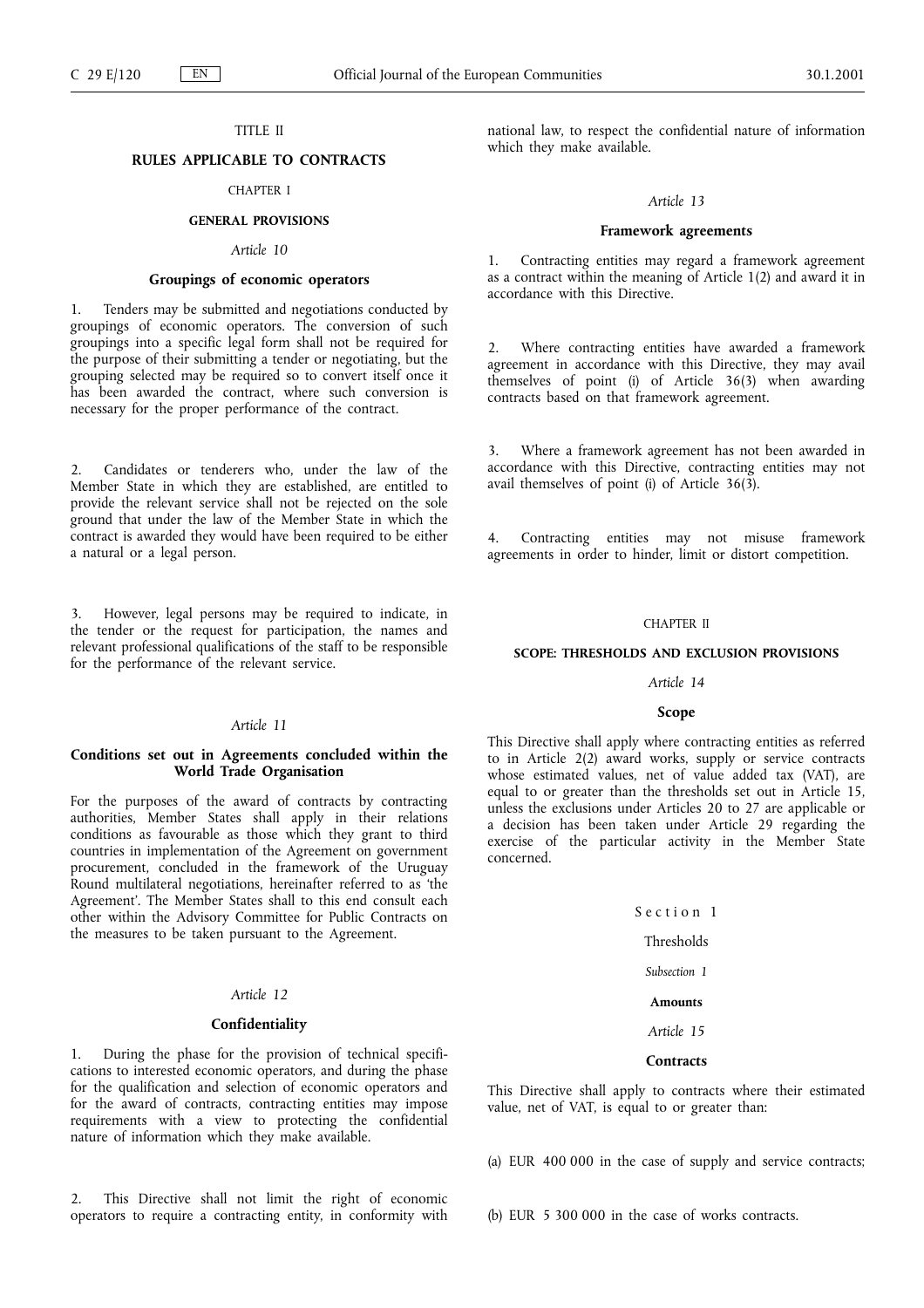# TITLE II

# RULES APPLICABLE TO CONTRACTS

## CHAPTER I

## GENERAL PROVISIONS

### *Article 10*

### Groupings of economic operators

1. Tenders may be submitted and negotiations conducted by groupings of economic operators. The conversion of such groupings into a specific legal form shall not be required for the purpose of their submitting a tender or negotiating, but the grouping selected may be required so to convert itself once it has been awarded the contract, where such conversion is necessary for the proper performance of the contract.

2. Candidates or tenderers who, under the law of the Member State in which they are established, are entitled to provide the relevant service shall not be rejected on the sole ground that under the law of the Member State in which the contract is awarded they would have been required to be either a natural or a legal person.

3. However, legal persons may be required to indicate, in the tender or the request for participation, the names and relevant professional qualifications of the staff to be responsible for the performance of the relevant service.

### *Article 11*

### Conditions set out in Agreements concluded within the World Trade Organisation

For the purposes of the award of contracts by contracting authorities, Member States shall apply in their relations conditions as favourable as those which they grant to third countries in implementation of the Agreement on government procurement, concluded in the framework of the Uruguay Round multilateral negotiations, hereinafter referred to as 'the Agreement'. The Member States shall to this end consult each other within the Advisory Committee for Public Contracts on the measures to be taken pursuant to the Agreement.

### *Article 12*

### Confidentiality

1. During the phase for the provision of technical specifications to interested economic operators, and during the phase for the qualification and selection of economic operators and for the award of contracts, contracting entities may impose requirements with a view to protecting the confidential nature of information which they make available.

2. This Directive shall not limit the right of economic operators to require a contracting entity, in conformity with national law, to respect the confidential nature of information which they make available.

### *Article 13*

### Framework agreements

1. Contracting entities may regard a framework agreement as a contract within the meaning of Article 1(2) and award it in accordance with this Directive.

2. Where contracting entities have awarded a framework agreement in accordance with this Directive, they may avail themselves of point (i) of Article 36(3) when awarding contracts based on that framework agreement.

3. Where a framework agreement has not been awarded in accordance with this Directive, contracting entities may not avail themselves of point (i) of Article 36(3).

4. Contracting entities may not misuse framework agreements in order to hinder, limit or distort competition.

## CHAPTER II

## SCOPE: THRESHOLDS AND EXCLUSION PROVISIONS

### *Article 14*

### Scope

This Directive shall apply where contracting entities as referred to in Article 2(2) award works, supply or service contracts whose estimated values, net of value added tax (VAT), are equal to or greater than the thresholds set out in Article 15, unless the exclusions under Articles 20 to 27 are applicable or a decision has been taken under Article 29 regarding the exercise of the particular activity in the Member State concerned.

### Section 1

### Thresholds

#### *Subsection 1*

#### Amounts

### *Article 15*

### Contracts

This Directive shall apply to contracts where their estimated value, net of VAT, is equal to or greater than:

(a) EUR 400 000 in the case of supply and service contracts;

(b) EUR 5 300 000 in the case of works contracts.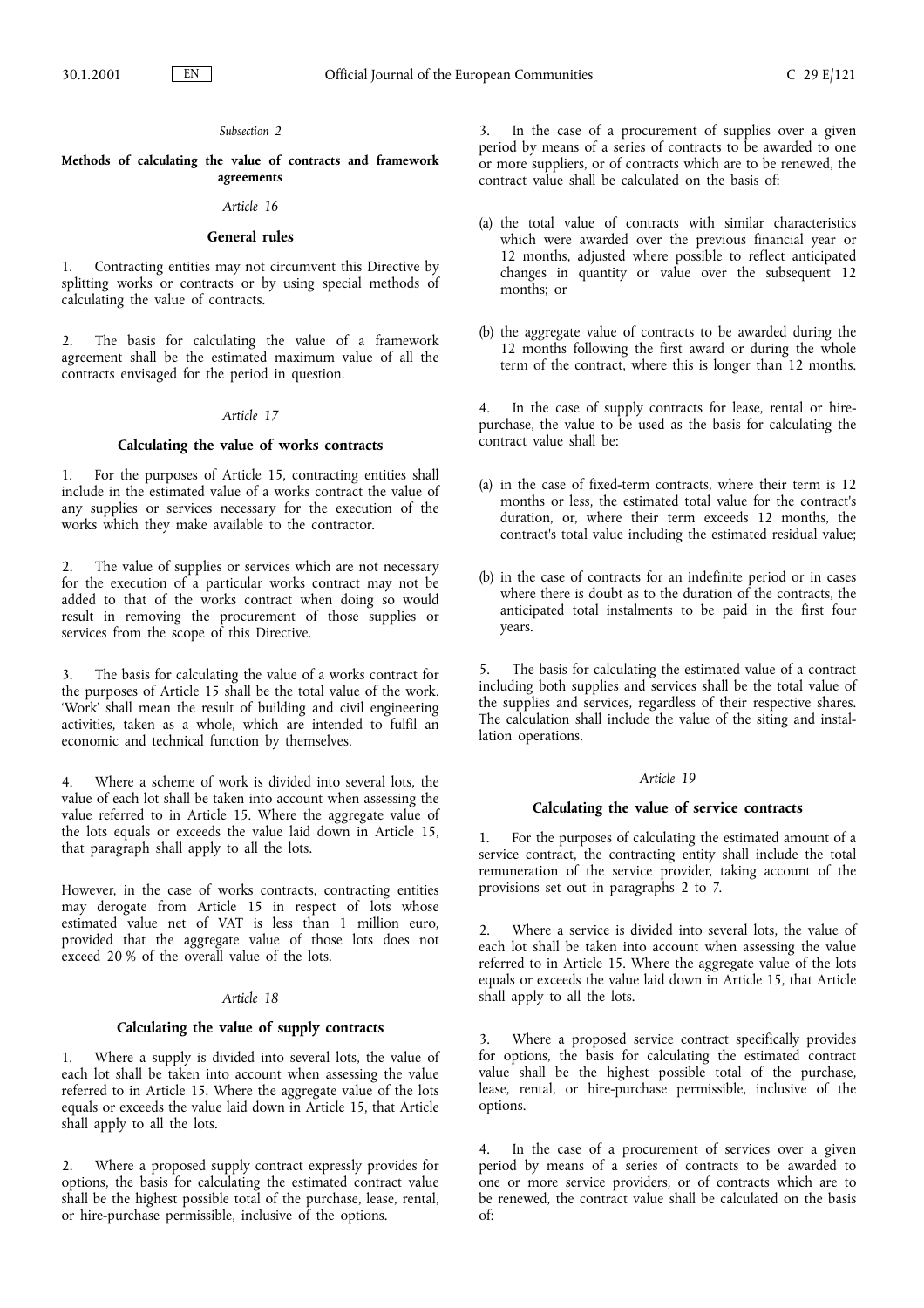*Subsection 2*

**Methods of calculating the value of contracts and framework agreements**

*Article 16*

**General rules**

1. Contracting entities may not circumvent this Directive by splitting works or contracts or by using special methods of calculating the value of contracts.

2. The basis for calculating the value of a framework agreement shall be the estimated maximum value of all the contracts envisaged for the period in question.

*Article 17*

**Calculating the value of works contracts**

1. For the purposes of Article 15, contracting entities shall include in the estimated value of a works contract the value of any supplies or services necessary for the execution of the works which they make available to the contractor.

2. The value of supplies or services which are not necessary for the execution of a particular works contract may not be added to that of the works contract when doing so would result in removing the procurement of those supplies or services from the scope of this Directive.

3. The basis for calculating the value of a works contract for the purposes of Article 15 shall be the total value of the work. 'Work' shall mean the result of building and civil engineering activities, taken as a whole, which are intended to fulfil an economic and technical function by themselves.

4. Where a scheme of work is divided into several lots, the value of each lot shall be taken into account when assessing the value referred to in Article 15. Where the aggregate value of the lots equals or exceeds the value laid down in Article 15, that paragraph shall apply to all the lots.

However, in the case of works contracts, contracting entities may derogate from Article 15 in respect of lots whose estimated value net of VAT is less than 1 million euro, provided that the aggregate value of those lots does not exceed 20 % of the overall value of the lots.

*Article 18*

**Calculating the value of supply contracts**

1. Where a supply is divided into several lots, the value of each lot shall be taken into account when assessing the value referred to in Article 15. Where the aggregate value of the lots equals or exceeds the value laid down in Article 15, that Article shall apply to all the lots.

2. Where a proposed supply contract expressly provides for options, the basis for calculating the estimated contract value shall be the highest possible total of the purchase, lease, rental, or hire-purchase permissible, inclusive of the options.

3. In the case of a procurement of supplies over a given period by means of a series of contracts to be awarded to one or more suppliers, or of contracts which are to be renewed, the contract value shall be calculated on the basis of:

(a) the total value of contracts with similar characteristics which were awarded over the previous financial year or 12 months, adjusted where possible to reflect anticipated changes in quantity or value over the subsequent 12 months; or

(b) the aggregate value of contracts to be awarded during the 12 months following the first award or during the whole term of the contract, where this is longer than 12 months.

4. In the case of supply contracts for lease, rental or hire-purchase, the value to be used as the basis for calculating the contract value shall be:

(a) in the case of fixed-term contracts, where their term is 12 months or less, the estimated total value for the contract's duration, or, where their term exceeds 12 months, the contract's total value including the estimated residual value;

(b) in the case of contracts for an indefinite period or in cases where there is doubt as to the duration of the contracts, the anticipated total instalments to be paid in the first four years.

5. The basis for calculating the estimated value of a contract including both supplies and services shall be the total value of the supplies and services, regardless of their respective shares. The calculation shall include the value of the siting and installation operations.

*Article 19*

**Calculating the value of service contracts**

1. For the purposes of calculating the estimated amount of a service contract, the contracting entity shall include the total remuneration of the service provider, taking account of the provisions set out in paragraphs 2 to 7.

2. Where a service is divided into several lots, the value of each lot shall be taken into account when assessing the value referred to in Article 15. Where the aggregate value of the lots equals or exceeds the value laid down in Article 15, that Article shall apply to all the lots.

3. Where a proposed service contract specifically provides for options, the basis for calculating the estimated contract value shall be the highest possible total of the purchase, lease, rental, or hire-purchase permissible, inclusive of the options.

4. In the case of a procurement of services over a given period by means of a series of contracts to be awarded to one or more service providers, or of contracts which are to be renewed, the contract value shall be calculated on the basis of: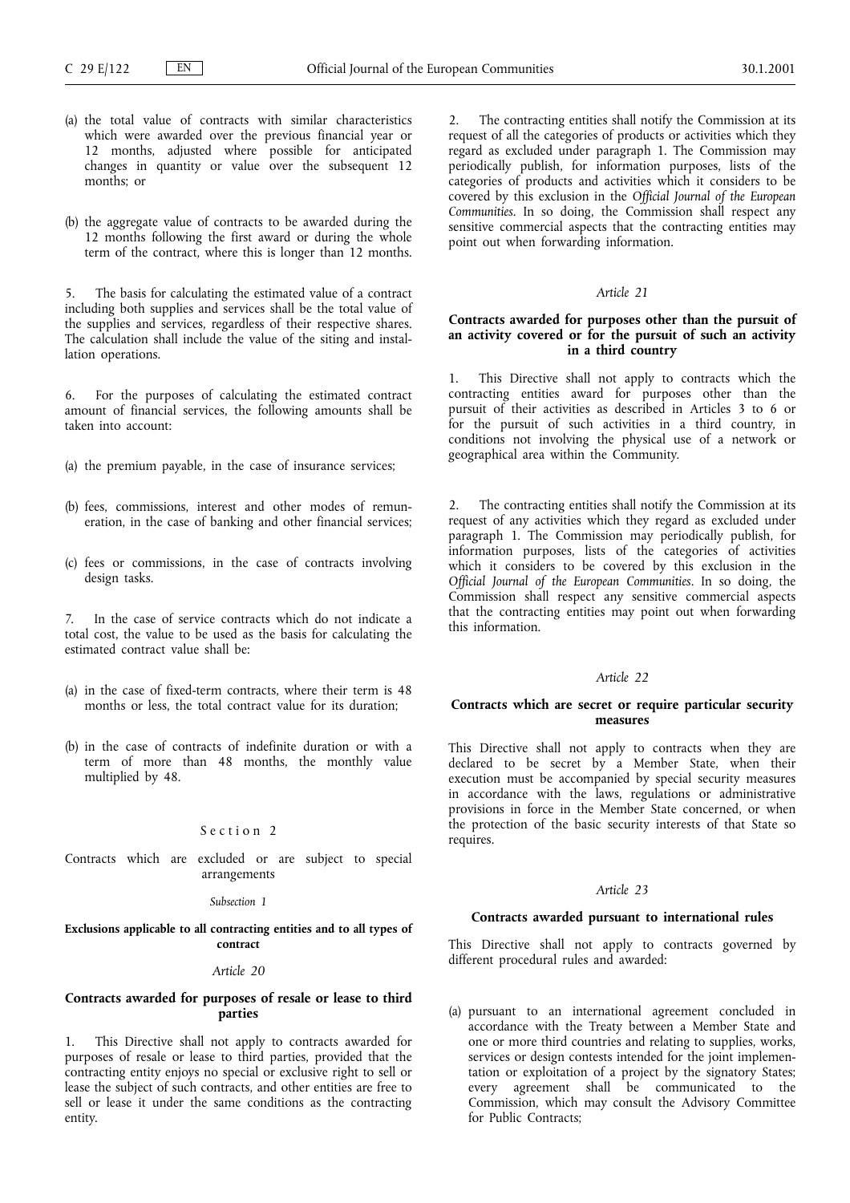(a) the total value of contracts with similar characteristics which were awarded over the previous financial year or 12 months, adjusted where possible for anticipated changes in quantity or value over the subsequent 12 months; or

(b) the aggregate value of contracts to be awarded during the 12 months following the first award or during the whole term of the contract, where this is longer than 12 months.

5. The basis for calculating the estimated value of a contract including both supplies and services shall be the total value of the supplies and services, regardless of their respective shares. The calculation shall include the value of the siting and installation operations.

6. For the purposes of calculating the estimated contract amount of financial services, the following amounts shall be taken into account:

(a) the premium payable, in the case of insurance services;

(b) fees, commissions, interest and other modes of remuneration, in the case of banking and other financial services;

(c) fees or commissions, in the case of contracts involving design tasks.

7. In the case of service contracts which do not indicate a total cost, the value to be used as the basis for calculating the estimated contract value shall be:

(a) in the case of fixed-term contracts, where their term is 48 months or less, the total contract value for its duration;

(b) in the case of contracts of indefinite duration or with a term of more than 48 months, the monthly value multiplied by 48.

## Section 2

### Contracts which are excluded or are subject to special arrangements

*Subsection 1*

**Exclusions applicable to all contracting entities and to all types of contract**

*Article 20*

**Contracts awarded for purposes of resale or lease to third parties**

1. This Directive shall not apply to contracts awarded for purposes of resale or lease to third parties, provided that the contracting entity enjoys no special or exclusive right to sell or lease the subject of such contracts, and other entities are free to sell or lease it under the same conditions as the contracting entity.

2. The contracting entities shall notify the Commission at its request of all the categories of products or activities which they regard as excluded under paragraph 1. The Commission may periodically publish, for information purposes, lists of the categories of products and activities which it considers to be covered by this exclusion in the *Official Journal of the European Communities*. In so doing, the Commission shall respect any sensitive commercial aspects that the contracting entities may point out when forwarding information.

*Article 21*

**Contracts awarded for purposes other than the pursuit of an activity covered or for the pursuit of such an activity in a third country**

1. This Directive shall not apply to contracts which the contracting entities award for purposes other than the pursuit of their activities as described in Articles 3 to 6 or for the pursuit of such activities in a third country, in conditions not involving the physical use of a network or geographical area within the Community.

2. The contracting entities shall notify the Commission at its request of any activities which they regard as excluded under paragraph 1. The Commission may periodically publish, for information purposes, lists of the categories of activities which it considers to be covered by this exclusion in the *Official Journal of the European Communities*. In so doing, the Commission shall respect any sensitive commercial aspects that the contracting entities may point out when forwarding this information.

*Article 22*

**Contracts which are secret or require particular security measures**

This Directive shall not apply to contracts when they are declared to be secret by a Member State, when their execution must be accompanied by special security measures in accordance with the laws, regulations or administrative provisions in force in the Member State concerned, or when the protection of the basic security interests of that State so requires.

*Article 23*

**Contracts awarded pursuant to international rules**

This Directive shall not apply to contracts governed by different procedural rules and awarded:

(a) pursuant to an international agreement concluded in accordance with the Treaty between a Member State and one or more third countries and relating to supplies, works, services or design contests intended for the joint implementation or exploitation of a project by the signatory States; every agreement shall be communicated to the Commission, which may consult the Advisory Committee for Public Contracts;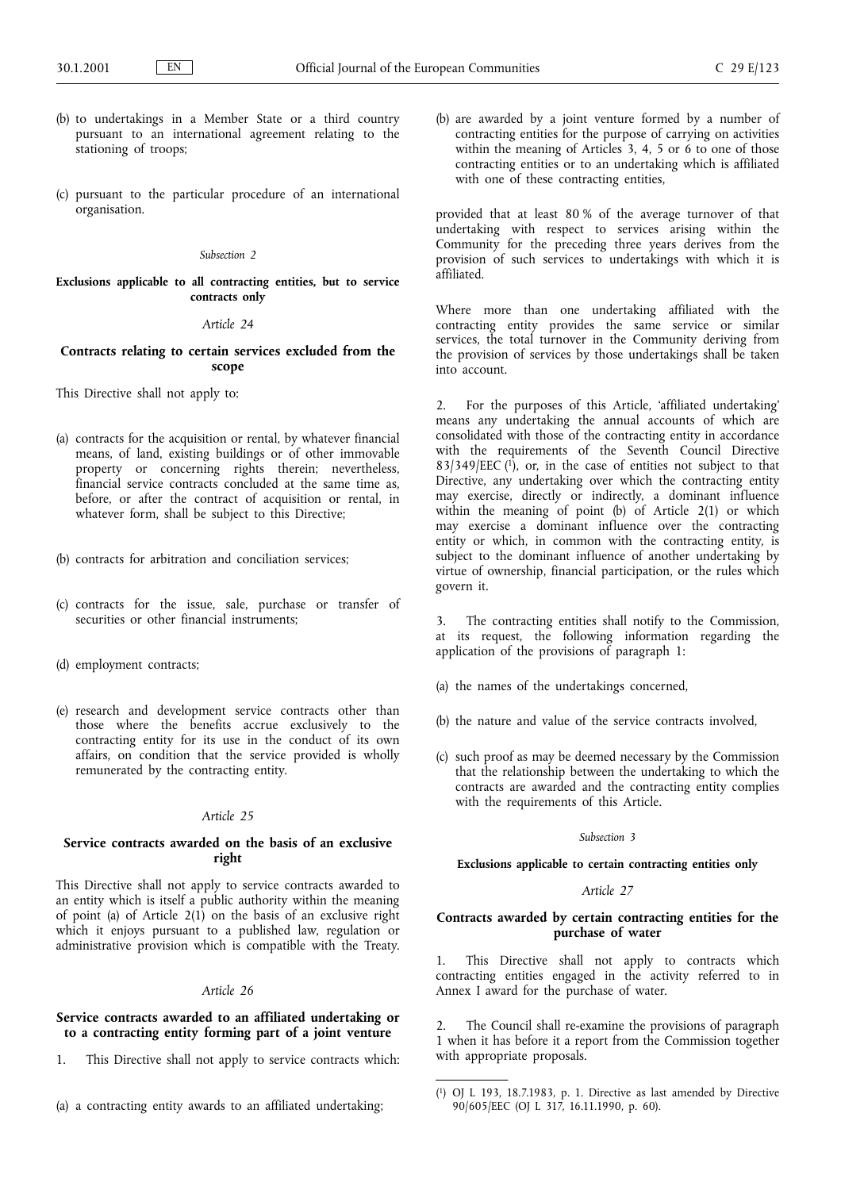(b) to undertakings in a Member State or a third country pursuant to an international agreement relating to the stationing of troops;

(c) pursuant to the particular procedure of an international organisation.

*Subsection 2*

**Exclusions applicable to all contracting entities, but to service contracts only**

*Article 24*

**Contracts relating to certain services excluded from the scope**

This Directive shall not apply to:

(a) contracts for the acquisition or rental, by whatever financial means, of land, existing buildings or of other immovable property or concerning rights therein; nevertheless, financial service contracts concluded at the same time as, before, or after the contract of acquisition or rental, in whatever form, shall be subject to this Directive;

(b) contracts for arbitration and conciliation services;

(c) contracts for the issue, sale, purchase or transfer of securities or other financial instruments;

(d) employment contracts;

(e) research and development service contracts other than those where the benefits accrue exclusively to the contracting entity for its use in the conduct of its own affairs, on condition that the service provided is wholly remunerated by the contracting entity.

*Article 25*

**Service contracts awarded on the basis of an exclusive right**

This Directive shall not apply to service contracts awarded to an entity which is itself a public authority within the meaning of point (a) of Article 2(1) on the basis of an exclusive right which it enjoys pursuant to a published law, regulation or administrative provision which is compatible with the Treaty.

*Article 26*

**Service contracts awarded to an affiliated undertaking or to a contracting entity forming part of a joint venture**

1. This Directive shall not apply to service contracts which:

(a) a contracting entity awards to an affiliated undertaking;

(b) are awarded by a joint venture formed by a number of contracting entities for the purpose of carrying on activities within the meaning of Articles 3, 4, 5 or 6 to one of those contracting entities or to an undertaking which is affiliated with one of these contracting entities,

provided that at least 80 % of the average turnover of that undertaking with respect to services arising within the Community for the preceding three years derives from the provision of such services to undertakings with which it is affiliated.

Where more than one undertaking affiliated with the contracting entity provides the same service or similar services, the total turnover in the Community deriving from the provision of services by those undertakings shall be taken into account.

2. For the purposes of this Article, 'affiliated undertaking' means any undertaking the annual accounts of which are consolidated with those of the contracting entity in accordance with the requirements of the Seventh Council Directive 83/349/EEC [1], or, in the case of entities not subject to that Directive, any undertaking over which the contracting entity may exercise, directly or indirectly, a dominant influence within the meaning of point (b) of Article 2(1) or which may exercise a dominant influence over the contracting entity or which, in common with the contracting entity, is subject to the dominant influence of another undertaking by virtue of ownership, financial participation, or the rules which govern it.

3. The contracting entities shall notify to the Commission, at its request, the following information regarding the application of the provisions of paragraph 1:

(a) the names of the undertakings concerned,

(b) the nature and value of the service contracts involved,

(c) such proof as may be deemed necessary by the Commission that the relationship between the undertaking to which the contracts are awarded and the contracting entity complies with the requirements of this Article.

*Subsection 3*

**Exclusions applicable to certain contracting entities only**

*Article 27*

**Contracts awarded by certain contracting entities for the purchase of water**

1. This Directive shall not apply to contracts which contracting entities engaged in the activity referred to in Annex I award for the purchase of water.

2. The Council shall re-examine the provisions of paragraph 1 when it has before it a report from the Commission together with appropriate proposals.

---

[1] OJ L 193, 18.7.1983, p. 1. Directive as last amended by Directive 90/605/EEC (OJ L 317, 16.11.1990, p. 60).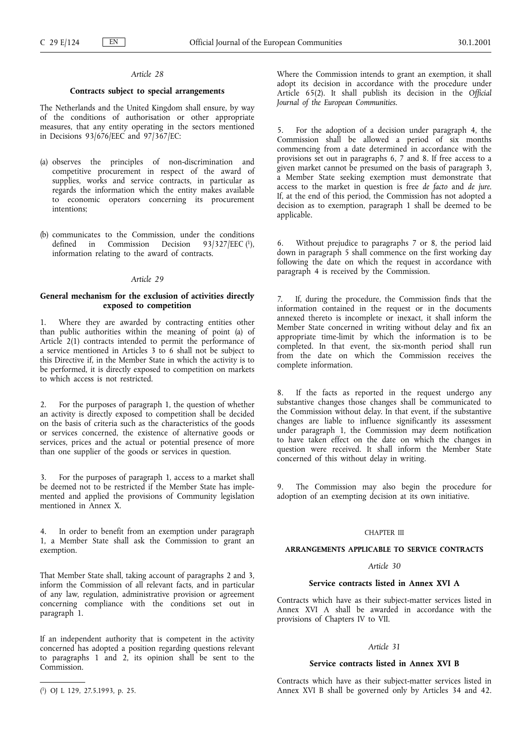*Article 28*

**Contracts subject to special arrangements**

The Netherlands and the United Kingdom shall ensure, by way of the conditions of authorisation or other appropriate measures, that any entity operating in the sectors mentioned in Decisions 93/676/EEC and 97/367/EC:

(a) observes the principles of non-discrimination and competitive procurement in respect of the award of supplies, works and service contracts, in particular as regards the information which the entity makes available to economic operators concerning its procurement intentions;

(b) communicates to the Commission, under the conditions defined in Commission Decision 93/327/EEC [1], information relating to the award of contracts.

*Article 29*

**General mechanism for the exclusion of activities directly exposed to competition**

1. Where they are awarded by contracting entities other than public authorities within the meaning of point (a) of Article 2(1) contracts intended to permit the performance of a service mentioned in Articles 3 to 6 shall not be subject to this Directive if, in the Member State in which the activity is to be performed, it is directly exposed to competition on markets to which access is not restricted.

2. For the purposes of paragraph 1, the question of whether an activity is directly exposed to competition shall be decided on the basis of criteria such as the characteristics of the goods or services concerned, the existence of alternative goods or services, prices and the actual or potential presence of more than one supplier of the goods or services in question.

3. For the purposes of paragraph 1, access to a market shall be deemed not to be restricted if the Member State has implemented and applied the provisions of Community legislation mentioned in Annex X.

4. In order to benefit from an exemption under paragraph 1, a Member State shall ask the Commission to grant an exemption.

That Member State shall, taking account of paragraphs 2 and 3, inform the Commission of all relevant facts, and in particular of any law, regulation, administrative provision or agreement concerning compliance with the conditions set out in paragraph 1.

If an independent authority that is competent in the activity concerned has adopted a position regarding questions relevant to paragraphs 1 and 2, its opinion shall be sent to the Commission.

Where the Commission intends to grant an exemption, it shall adopt its decision in accordance with the procedure under Article 65(2). It shall publish its decision in the *Official Journal of the European Communities*.

5. For the adoption of a decision under paragraph 4, the Commission shall be allowed a period of six months commencing from a date determined in accordance with the provisions set out in paragraphs 6, 7 and 8. If free access to a given market cannot be presumed on the basis of paragraph 3, a Member State seeking exemption must demonstrate that access to the market in question is free *de facto* and *de jure*. If, at the end of this period, the Commission has not adopted a decision as to exemption, paragraph 1 shall be deemed to be applicable.

6. Without prejudice to paragraphs 7 or 8, the period laid down in paragraph 5 shall commence on the first working day following the date on which the request in accordance with paragraph 4 is received by the Commission.

7. If, during the procedure, the Commission finds that the information contained in the request or in the documents annexed thereto is incomplete or inexact, it shall inform the Member State concerned in writing without delay and fix an appropriate time-limit by which the information is to be completed. In that event, the six-month period shall run from the date on which the Commission receives the complete information.

8. If the facts as reported in the request undergo any substantive changes those changes shall be communicated to the Commission without delay. In that event, if the substantive changes are liable to influence significantly its assessment under paragraph 1, the Commission may deem notification to have taken effect on the date on which the changes in question were received. It shall inform the Member State concerned of this without delay in writing.

9. The Commission may also begin the procedure for adoption of an exempting decision at its own initiative.

CHAPTER III

**ARRANGEMENTS APPLICABLE TO SERVICE CONTRACTS**

*Article 30*

**Service contracts listed in Annex XVI A**

Contracts which have as their subject-matter services listed in Annex XVI A shall be awarded in accordance with the provisions of Chapters IV to VII.

*Article 31*

**Service contracts listed in Annex XVI B**

Contracts which have as their subject-matter services listed in Annex XVI B shall be governed only by Articles 34 and 42.

[1] OJ L 129, 27.5.1993, p. 25.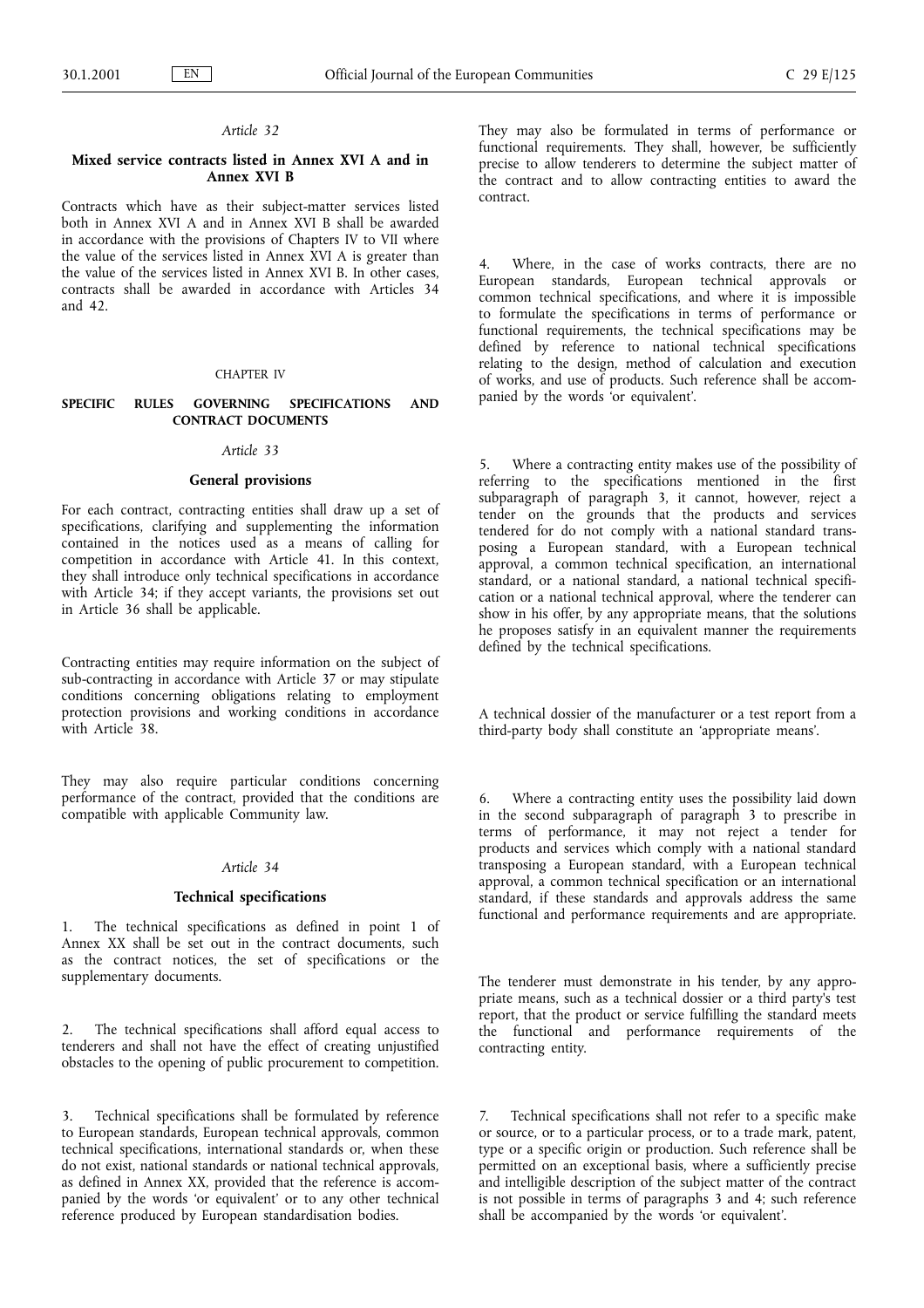*Article 32*

### Mixed service contracts listed in Annex XVI A and in Annex XVI B

Contracts which have as their subject-matter services listed both in Annex XVI A and in Annex XVI B shall be awarded in accordance with the provisions of Chapters IV to VII where the value of the services listed in Annex XVI A is greater than the value of the services listed in Annex XVI B. In other cases, contracts shall be awarded in accordance with Articles 34 and 42.

CHAPTER IV

## SPECIFIC RULES GOVERNING SPECIFICATIONS AND CONTRACT DOCUMENTS

*Article 33*

### General provisions

For each contract, contracting entities shall draw up a set of specifications, clarifying and supplementing the information contained in the notices used as a means of calling for competition in accordance with Article 41. In this context, they shall introduce only technical specifications in accordance with Article 34; if they accept variants, the provisions set out in Article 36 shall be applicable.

Contracting entities may require information on the subject of sub-contracting in accordance with Article 37 or may stipulate conditions concerning obligations relating to employment protection provisions and working conditions in accordance with Article 38.

They may also require particular conditions concerning performance of the contract, provided that the conditions are compatible with applicable Community law.

*Article 34*

### Technical specifications

1. The technical specifications as defined in point 1 of Annex XX shall be set out in the contract documents, such as the contract notices, the set of specifications or the supplementary documents.

2. The technical specifications shall afford equal access to tenderers and shall not have the effect of creating unjustified obstacles to the opening of public procurement to competition.

3. Technical specifications shall be formulated by reference to European standards, European technical approvals, common technical specifications, international standards or, when these do not exist, national standards or national technical approvals, as defined in Annex XX, provided that the reference is accompanied by the words 'or equivalent' or to any other technical reference produced by European standardisation bodies.

They may also be formulated in terms of performance or functional requirements. They shall, however, be sufficiently precise to allow tenderers to determine the subject matter of the contract and to allow contracting entities to award the contract.

4. Where, in the case of works contracts, there are no European standards, European technical approvals or common technical specifications, and where it is impossible to formulate the specifications in terms of performance or functional requirements, the technical specifications may be defined by reference to national technical specifications relating to the design, method of calculation and execution of works, and use of products. Such reference shall be accompanied by the words 'or equivalent'.

5. Where a contracting entity makes use of the possibility of referring to the specifications mentioned in the first subparagraph of paragraph 3, it cannot, however, reject a tender on the grounds that the products and services tendered for do not comply with a national standard transposing a European standard, with a European technical approval, a common technical specification, an international standard, or a national standard, a national technical specification or a national technical approval, where the tenderer can show in his offer, by any appropriate means, that the solutions he proposes satisfy in an equivalent manner the requirements defined by the technical specifications.

A technical dossier of the manufacturer or a test report from a third-party body shall constitute an 'appropriate means'.

6. Where a contracting entity uses the possibility laid down in the second subparagraph of paragraph 3 to prescribe in terms of performance, it may not reject a tender for products and services which comply with a national standard transposing a European standard, with a European technical approval, a common technical specification or an international standard, if these standards and approvals address the same functional and performance requirements and are appropriate.

The tenderer must demonstrate in his tender, by any appropriate means, such as a technical dossier or a third party's test report, that the product or service fulfilling the standard meets the functional and performance requirements of the contracting entity.

7. Technical specifications shall not refer to a specific make or source, or to a particular process, or to a trade mark, patent, type or a specific origin or production. Such reference shall be permitted on an exceptional basis, where a sufficiently precise and intelligible description of the subject matter of the contract is not possible in terms of paragraphs 3 and 4; such reference shall be accompanied by the words 'or equivalent'.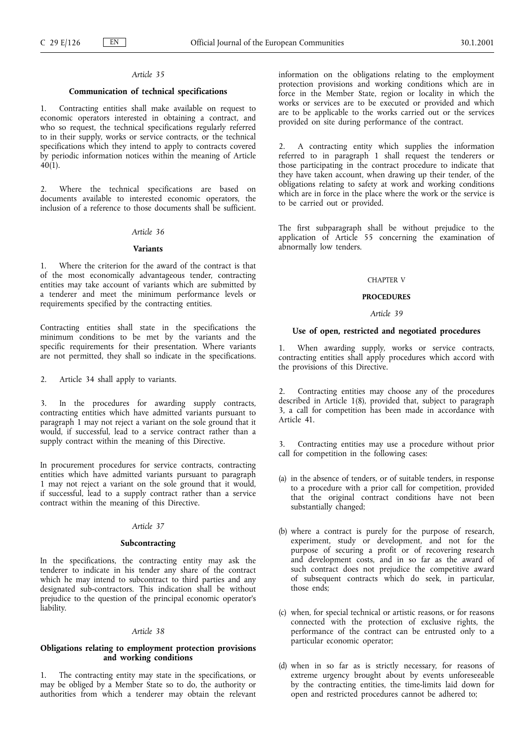*Article 35*

**Communication of technical specifications**

1. Contracting entities shall make available on request to economic operators interested in obtaining a contract, and who so request, the technical specifications regularly referred to in their supply, works or service contracts, or the technical specifications which they intend to apply to contracts covered by periodic information notices within the meaning of Article 40(1).

2. Where the technical specifications are based on documents available to interested economic operators, the inclusion of a reference to those documents shall be sufficient.

*Article 36*

**Variants**

1. Where the criterion for the award of the contract is that of the most economically advantageous tender, contracting entities may take account of variants which are submitted by a tenderer and meet the minimum performance levels or requirements specified by the contracting entities.

Contracting entities shall state in the specifications the minimum conditions to be met by the variants and the specific requirements for their presentation. Where variants are not permitted, they shall so indicate in the specifications.

2. Article 34 shall apply to variants.

3. In the procedures for awarding supply contracts, contracting entities which have admitted variants pursuant to paragraph 1 may not reject a variant on the sole ground that it would, if successful, lead to a service contract rather than a supply contract within the meaning of this Directive.

In procurement procedures for service contracts, contracting entities which have admitted variants pursuant to paragraph 1 may not reject a variant on the sole ground that it would, if successful, lead to a supply contract rather than a service contract within the meaning of this Directive.

*Article 37*

**Subcontracting**

In the specifications, the contracting entity may ask the tenderer to indicate in his tender any share of the contract which he may intend to subcontract to third parties and any designated sub-contractors. This indication shall be without prejudice to the question of the principal economic operator's liability.

*Article 38*

**Obligations relating to employment protection provisions and working conditions**

1. The contracting entity may state in the specifications, or may be obliged by a Member State so to do, the authority or authorities from which a tenderer may obtain the relevant information on the obligations relating to the employment protection provisions and working conditions which are in force in the Member State, region or locality in which the works or services are to be executed or provided and which are to be applicable to the works carried out or the services provided on site during performance of the contract.

2. A contracting entity which supplies the information referred to in paragraph 1 shall request the tenderers or those participating in the contract procedure to indicate that they have taken account, when drawing up their tender, of the obligations relating to safety at work and working conditions which are in force in the place where the work or the service is to be carried out or provided.

The first subparagraph shall be without prejudice to the application of Article 55 concerning the examination of abnormally low tenders.

CHAPTER V

**PROCEDURES**

*Article 39*

**Use of open, restricted and negotiated procedures**

1. When awarding supply, works or service contracts, contracting entities shall apply procedures which accord with the provisions of this Directive.

2. Contracting entities may choose any of the procedures described in Article 1(8), provided that, subject to paragraph 3, a call for competition has been made in accordance with Article 41.

3. Contracting entities may use a procedure without prior call for competition in the following cases:

(a) in the absence of tenders, or of suitable tenders, in response to a procedure with a prior call for competition, provided that the original contract conditions have not been substantially changed;

(b) where a contract is purely for the purpose of research, experiment, study or development, and not for the purpose of securing a profit or of recovering research and development costs, and in so far as the award of such contract does not prejudice the competitive award of subsequent contracts which do seek, in particular, those ends;

(c) when, for special technical or artistic reasons, or for reasons connected with the protection of exclusive rights, the performance of the contract can be entrusted only to a particular economic operator;

(d) when in so far as is strictly necessary, for reasons of extreme urgency brought about by events unforeseeable by the contracting entities, the time-limits laid down for open and restricted procedures cannot be adhered to;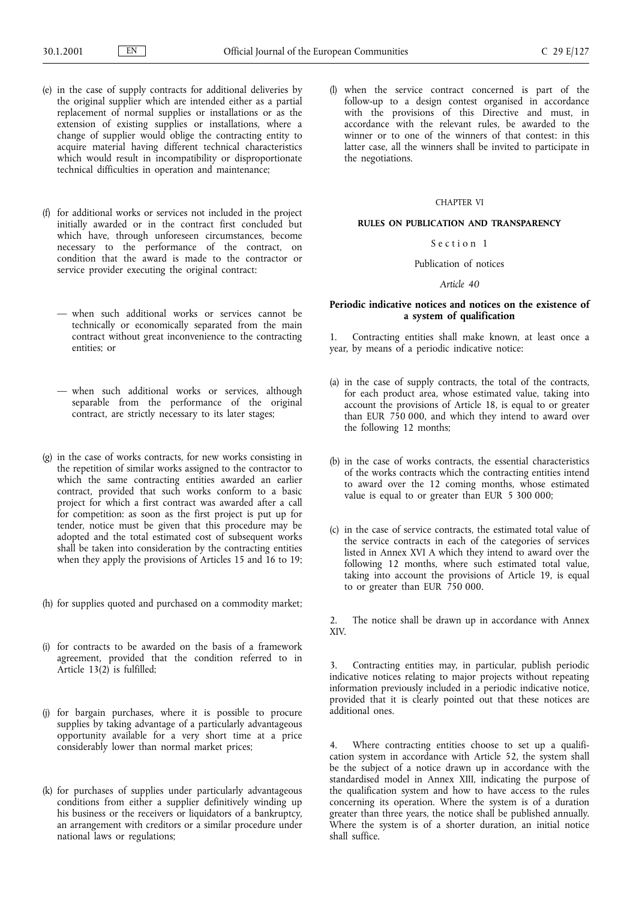(e) in the case of supply contracts for additional deliveries by the original supplier which are intended either as a partial replacement of normal supplies or installations or as the extension of existing supplies or installations, where a change of supplier would oblige the contracting entity to acquire material having different technical characteristics which would result in incompatibility or disproportionate technical difficulties in operation and maintenance;

(f) for additional works or services not included in the project initially awarded or in the contract first concluded but which have, through unforeseen circumstances, become necessary to the performance of the contract, on condition that the award is made to the contractor or service provider executing the original contract:

— when such additional works or services cannot be technically or economically separated from the main contract without great inconvenience to the contracting entities; or

— when such additional works or services, although separable from the performance of the original contract, are strictly necessary to its later stages;

(g) in the case of works contracts, for new works consisting in the repetition of similar works assigned to the contractor to which the same contracting entities awarded an earlier contract, provided that such works conform to a basic project for which a first contract was awarded after a call for competition: as soon as the first project is put up for tender, notice must be given that this procedure may be adopted and the total estimated cost of subsequent works shall be taken into consideration by the contracting entities when they apply the provisions of Articles 15 and 16 to 19;

(h) for supplies quoted and purchased on a commodity market;

(i) for contracts to be awarded on the basis of a framework agreement, provided that the condition referred to in Article 13(2) is fulfilled;

(j) for bargain purchases, where it is possible to procure supplies by taking advantage of a particularly advantageous opportunity available for a very short time at a price considerably lower than normal market prices;

(k) for purchases of supplies under particularly advantageous conditions from either a supplier definitively winding up his business or the receivers or liquidators of a bankruptcy, an arrangement with creditors or a similar procedure under national laws or regulations;

(l) when the service contract concerned is part of the follow-up to a design contest organised in accordance with the provisions of this Directive and must, in accordance with the relevant rules, be awarded to the winner or to one of the winners of that contest: in this latter case, all the winners shall be invited to participate in the negotiations.

CHAPTER VI

## RULES ON PUBLICATION AND TRANSPARENCY

Section 1

Publication of notices

*Article 40*

### Periodic indicative notices and notices on the existence of a system of qualification

1. Contracting entities shall make known, at least once a year, by means of a periodic indicative notice:

(a) in the case of supply contracts, the total of the contracts, for each product area, whose estimated value, taking into account the provisions of Article 18, is equal to or greater than EUR 750 000, and which they intend to award over the following 12 months;

(b) in the case of works contracts, the essential characteristics of the works contracts which the contracting entities intend to award over the 12 coming months, whose estimated value is equal to or greater than EUR 5 300 000;

(c) in the case of service contracts, the estimated total value of the service contracts in each of the categories of services listed in Annex XVI A which they intend to award over the following 12 months, where such estimated total value, taking into account the provisions of Article 19, is equal to or greater than EUR 750 000.

2. The notice shall be drawn up in accordance with Annex XIV.

3. Contracting entities may, in particular, publish periodic indicative notices relating to major projects without repeating information previously included in a periodic indicative notice, provided that it is clearly pointed out that these notices are additional ones.

4. Where contracting entities choose to set up a qualification system in accordance with Article 52, the system shall be the subject of a notice drawn up in accordance with the standardised model in Annex XIII, indicating the purpose of the qualification system and how to have access to the rules concerning its operation. Where the system is of a duration greater than three years, the notice shall be published annually. Where the system is of a shorter duration, an initial notice shall suffice.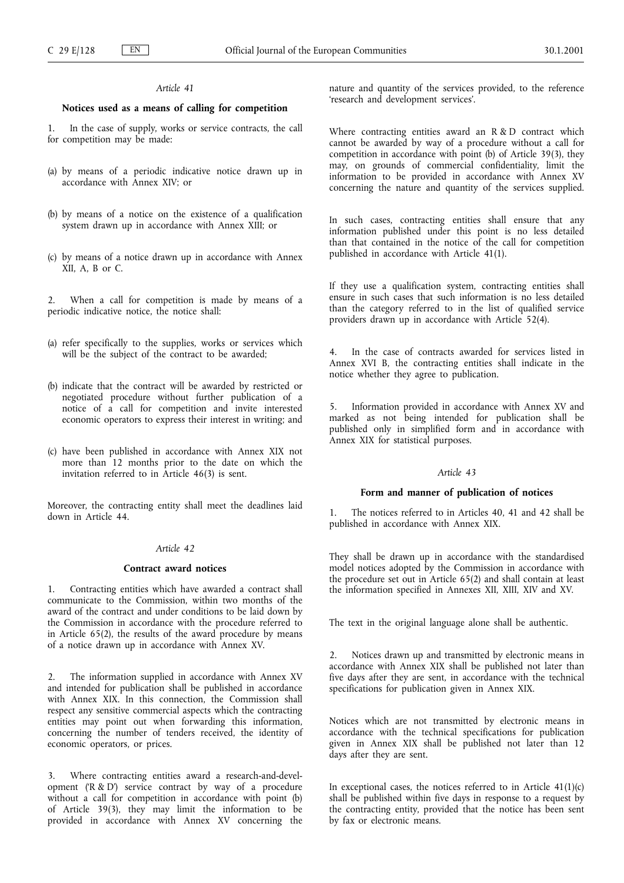*Article 41*

**Notices used as a means of calling for competition**

1. In the case of supply, works or service contracts, the call for competition may be made:

(a) by means of a periodic indicative notice drawn up in accordance with Annex XIV; or

(b) by means of a notice on the existence of a qualification system drawn up in accordance with Annex XIII; or

(c) by means of a notice drawn up in accordance with Annex XII, A, B or C.

2. When a call for competition is made by means of a periodic indicative notice, the notice shall:

(a) refer specifically to the supplies, works or services which will be the subject of the contract to be awarded;

(b) indicate that the contract will be awarded by restricted or negotiated procedure without further publication of a notice of a call for competition and invite interested economic operators to express their interest in writing; and

(c) have been published in accordance with Annex XIX not more than 12 months prior to the date on which the invitation referred to in Article 46(3) is sent.

Moreover, the contracting entity shall meet the deadlines laid down in Article 44.

*Article 42*

**Contract award notices**

1. Contracting entities which have awarded a contract shall communicate to the Commission, within two months of the award of the contract and under conditions to be laid down by the Commission in accordance with the procedure referred to in Article 65(2), the results of the award procedure by means of a notice drawn up in accordance with Annex XV.

2. The information supplied in accordance with Annex XV and intended for publication shall be published in accordance with Annex XIX. In this connection, the Commission shall respect any sensitive commercial aspects which the contracting entities may point out when forwarding this information, concerning the number of tenders received, the identity of economic operators, or prices.

3. Where contracting entities award a research-and-development ('R & D') service contract by way of a procedure without a call for competition in accordance with point (b) of Article 39(3), they may limit the information to be provided in accordance with Annex XV concerning the nature and quantity of the services provided, to the reference 'research and development services'.

Where contracting entities award an R & D contract which cannot be awarded by way of a procedure without a call for competition in accordance with point (b) of Article 39(3), they may, on grounds of commercial confidentiality, limit the information to be provided in accordance with Annex XV concerning the nature and quantity of the services supplied.

In such cases, contracting entities shall ensure that any information published under this point is no less detailed than that contained in the notice of the call for competition published in accordance with Article 41(1).

If they use a qualification system, contracting entities shall ensure in such cases that such information is no less detailed than the category referred to in the list of qualified service providers drawn up in accordance with Article 52(4).

4. In the case of contracts awarded for services listed in Annex XVI B, the contracting entities shall indicate in the notice whether they agree to publication.

5. Information provided in accordance with Annex XV and marked as not being intended for publication shall be published only in simplified form and in accordance with Annex XIX for statistical purposes.

*Article 43*

**Form and manner of publication of notices**

1. The notices referred to in Articles 40, 41 and 42 shall be published in accordance with Annex XIX.

They shall be drawn up in accordance with the standardised model notices adopted by the Commission in accordance with the procedure set out in Article 65(2) and shall contain at least the information specified in Annexes XII, XIII, XIV and XV.

The text in the original language alone shall be authentic.

2. Notices drawn up and transmitted by electronic means in accordance with Annex XIX shall be published not later than five days after they are sent, in accordance with the technical specifications for publication given in Annex XIX.

Notices which are not transmitted by electronic means in accordance with the technical specifications for publication given in Annex XIX shall be published not later than 12 days after they are sent.

In exceptional cases, the notices referred to in Article 41(1)(c) shall be published within five days in response to a request by the contracting entity, provided that the notice has been sent by fax or electronic means.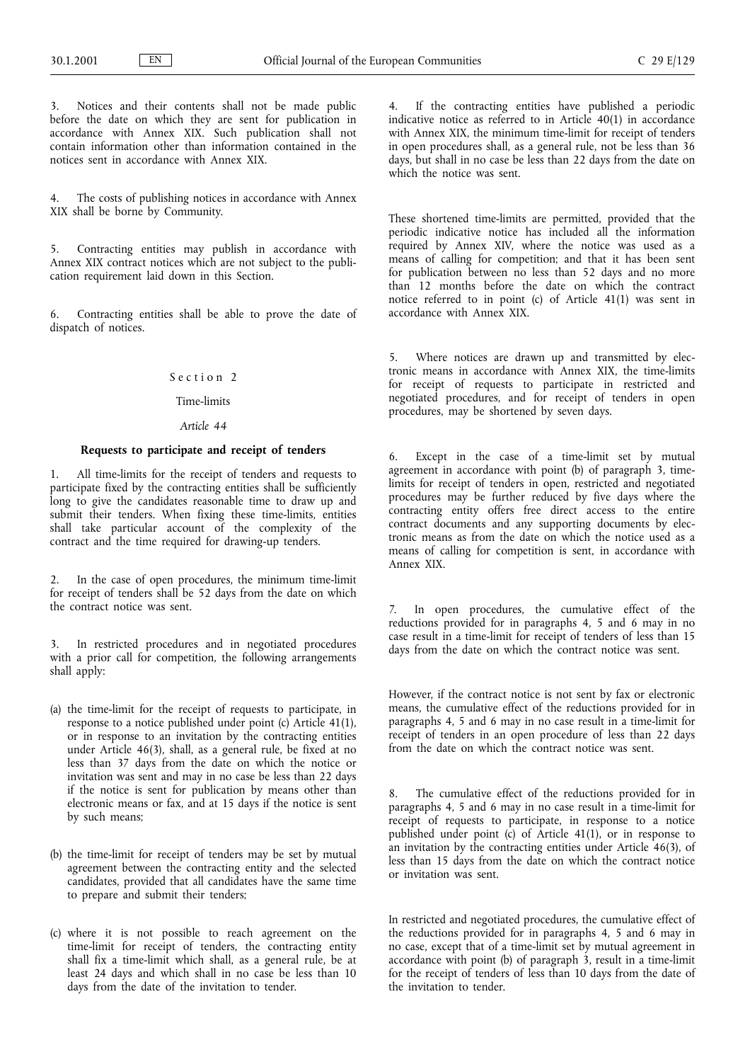3. Notices and their contents shall not be made public before the date on which they are sent for publication in accordance with Annex XIX. Such publication shall not contain information other than information contained in the notices sent in accordance with Annex XIX.

4. The costs of publishing notices in accordance with Annex XIX shall be borne by Community.

5. Contracting entities may publish in accordance with Annex XIX contract notices which are not subject to the publication requirement laid down in this Section.

6. Contracting entities shall be able to prove the date of dispatch of notices.

## Section 2

## Time-limits

*Article 44*

**Requests to participate and receipt of tenders**

1. All time-limits for the receipt of tenders and requests to participate fixed by the contracting entities shall be sufficiently long to give the candidates reasonable time to draw up and submit their tenders. When fixing these time-limits, entities shall take particular account of the complexity of the contract and the time required for drawing-up tenders.

2. In the case of open procedures, the minimum time-limit for receipt of tenders shall be 52 days from the date on which the contract notice was sent.

3. In restricted procedures and in negotiated procedures with a prior call for competition, the following arrangements shall apply:

(a) the time-limit for the receipt of requests to participate, in response to a notice published under point (c) Article 41(1), or in response to an invitation by the contracting entities under Article 46(3), shall, as a general rule, be fixed at no less than 37 days from the date on which the notice or invitation was sent and may in no case be less than 22 days if the notice is sent for publication by means other than electronic means or fax, and at 15 days if the notice is sent by such means;

(b) the time-limit for receipt of tenders may be set by mutual agreement between the contracting entity and the selected candidates, provided that all candidates have the same time to prepare and submit their tenders;

(c) where it is not possible to reach agreement on the time-limit for receipt of tenders, the contracting entity shall fix a time-limit which shall, as a general rule, be at least 24 days and which shall in no case be less than 10 days from the date of the invitation to tender.

4. If the contracting entities have published a periodic indicative notice as referred to in Article 40(1) in accordance with Annex XIX, the minimum time-limit for receipt of tenders in open procedures shall, as a general rule, not be less than 36 days, but shall in no case be less than 22 days from the date on which the notice was sent.

These shortened time-limits are permitted, provided that the periodic indicative notice has included all the information required by Annex XIV, where the notice was used as a means of calling for competition; and that it has been sent for publication between no less than 52 days and no more than 12 months before the date on which the contract notice referred to in point (c) of Article 41(1) was sent in accordance with Annex XIX.

5. Where notices are drawn up and transmitted by electronic means in accordance with Annex XIX, the time-limits for receipt of requests to participate in restricted and negotiated procedures, and for receipt of tenders in open procedures, may be shortened by seven days.

6. Except in the case of a time-limit set by mutual agreement in accordance with point (b) of paragraph 3, time-limits for receipt of tenders in open, restricted and negotiated procedures may be further reduced by five days where the contracting entity offers free direct access to the entire contract documents and any supporting documents by electronic means as from the date on which the notice used as a means of calling for competition is sent, in accordance with Annex XIX.

7. In open procedures, the cumulative effect of the reductions provided for in paragraphs 4, 5 and 6 may in no case result in a time-limit for receipt of tenders of less than 15 days from the date on which the contract notice was sent.

However, if the contract notice is not sent by fax or electronic means, the cumulative effect of the reductions provided for in paragraphs 4, 5 and 6 may in no case result in a time-limit for receipt of tenders in an open procedure of less than 22 days from the date on which the contract notice was sent.

8. The cumulative effect of the reductions provided for in paragraphs 4, 5 and 6 may in no case result in a time-limit for receipt of requests to participate, in response to a notice published under point (c) of Article 41(1), or in response to an invitation by the contracting entities under Article 46(3), of less than 15 days from the date on which the contract notice or invitation was sent.

In restricted and negotiated procedures, the cumulative effect of the reductions provided for in paragraphs 4, 5 and 6 may in no case, except that of a time-limit set by mutual agreement in accordance with point (b) of paragraph 3, result in a time-limit for the receipt of tenders of less than 10 days from the date of the invitation to tender.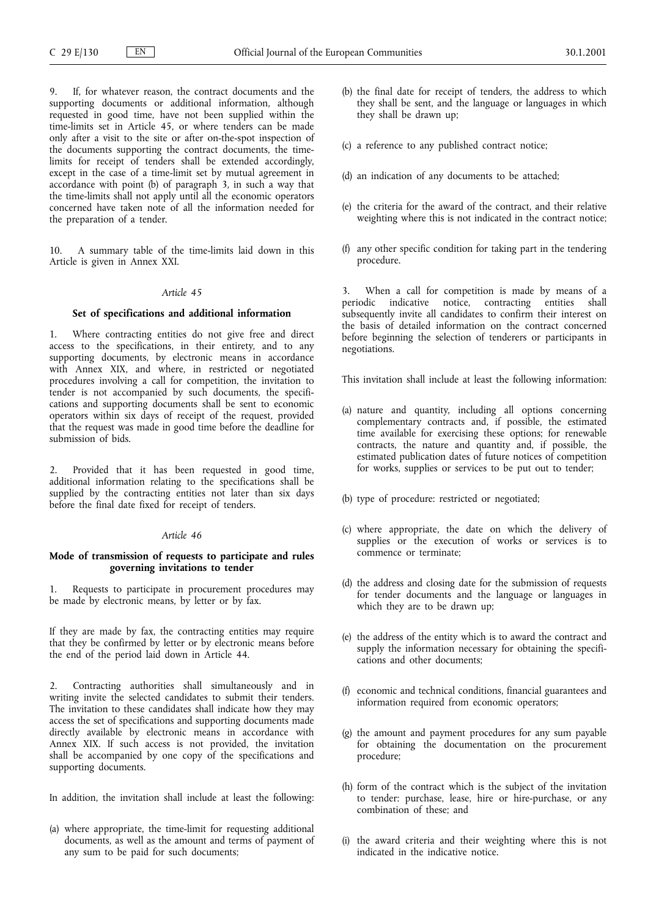9. If, for whatever reason, the contract documents and the supporting documents or additional information, although requested in good time, have not been supplied within the time-limits set in Article 45, or where tenders can be made only after a visit to the site or after on-the-spot inspection of the documents supporting the contract documents, the time-limits for receipt of tenders shall be extended accordingly, except in the case of a time-limit set by mutual agreement in accordance with point (b) of paragraph 3, in such a way that the time-limits shall not apply until all the economic operators concerned have taken note of all the information needed for the preparation of a tender.

10. A summary table of the time-limits laid down in this Article is given in Annex XXI.

*Article 45*

**Set of specifications and additional information**

1. Where contracting entities do not give free and direct access to the specifications, in their entirety, and to any supporting documents, by electronic means in accordance with Annex XIX, and where, in restricted or negotiated procedures involving a call for competition, the invitation to tender is not accompanied by such documents, the specifications and supporting documents shall be sent to economic operators within six days of receipt of the request, provided that the request was made in good time before the deadline for submission of bids.

2. Provided that it has been requested in good time, additional information relating to the specifications shall be supplied by the contracting entities not later than six days before the final date fixed for receipt of tenders.

*Article 46*

**Mode of transmission of requests to participate and rules governing invitations to tender**

1. Requests to participate in procurement procedures may be made by electronic means, by letter or by fax.

If they are made by fax, the contracting entities may require that they be confirmed by letter or by electronic means before the end of the period laid down in Article 44.

2. Contracting authorities shall simultaneously and in writing invite the selected candidates to submit their tenders. The invitation to these candidates shall indicate how they may access the set of specifications and supporting documents made directly available by electronic means in accordance with Annex XIX. If such access is not provided, the invitation shall be accompanied by one copy of the specifications and supporting documents.

In addition, the invitation shall include at least the following:

(a) where appropriate, the time-limit for requesting additional documents, as well as the amount and terms of payment of any sum to be paid for such documents;

(b) the final date for receipt of tenders, the address to which they shall be sent, and the language or languages in which they shall be drawn up;

(c) a reference to any published contract notice;

(d) an indication of any documents to be attached;

(e) the criteria for the award of the contract, and their relative weighting where this is not indicated in the contract notice;

(f) any other specific condition for taking part in the tendering procedure.

3. When a call for competition is made by means of a periodic indicative notice, contracting entities shall subsequently invite all candidates to confirm their interest on the basis of detailed information on the contract concerned before beginning the selection of tenderers or participants in negotiations.

This invitation shall include at least the following information:

(a) nature and quantity, including all options concerning complementary contracts and, if possible, the estimated time available for exercising these options; for renewable contracts, the nature and quantity and, if possible, the estimated publication dates of future notices of competition for works, supplies or services to be put out to tender;

(b) type of procedure: restricted or negotiated;

(c) where appropriate, the date on which the delivery of supplies or the execution of works or services is to commence or terminate;

(d) the address and closing date for the submission of requests for tender documents and the language or languages in which they are to be drawn up;

(e) the address of the entity which is to award the contract and supply the information necessary for obtaining the specifications and other documents;

(f) economic and technical conditions, financial guarantees and information required from economic operators;

(g) the amount and payment procedures for any sum payable for obtaining the documentation on the procurement procedure;

(h) form of the contract which is the subject of the invitation to tender: purchase, lease, hire or hire-purchase, or any combination of these; and

(i) the award criteria and their weighting where this is not indicated in the indicative notice.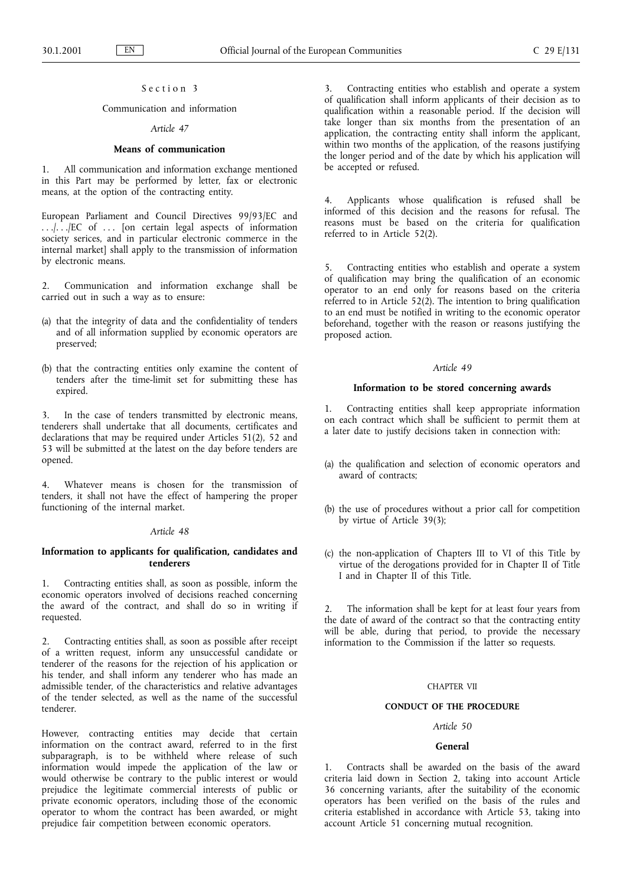## Section 3

### Communication and information

*Article 47*

**Means of communication**

1. All communication and information exchange mentioned in this Part may be performed by letter, fax or electronic means, at the option of the contracting entity.

European Parliament and Council Directives 99/93/EC and .../.../EC of ... [on certain legal aspects of information society serices, and in particular electronic commerce in the internal market] shall apply to the transmission of information by electronic means.

2. Communication and information exchange shall be carried out in such a way as to ensure:

(a) that the integrity of data and the confidentiality of tenders and of all information supplied by economic operators are preserved;

(b) that the contracting entities only examine the content of tenders after the time-limit set for submitting these has expired.

3. In the case of tenders transmitted by electronic means, tenderers shall undertake that all documents, certificates and declarations that may be required under Articles 51(2), 52 and 53 will be submitted at the latest on the day before tenders are opened.

4. Whatever means is chosen for the transmission of tenders, it shall not have the effect of hampering the proper functioning of the internal market.

*Article 48*

**Information to applicants for qualification, candidates and tenderers**

1. Contracting entities shall, as soon as possible, inform the economic operators involved of decisions reached concerning the award of the contract, and shall do so in writing if requested.

2. Contracting entities shall, as soon as possible after receipt of a written request, inform any unsuccessful candidate or tenderer of the reasons for the rejection of his application or his tender, and shall inform any tenderer who has made an admissible tender, of the characteristics and relative advantages of the tender selected, as well as the name of the successful tenderer.

However, contracting entities may decide that certain information on the contract award, referred to in the first subparagraph, is to be withheld where release of such information would impede the application of the law or would otherwise be contrary to the public interest or would prejudice the legitimate commercial interests of public or private economic operators, including those of the economic operator to whom the contract has been awarded, or might prejudice fair competition between economic operators.

3. Contracting entities who establish and operate a system of qualification shall inform applicants of their decision as to qualification within a reasonable period. If the decision will take longer than six months from the presentation of an application, the contracting entity shall inform the applicant, within two months of the application, of the reasons justifying the longer period and of the date by which his application will be accepted or refused.

4. Applicants whose qualification is refused shall be informed of this decision and the reasons for refusal. The reasons must be based on the criteria for qualification referred to in Article 52(2).

5. Contracting entities who establish and operate a system of qualification may bring the qualification of an economic operator to an end only for reasons based on the criteria referred to in Article 52(2). The intention to bring qualification to an end must be notified in writing to the economic operator beforehand, together with the reason or reasons justifying the proposed action.

*Article 49*

**Information to be stored concerning awards**

1. Contracting entities shall keep appropriate information on each contract which shall be sufficient to permit them at a later date to justify decisions taken in connection with:

(a) the qualification and selection of economic operators and award of contracts;

(b) the use of procedures without a prior call for competition by virtue of Article 39(3);

(c) the non-application of Chapters III to VI of this Title by virtue of the derogations provided for in Chapter II of Title I and in Chapter II of this Title.

2. The information shall be kept for at least four years from the date of award of the contract so that the contracting entity will be able, during that period, to provide the necessary information to the Commission if the latter so requests.

## CHAPTER VII

## CONDUCT OF THE PROCEDURE

*Article 50*

**General**

1. Contracts shall be awarded on the basis of the award criteria laid down in Section 2, taking into account Article 36 concerning variants, after the suitability of the economic operators has been verified on the basis of the rules and criteria established in accordance with Article 53, taking into account Article 51 concerning mutual recognition.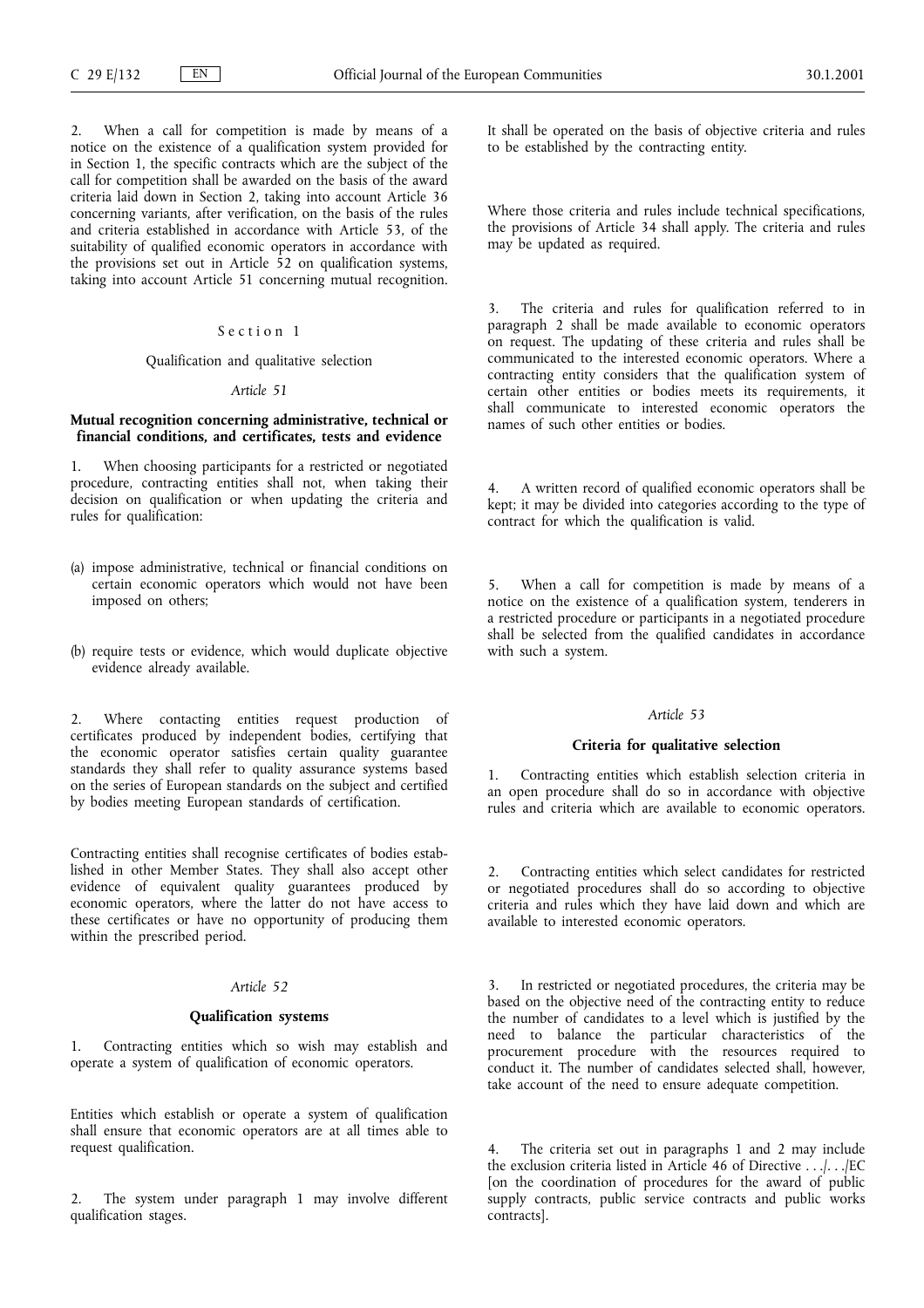2. When a call for competition is made by means of a notice on the existence of a qualification system provided for in Section 1, the specific contracts which are the subject of the call for competition shall be awarded on the basis of the award criteria laid down in Section 2, taking into account Article 36 concerning variants, after verification, on the basis of the rules and criteria established in accordance with Article 53, of the suitability of qualified economic operators in accordance with the provisions set out in Article 52 on qualification systems, taking into account Article 51 concerning mutual recognition.

## Section 1

### Qualification and qualitative selection

*Article 51*

**Mutual recognition concerning administrative, technical or financial conditions, and certificates, tests and evidence**

1. When choosing participants for a restricted or negotiated procedure, contracting entities shall not, when taking their decision on qualification or when updating the criteria and rules for qualification:

(a) impose administrative, technical or financial conditions on certain economic operators which would not have been imposed on others;

(b) require tests or evidence, which would duplicate objective evidence already available.

2. Where contacting entities request production of certificates produced by independent bodies, certifying that the economic operator satisfies certain quality guarantee standards they shall refer to quality assurance systems based on the series of European standards on the subject and certified by bodies meeting European standards of certification.

Contracting entities shall recognise certificates of bodies established in other Member States. They shall also accept other evidence of equivalent quality guarantees produced by economic operators, where the latter do not have access to these certificates or have no opportunity of producing them within the prescribed period.

*Article 52*

**Qualification systems**

1. Contracting entities which so wish may establish and operate a system of qualification of economic operators.

Entities which establish or operate a system of qualification shall ensure that economic operators are at all times able to request qualification.

2. The system under paragraph 1 may involve different qualification stages.

It shall be operated on the basis of objective criteria and rules to be established by the contracting entity.

Where those criteria and rules include technical specifications, the provisions of Article 34 shall apply. The criteria and rules may be updated as required.

3. The criteria and rules for qualification referred to in paragraph 2 shall be made available to economic operators on request. The updating of these criteria and rules shall be communicated to the interested economic operators. Where a contracting entity considers that the qualification system of certain other entities or bodies meets its requirements, it shall communicate to interested economic operators the names of such other entities or bodies.

4. A written record of qualified economic operators shall be kept; it may be divided into categories according to the type of contract for which the qualification is valid.

5. When a call for competition is made by means of a notice on the existence of a qualification system, tenderers in a restricted procedure or participants in a negotiated procedure shall be selected from the qualified candidates in accordance with such a system.

*Article 53*

**Criteria for qualitative selection**

1. Contracting entities which establish selection criteria in an open procedure shall do so in accordance with objective rules and criteria which are available to economic operators.

2. Contracting entities which select candidates for restricted or negotiated procedures shall do so according to objective criteria and rules which they have laid down and which are available to interested economic operators.

3. In restricted or negotiated procedures, the criteria may be based on the objective need of the contracting entity to reduce the number of candidates to a level which is justified by the need to balance the particular characteristics of the procurement procedure with the resources required to conduct it. The number of candidates selected shall, however, take account of the need to ensure adequate competition.

4. The criteria set out in paragraphs 1 and 2 may include the exclusion criteria listed in Article 46 of Directive . . ./. . ./EC [on the coordination of procedures for the award of public supply contracts, public service contracts and public works contracts].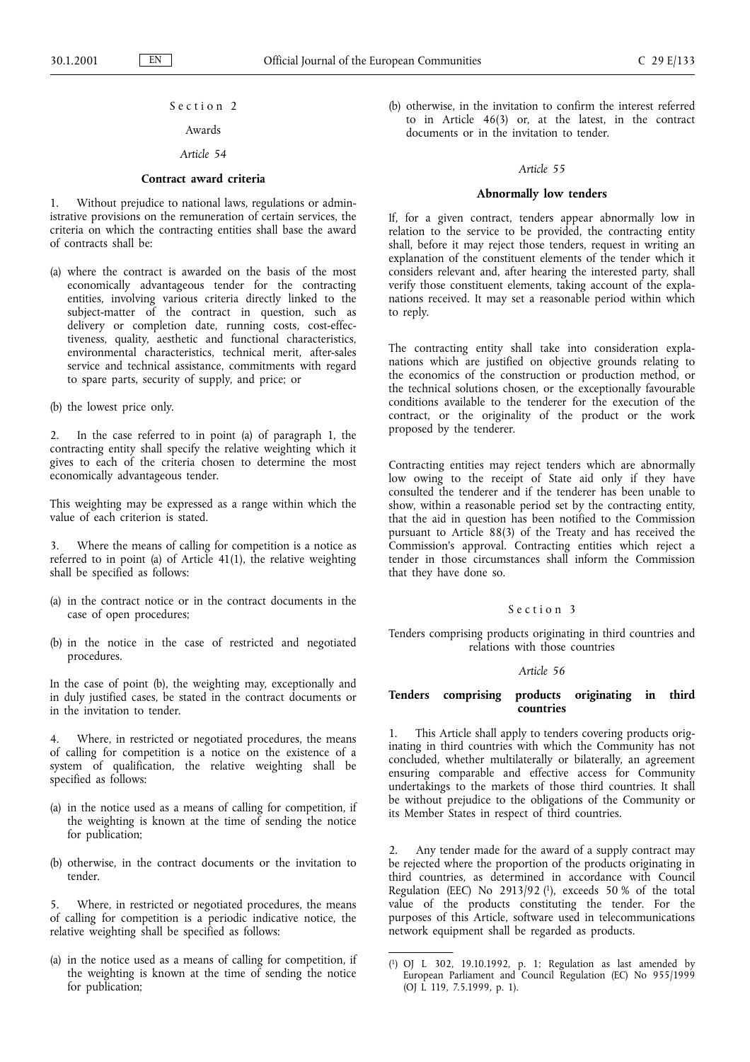## Section 2

### Awards

*Article 54*

**Contract award criteria**

1. Without prejudice to national laws, regulations or administrative provisions on the remuneration of certain services, the criteria on which the contracting entities shall base the award of contracts shall be:

(a) where the contract is awarded on the basis of the most economically advantageous tender for the contracting entities, involving various criteria directly linked to the subject-matter of the contract in question, such as delivery or completion date, running costs, cost-effectiveness, quality, aesthetic and functional characteristics, environmental characteristics, technical merit, after-sales service and technical assistance, commitments with regard to spare parts, security of supply, and price; or

(b) the lowest price only.

2. In the case referred to in point (a) of paragraph 1, the contracting entity shall specify the relative weighting which it gives to each of the criteria chosen to determine the most economically advantageous tender.

This weighting may be expressed as a range within which the value of each criterion is stated.

3. Where the means of calling for competition is a notice as referred to in point (a) of Article 41(1), the relative weighting shall be specified as follows:

(a) in the contract notice or in the contract documents in the case of open procedures;

(b) in the notice in the case of restricted and negotiated procedures.

In the case of point (b), the weighting may, exceptionally and in duly justified cases, be stated in the contract documents or in the invitation to tender.

4. Where, in restricted or negotiated procedures, the means of calling for competition is a notice on the existence of a system of qualification, the relative weighting shall be specified as follows:

(a) in the notice used as a means of calling for competition, if the weighting is known at the time of sending the notice for publication;

(b) otherwise, in the contract documents or the invitation to tender.

5. Where, in restricted or negotiated procedures, the means of calling for competition is a periodic indicative notice, the relative weighting shall be specified as follows:

(a) in the notice used as a means of calling for competition, if the weighting is known at the time of sending the notice for publication;

(b) otherwise, in the invitation to confirm the interest referred to in Article 46(3) or, at the latest, in the contract documents or in the invitation to tender.

*Article 55*

**Abnormally low tenders**

If, for a given contract, tenders appear abnormally low in relation to the service to be provided, the contracting entity shall, before it may reject those tenders, request in writing an explanation of the constituent elements of the tender which it considers relevant and, after hearing the interested party, shall verify those constituent elements, taking account of the explanations received. It may set a reasonable period within which to reply.

The contracting entity shall take into consideration explanations which are justified on objective grounds relating to the economics of the construction or production method, or the technical solutions chosen, or the exceptionally favourable conditions available to the tenderer for the execution of the contract, or the originality of the product or the work proposed by the tenderer.

Contracting entities may reject tenders which are abnormally low owing to the receipt of State aid only if they have consulted the tenderer and if the tenderer has been unable to show, within a reasonable period set by the contracting entity, that the aid in question has been notified to the Commission pursuant to Article 88(3) of the Treaty and has received the Commission's approval. Contracting entities which reject a tender in those circumstances shall inform the Commission that they have done so.

## Section 3

### Tenders comprising products originating in third countries and relations with those countries

*Article 56*

**Tenders comprising products originating in third countries**

1. This Article shall apply to tenders covering products originating in third countries with which the Community has not concluded, whether multilaterally or bilaterally, an agreement ensuring comparable and effective access for Community undertakings to the markets of those third countries. It shall be without prejudice to the obligations of the Community or its Member States in respect of third countries.

2. Any tender made for the award of a supply contract may be rejected where the proportion of the products originating in third countries, as determined in accordance with Council Regulation (EEC) No 2913/92 [1], exceeds 50 % of the total value of the products constituting the tender. For the purposes of this Article, software used in telecommunications network equipment shall be regarded as products.

---

[1] OJ L 302, 19.10.1992, p. 1; Regulation as last amended by European Parliament and Council Regulation (EC) No 955/1999 (OJ L 119, 7.5.1999, p. 1).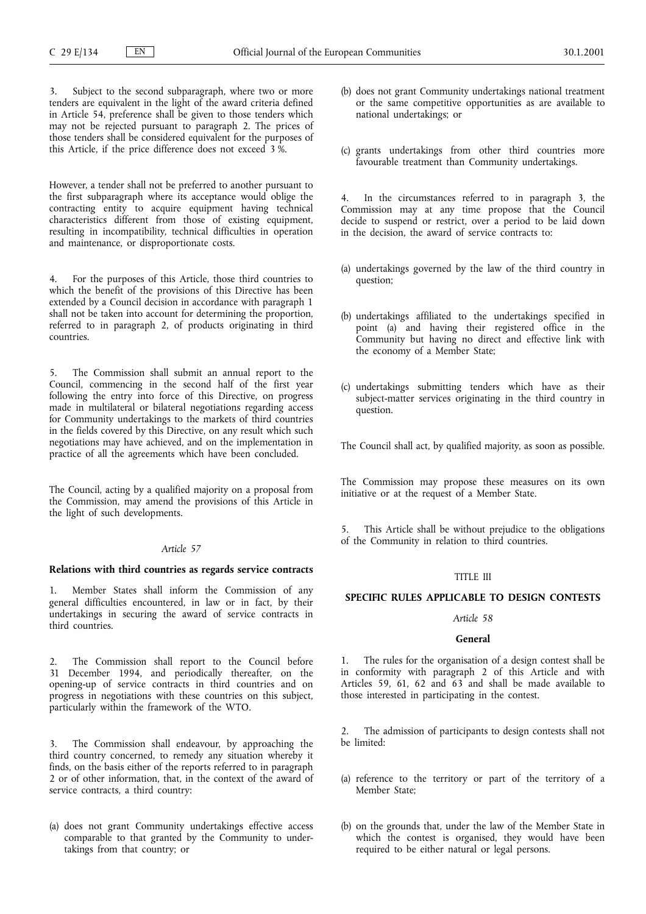3. Subject to the second subparagraph, where two or more tenders are equivalent in the light of the award criteria defined in Article 54, preference shall be given to those tenders which may not be rejected pursuant to paragraph 2. The prices of those tenders shall be considered equivalent for the purposes of this Article, if the price difference does not exceed 3 %.

However, a tender shall not be preferred to another pursuant to the first subparagraph where its acceptance would oblige the contracting entity to acquire equipment having technical characteristics different from those of existing equipment, resulting in incompatibility, technical difficulties in operation and maintenance, or disproportionate costs.

4. For the purposes of this Article, those third countries to which the benefit of the provisions of this Directive has been extended by a Council decision in accordance with paragraph 1 shall not be taken into account for determining the proportion, referred to in paragraph 2, of products originating in third countries.

5. The Commission shall submit an annual report to the Council, commencing in the second half of the first year following the entry into force of this Directive, on progress made in multilateral or bilateral negotiations regarding access for Community undertakings to the markets of third countries in the fields covered by this Directive, on any result which such negotiations may have achieved, and on the implementation in practice of all the agreements which have been concluded.

The Council, acting by a qualified majority on a proposal from the Commission, may amend the provisions of this Article in the light of such developments.

*Article 57*

**Relations with third countries as regards service contracts**

1. Member States shall inform the Commission of any general difficulties encountered, in law or in fact, by their undertakings in securing the award of service contracts in third countries.

2. The Commission shall report to the Council before 31 December 1994, and periodically thereafter, on the opening-up of service contracts in third countries and on progress in negotiations with these countries on this subject, particularly within the framework of the WTO.

3. The Commission shall endeavour, by approaching the third country concerned, to remedy any situation whereby it finds, on the basis either of the reports referred to in paragraph 2 or of other information, that, in the context of the award of service contracts, a third country:

(a) does not grant Community undertakings effective access comparable to that granted by the Community to undertakings from that country; or

(b) does not grant Community undertakings national treatment or the same competitive opportunities as are available to national undertakings; or

(c) grants undertakings from other third countries more favourable treatment than Community undertakings.

4. In the circumstances referred to in paragraph 3, the Commission may at any time propose that the Council decide to suspend or restrict, over a period to be laid down in the decision, the award of service contracts to:

(a) undertakings governed by the law of the third country in question;

(b) undertakings affiliated to the undertakings specified in point (a) and having their registered office in the Community but having no direct and effective link with the economy of a Member State;

(c) undertakings submitting tenders which have as their subject-matter services originating in the third country in question.

The Council shall act, by qualified majority, as soon as possible.

The Commission may propose these measures on its own initiative or at the request of a Member State.

5. This Article shall be without prejudice to the obligations of the Community in relation to third countries.

TITLE III

**SPECIFIC RULES APPLICABLE TO DESIGN CONTESTS**

*Article 58*

**General**

1. The rules for the organisation of a design contest shall be in conformity with paragraph 2 of this Article and with Articles 59, 61, 62 and 63 and shall be made available to those interested in participating in the contest.

2. The admission of participants to design contests shall not be limited:

(a) reference to the territory or part of the territory of a Member State;

(b) on the grounds that, under the law of the Member State in which the contest is organised, they would have been required to be either natural or legal persons.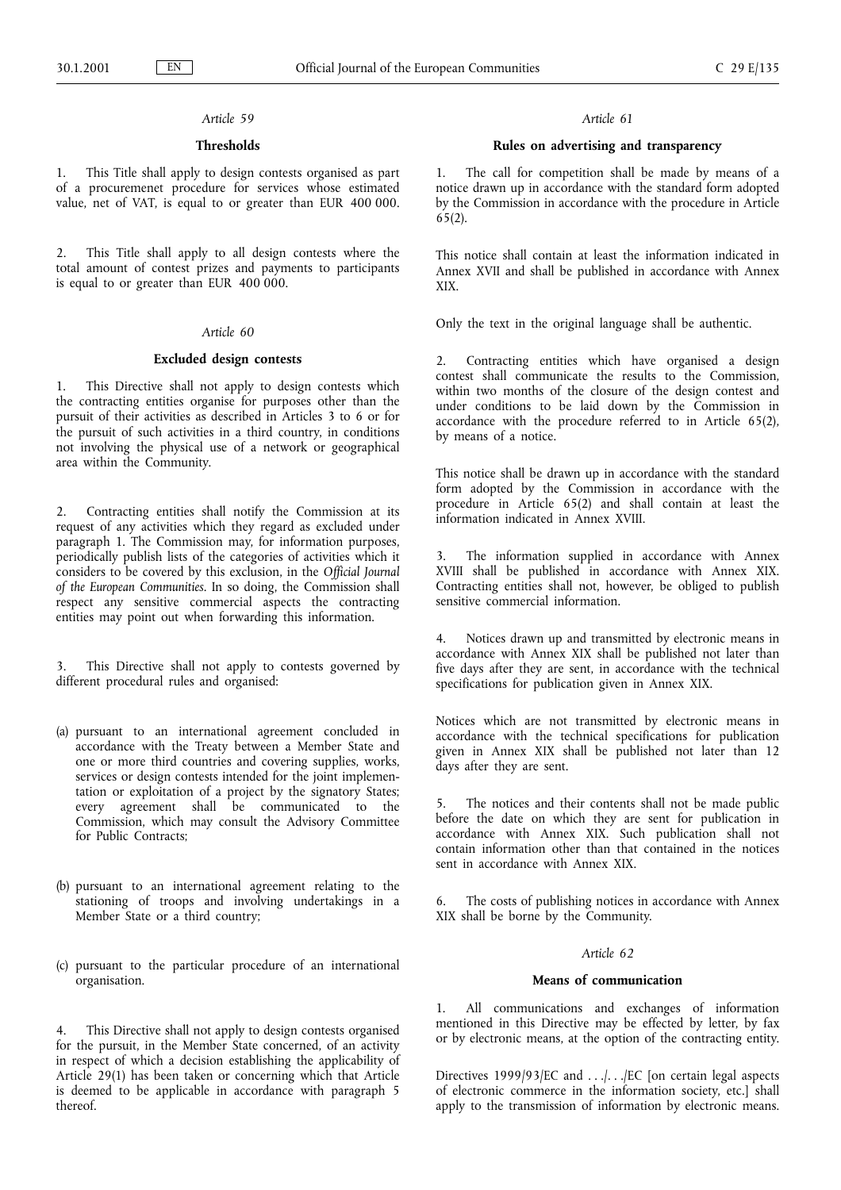*Article 59*

**Thresholds**

1. This Title shall apply to design contests organised as part of a procuremenet procedure for services whose estimated value, net of VAT, is equal to or greater than EUR 400 000.

2. This Title shall apply to all design contests where the total amount of contest prizes and payments to participants is equal to or greater than EUR 400 000.

*Article 60*

**Excluded design contests**

1. This Directive shall not apply to design contests which the contracting entities organise for purposes other than the pursuit of their activities as described in Articles 3 to 6 or for the pursuit of such activities in a third country, in conditions not involving the physical use of a network or geographical area within the Community.

2. Contracting entities shall notify the Commission at its request of any activities which they regard as excluded under paragraph 1. The Commission may, for information purposes, periodically publish lists of the categories of activities which it considers to be covered by this exclusion, in the *Official Journal of the European Communities*. In so doing, the Commission shall respect any sensitive commercial aspects the contracting entities may point out when forwarding this information.

3. This Directive shall not apply to contests governed by different procedural rules and organised:

(a) pursuant to an international agreement concluded in accordance with the Treaty between a Member State and one or more third countries and covering supplies, works, services or design contests intended for the joint implementation or exploitation of a project by the signatory States; every agreement shall be communicated to the Commission, which may consult the Advisory Committee for Public Contracts;

(b) pursuant to an international agreement relating to the stationing of troops and involving undertakings in a Member State or a third country;

(c) pursuant to the particular procedure of an international organisation.

4. This Directive shall not apply to design contests organised for the pursuit, in the Member State concerned, of an activity in respect of which a decision establishing the applicability of Article 29(1) has been taken or concerning which that Article is deemed to be applicable in accordance with paragraph 5 thereof.

*Article 61*

**Rules on advertising and transparency**

1. The call for competition shall be made by means of a notice drawn up in accordance with the standard form adopted by the Commission in accordance with the procedure in Article 65(2).

This notice shall contain at least the information indicated in Annex XVII and shall be published in accordance with Annex XIX.

Only the text in the original language shall be authentic.

2. Contracting entities which have organised a design contest shall communicate the results to the Commission, within two months of the closure of the design contest and under conditions to be laid down by the Commission in accordance with the procedure referred to in Article 65(2), by means of a notice.

This notice shall be drawn up in accordance with the standard form adopted by the Commission in accordance with the procedure in Article 65(2) and shall contain at least the information indicated in Annex XVIII.

3. The information supplied in accordance with Annex XVIII shall be published in accordance with Annex XIX. Contracting entities shall not, however, be obliged to publish sensitive commercial information.

4. Notices drawn up and transmitted by electronic means in accordance with Annex XIX shall be published not later than five days after they are sent, in accordance with the technical specifications for publication given in Annex XIX.

Notices which are not transmitted by electronic means in accordance with the technical specifications for publication given in Annex XIX shall be published not later than 12 days after they are sent.

5. The notices and their contents shall not be made public before the date on which they are sent for publication in accordance with Annex XIX. Such publication shall not contain information other than that contained in the notices sent in accordance with Annex XIX.

6. The costs of publishing notices in accordance with Annex XIX shall be borne by the Community.

*Article 62*

**Means of communication**

1. All communications and exchanges of information mentioned in this Directive may be effected by letter, by fax or by electronic means, at the option of the contracting entity.

Directives 1999/93/EC and . . ./. . ./EC [on certain legal aspects of electronic commerce in the information society, etc.] shall apply to the transmission of information by electronic means.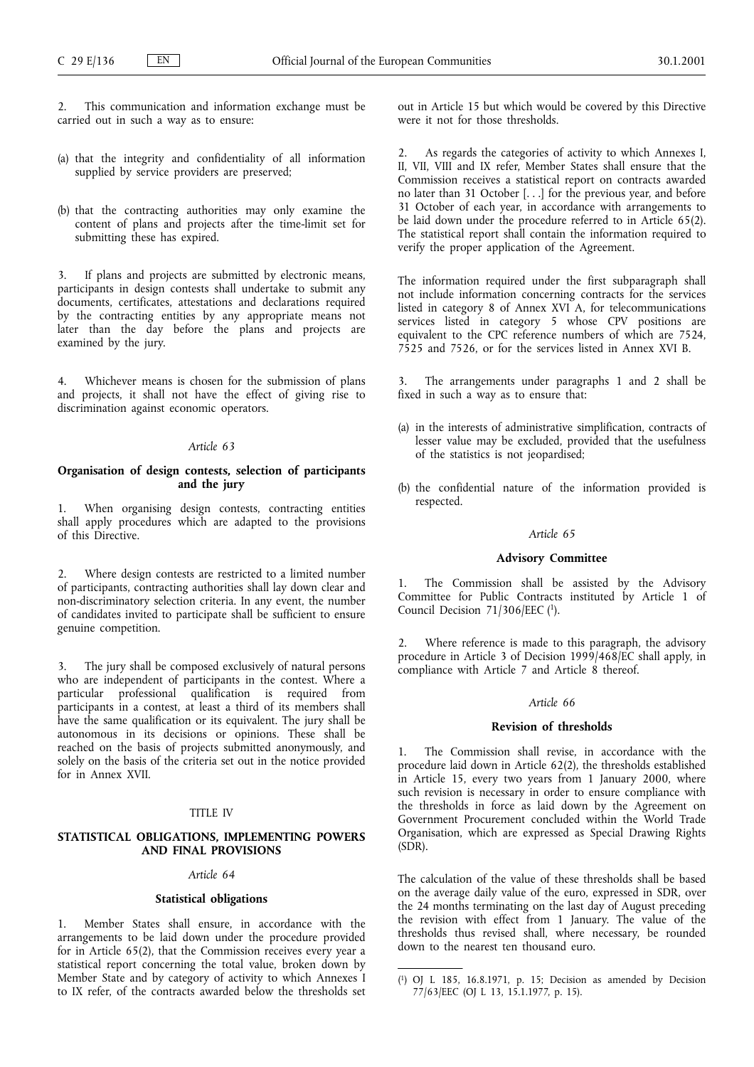2. This communication and information exchange must be carried out in such a way as to ensure:

(a) that the integrity and confidentiality of all information supplied by service providers are preserved;

(b) that the contracting authorities may only examine the content of plans and projects after the time-limit set for submitting these has expired.

3. If plans and projects are submitted by electronic means, participants in design contests shall undertake to submit any documents, certificates, attestations and declarations required by the contracting entities by any appropriate means not later than the day before the plans and projects are examined by the jury.

4. Whichever means is chosen for the submission of plans and projects, it shall not have the effect of giving rise to discrimination against economic operators.

*Article 63*

**Organisation of design contests, selection of participants and the jury**

1. When organising design contests, contracting entities shall apply procedures which are adapted to the provisions of this Directive.

2. Where design contests are restricted to a limited number of participants, contracting authorities shall lay down clear and non-discriminatory selection criteria. In any event, the number of candidates invited to participate shall be sufficient to ensure genuine competition.

3. The jury shall be composed exclusively of natural persons who are independent of participants in the contest. Where a particular professional qualification is required from participants in a contest, at least a third of its members shall have the same qualification or its equivalent. The jury shall be autonomous in its decisions or opinions. These shall be reached on the basis of projects submitted anonymously, and solely on the basis of the criteria set out in the notice provided for in Annex XVII.

TITLE IV

**STATISTICAL OBLIGATIONS, IMPLEMENTING POWERS AND FINAL PROVISIONS**

*Article 64*

**Statistical obligations**

1. Member States shall ensure, in accordance with the arrangements to be laid down under the procedure provided for in Article 65(2), that the Commission receives every year a statistical report concerning the total value, broken down by Member State and by category of activity to which Annexes I to IX refer, of the contracts awarded below the thresholds set out in Article 15 but which would be covered by this Directive were it not for those thresholds.

2. As regards the categories of activity to which Annexes I, II, VII, VIII and IX refer, Member States shall ensure that the Commission receives a statistical report on contracts awarded no later than 31 October [. . .] for the previous year, and before 31 October of each year, in accordance with arrangements to be laid down under the procedure referred to in Article 65(2). The statistical report shall contain the information required to verify the proper application of the Agreement.

The information required under the first subparagraph shall not include information concerning contracts for the services listed in category 8 of Annex XVI A, for telecommunications services listed in category 5 whose CPV positions are equivalent to the CPC reference numbers of which are 7524, 7525 and 7526, or for the services listed in Annex XVI B.

3. The arrangements under paragraphs 1 and 2 shall be fixed in such a way as to ensure that:

(a) in the interests of administrative simplification, contracts of lesser value may be excluded, provided that the usefulness of the statistics is not jeopardised;

(b) the confidential nature of the information provided is respected.

*Article 65*

**Advisory Committee**

1. The Commission shall be assisted by the Advisory Committee for Public Contracts instituted by Article 1 of Council Decision 71/306/EEC [1].

2. Where reference is made to this paragraph, the advisory procedure in Article 3 of Decision 1999/468/EC shall apply, in compliance with Article 7 and Article 8 thereof.

*Article 66*

**Revision of thresholds**

1. The Commission shall revise, in accordance with the procedure laid down in Article 62(2), the thresholds established in Article 15, every two years from 1 January 2000, where such revision is necessary in order to ensure compliance with the thresholds in force as laid down by the Agreement on Government Procurement concluded within the World Trade Organisation, which are expressed as Special Drawing Rights (SDR).

The calculation of the value of these thresholds shall be based on the average daily value of the euro, expressed in SDR, over the 24 months terminating on the last day of August preceding the revision with effect from 1 January. The value of the thresholds thus revised shall, where necessary, be rounded down to the nearest ten thousand euro.

[1] OJ L 185, 16.8.1971, p. 15; Decision as amended by Decision 77/63/EEC (OJ L 13, 15.1.1977, p. 15).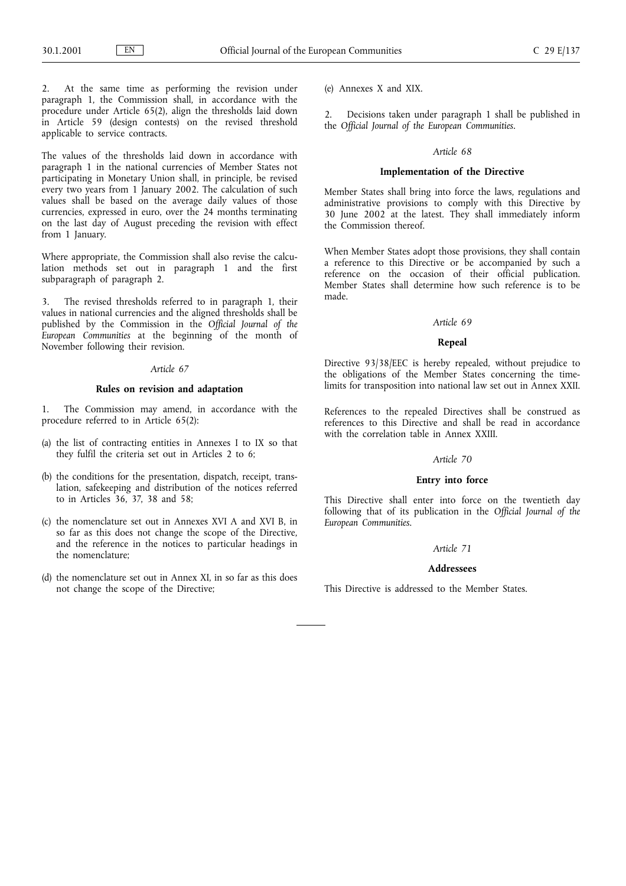2. At the same time as performing the revision under paragraph 1, the Commission shall, in accordance with the procedure under Article 65(2), align the thresholds laid down in Article 59 (design contests) on the revised threshold applicable to service contracts.

The values of the thresholds laid down in accordance with paragraph 1 in the national currencies of Member States not participating in Monetary Union shall, in principle, be revised every two years from 1 January 2002. The calculation of such values shall be based on the average daily values of those currencies, expressed in euro, over the 24 months terminating on the last day of August preceding the revision with effect from 1 January.

Where appropriate, the Commission shall also revise the calculation methods set out in paragraph 1 and the first subparagraph of paragraph 2.

3. The revised thresholds referred to in paragraph 1, their values in national currencies and the aligned thresholds shall be published by the Commission in the *Official Journal of the European Communities* at the beginning of the month of November following their revision.

*Article 67*

**Rules on revision and adaptation**

1. The Commission may amend, in accordance with the procedure referred to in Article 65(2):

(a) the list of contracting entities in Annexes I to IX so that they fulfil the criteria set out in Articles 2 to 6;

(b) the conditions for the presentation, dispatch, receipt, translation, safekeeping and distribution of the notices referred to in Articles 36, 37, 38 and 58;

(c) the nomenclature set out in Annexes XVI A and XVI B, in so far as this does not change the scope of the Directive, and the reference in the notices to particular headings in the nomenclature;

(d) the nomenclature set out in Annex XI, in so far as this does not change the scope of the Directive;

(e) Annexes X and XIX.

2. Decisions taken under paragraph 1 shall be published in the *Official Journal of the European Communities*.

*Article 68*

**Implementation of the Directive**

Member States shall bring into force the laws, regulations and administrative provisions to comply with this Directive by 30 June 2002 at the latest. They shall immediately inform the Commission thereof.

When Member States adopt those provisions, they shall contain a reference to this Directive or be accompanied by such a reference on the occasion of their official publication. Member States shall determine how such reference is to be made.

*Article 69*

**Repeal**

Directive 93/38/EEC is hereby repealed, without prejudice to the obligations of the Member States concerning the time-limits for transposition into national law set out in Annex XXII.

References to the repealed Directives shall be construed as references to this Directive and shall be read in accordance with the correlation table in Annex XXIII.

*Article 70*

**Entry into force**

This Directive shall enter into force on the twentieth day following that of its publication in the *Official Journal of the European Communities*.

*Article 71*

**Addressees**

This Directive is addressed to the Member States.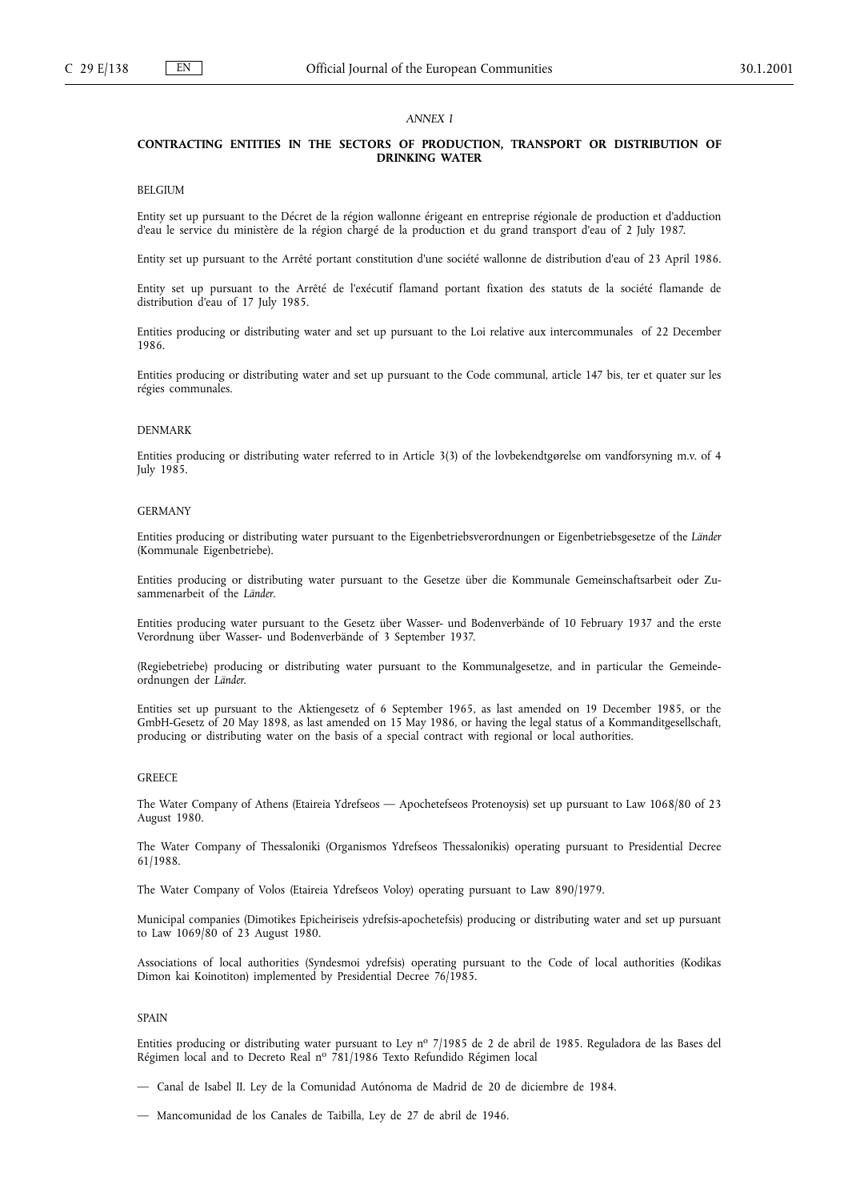*ANNEX I*

## CONTRACTING ENTITIES IN THE SECTORS OF PRODUCTION, TRANSPORT OR DISTRIBUTION OF DRINKING WATER

### BELGIUM

Entity set up pursuant to the Décret de la région wallonne érigeant en entreprise régionale de production et d'adduction d'eau le service du ministère de la région chargé de la production et du grand transport d'eau of 2 July 1987.

Entity set up pursuant to the Arrêté portant constitution d'une société wallonne de distribution d'eau of 23 April 1986.

Entity set up pursuant to the Arrêté de l'exécutif flamand portant fixation des statuts de la société flamande de distribution d'eau of 17 July 1985.

Entities producing or distributing water and set up pursuant to the Loi relative aux intercommunales of 22 December 1986.

Entities producing or distributing water and set up pursuant to the Code communal, article 147 bis, ter et quater sur les régies communales.

### DENMARK

Entities producing or distributing water referred to in Article 3(3) of the lovbekendtgørelse om vandforsyning m.v. of 4 July 1985.

### GERMANY

Entities producing or distributing water pursuant to the Eigenbetriebsverordnungen or Eigenbetriebsgesetze of the *Länder* (Kommunale Eigenbetriebe).

Entities producing or distributing water pursuant to the Gesetze über die Kommunale Gemeinschaftsarbeit oder Zusammenarbeit of the *Länder*.

Entities producing water pursuant to the Gesetz über Wasser- und Bodenverbände of 10 February 1937 and the erste Verordnung über Wasser- und Bodenverbände of 3 September 1937.

(Regiebetriebe) producing or distributing water pursuant to the Kommunalgesetze, and in particular the Gemeindeordnungen der *Länder*.

Entities set up pursuant to the Aktiengesetz of 6 September 1965, as last amended on 19 December 1985, or the GmbH-Gesetz of 20 May 1898, as last amended on 15 May 1986, or having the legal status of a Kommanditgesellschaft, producing or distributing water on the basis of a special contract with regional or local authorities.

### GREECE

The Water Company of Athens (Etaireia Ydrefseos — Apochetefseos Protenoysis) set up pursuant to Law 1068/80 of 23 August 1980.

The Water Company of Thessaloniki (Organismos Ydrefseos Thessalonikis) operating pursuant to Presidential Decree 61/1988.

The Water Company of Volos (Etaireia Ydrefseos Voloy) operating pursuant to Law 890/1979.

Municipal companies (Dimotikes Epicheiriseis ydrefsis-apochetefsis) producing or distributing water and set up pursuant to Law 1069/80 of 23 August 1980.

Associations of local authorities (Syndesmoi ydrefsis) operating pursuant to the Code of local authorities (Kodikas Dimon kai Koinotiton) implemented by Presidential Decree 76/1985.

### SPAIN

Entities producing or distributing water pursuant to Ley nº 7/1985 de 2 de abril de 1985. Reguladora de las Bases del Régimen local and to Decreto Real nº 781/1986 Texto Refundido Régimen local

— Canal de Isabel II. Ley de la Comunidad Autónoma de Madrid de 20 de diciembre de 1984.

— Mancomunidad de los Canales de Taibilla, Ley de 27 de abril de 1946.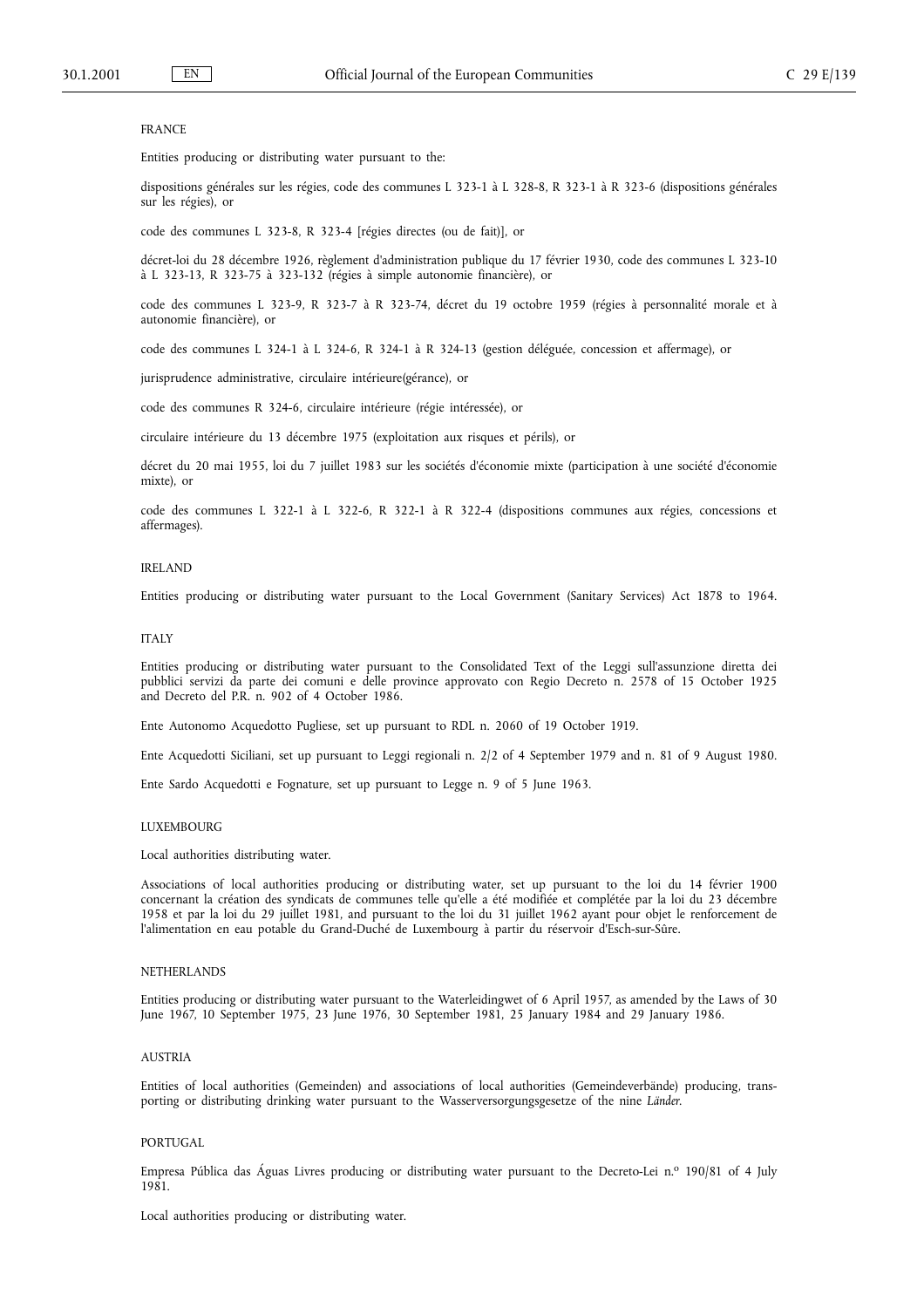FRANCE

Entities producing or distributing water pursuant to the:

dispositions générales sur les régies, code des communes L 323-1 à L 328-8, R 323-1 à R 323-6 (dispositions générales sur les régies), or

code des communes L 323-8, R 323-4 [régies directes (ou de fait)], or

décret-loi du 28 décembre 1926, règlement d'administration publique du 17 février 1930, code des communes L 323-10 à L 323-13, R 323-75 à 323-132 (régies à simple autonomie financière), or

code des communes L 323-9, R 323-7 à R 323-74, décret du 19 octobre 1959 (régies à personnalité morale et à autonomie financière), or

code des communes L 324-1 à L 324-6, R 324-1 à R 324-13 (gestion déléguée, concession et affermage), or

jurisprudence administrative, circulaire intérieure(gérance), or

code des communes R 324-6, circulaire intérieure (régie intéressée), or

circulaire intérieure du 13 décembre 1975 (exploitation aux risques et périls), or

décret du 20 mai 1955, loi du 7 juillet 1983 sur les sociétés d'économie mixte (participation à une société d'économie mixte), or

code des communes L 322-1 à L 322-6, R 322-1 à R 322-4 (dispositions communes aux régies, concessions et affermages).

IRELAND

Entities producing or distributing water pursuant to the Local Government (Sanitary Services) Act 1878 to 1964.

ITALY

Entities producing or distributing water pursuant to the Consolidated Text of the Leggi sull'assunzione diretta dei pubblici servizi da parte dei comuni e delle province approvato con Regio Decreto n. 2578 of 15 October 1925 and Decreto del P.R. n. 902 of 4 October 1986.

Ente Autonomo Acquedotto Pugliese, set up pursuant to RDL n. 2060 of 19 October 1919.

Ente Acquedotti Siciliani, set up pursuant to Leggi regionali n. 2/2 of 4 September 1979 and n. 81 of 9 August 1980.

Ente Sardo Acquedotti e Fognature, set up pursuant to Legge n. 9 of 5 June 1963.

LUXEMBOURG

Local authorities distributing water.

Associations of local authorities producing or distributing water, set up pursuant to the loi du 14 février 1900 concernant la création des syndicats de communes telle qu'elle a été modifiée et complétée par la loi du 23 décembre 1958 et par la loi du 29 juillet 1981, and pursuant to the loi du 31 juillet 1962 ayant pour objet le renforcement de l'alimentation en eau potable du Grand-Duché de Luxembourg à partir du réservoir d'Esch-sur-Sûre.

NETHERLANDS

Entities producing or distributing water pursuant to the Waterleidingwet of 6 April 1957, as amended by the Laws of 30 June 1967, 10 September 1975, 23 June 1976, 30 September 1981, 25 January 1984 and 29 January 1986.

AUSTRIA

Entities of local authorities (Gemeinden) and associations of local authorities (Gemeindeverbände) producing, transporting or distributing drinking water pursuant to the Wasserversorgungsgesetze of the nine *Länder*.

PORTUGAL

Empresa Pública das Águas Livres producing or distributing water pursuant to the Decreto-Lei n.º 190/81 of 4 July 1981.

Local authorities producing or distributing water.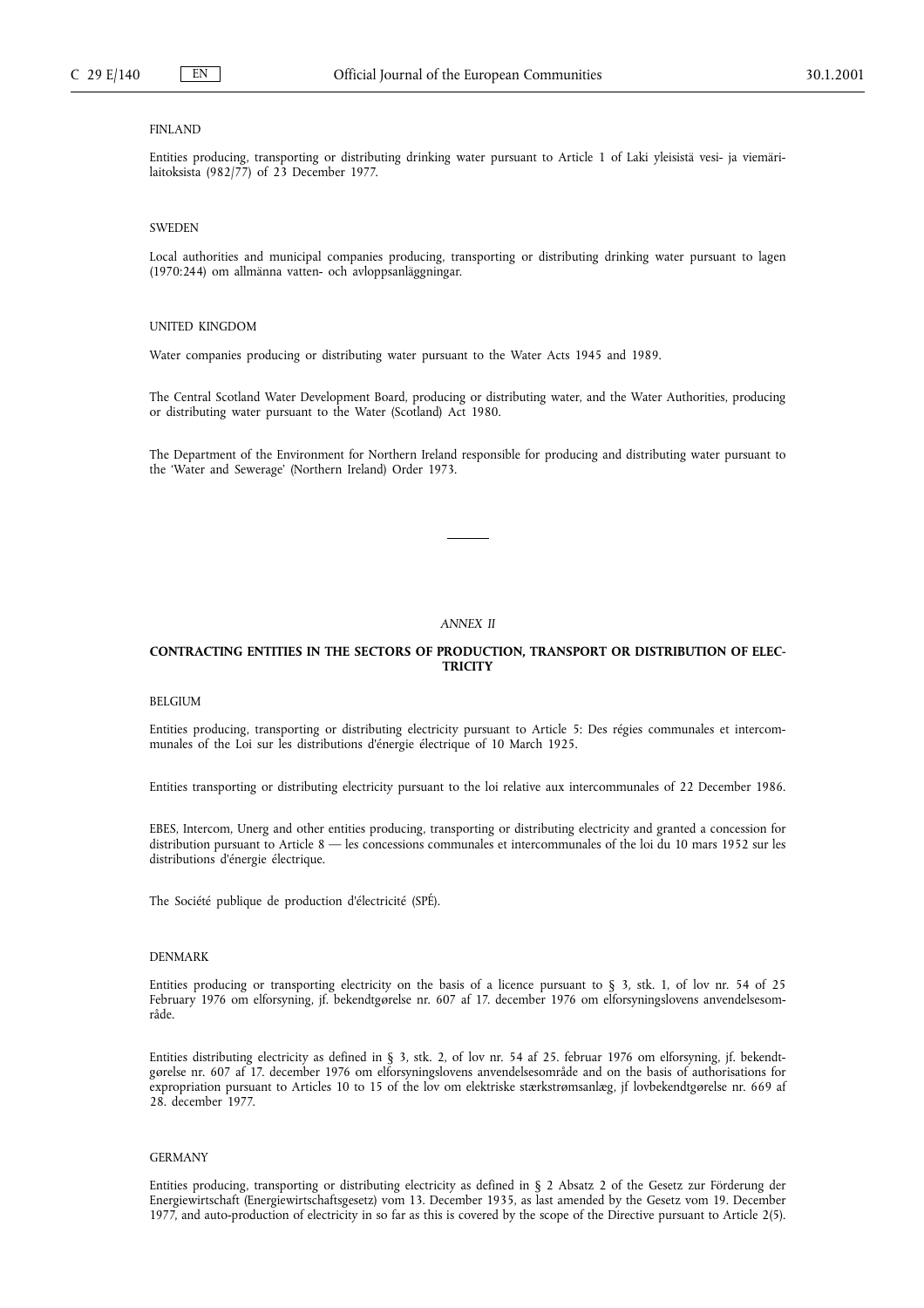FINLAND

Entities producing, transporting or distributing drinking water pursuant to Article 1 of Laki yleisistä vesi- ja viemärilaitoksista (982/77) of 23 December 1977.

SWEDEN

Local authorities and municipal companies producing, transporting or distributing drinking water pursuant to lagen (1970:244) om allmänna vatten- och avloppsanläggningar.

UNITED KINGDOM

Water companies producing or distributing water pursuant to the Water Acts 1945 and 1989.

The Central Scotland Water Development Board, producing or distributing water, and the Water Authorities, producing or distributing water pursuant to the Water (Scotland) Act 1980.

The Department of the Environment for Northern Ireland responsible for producing and distributing water pursuant to the 'Water and Sewerage' (Northern Ireland) Order 1973.

---

*ANNEX II*

## CONTRACTING ENTITIES IN THE SECTORS OF PRODUCTION, TRANSPORT OR DISTRIBUTION OF ELECTRICITY

BELGIUM

Entities producing, transporting or distributing electricity pursuant to Article 5: Des régies communales et intercommunales of the Loi sur les distributions d'énergie électrique of 10 March 1925.

Entities transporting or distributing electricity pursuant to the loi relative aux intercommunales of 22 December 1986.

EBES, Intercom, Unerg and other entities producing, transporting or distributing electricity and granted a concession for distribution pursuant to Article 8 — les concessions communales et intercommunales of the loi du 10 mars 1952 sur les distributions d'énergie électrique.

The Société publique de production d'électricité (SPÉ).

DENMARK

Entities producing or transporting electricity on the basis of a licence pursuant to § 3, stk. 1, of lov nr. 54 of 25 February 1976 om elforsyning, jf. bekendtgørelse nr. 607 af 17. december 1976 om elforsyningslovens anvendelsesområde.

Entities distributing electricity as defined in § 3, stk. 2, of lov nr. 54 af 25. februar 1976 om elforsyning, jf. bekendtgørelse nr. 607 af 17. december 1976 om elforsyningslovens anvendelsesområde and on the basis of authorisations for expropriation pursuant to Articles 10 to 15 of the lov om elektriske stærkstrømsanlæg, jf lovbekendtgørelse nr. 669 af 28. december 1977.

GERMANY

Entities producing, transporting or distributing electricity as defined in § 2 Absatz 2 of the Gesetz zur Förderung der Energiewirtschaft (Energiewirtschaftsgesetz) vom 13. December 1935, as last amended by the Gesetz vom 19. December 1977, and auto-production of electricity in so far as this is covered by the scope of the Directive pursuant to Article 2(5).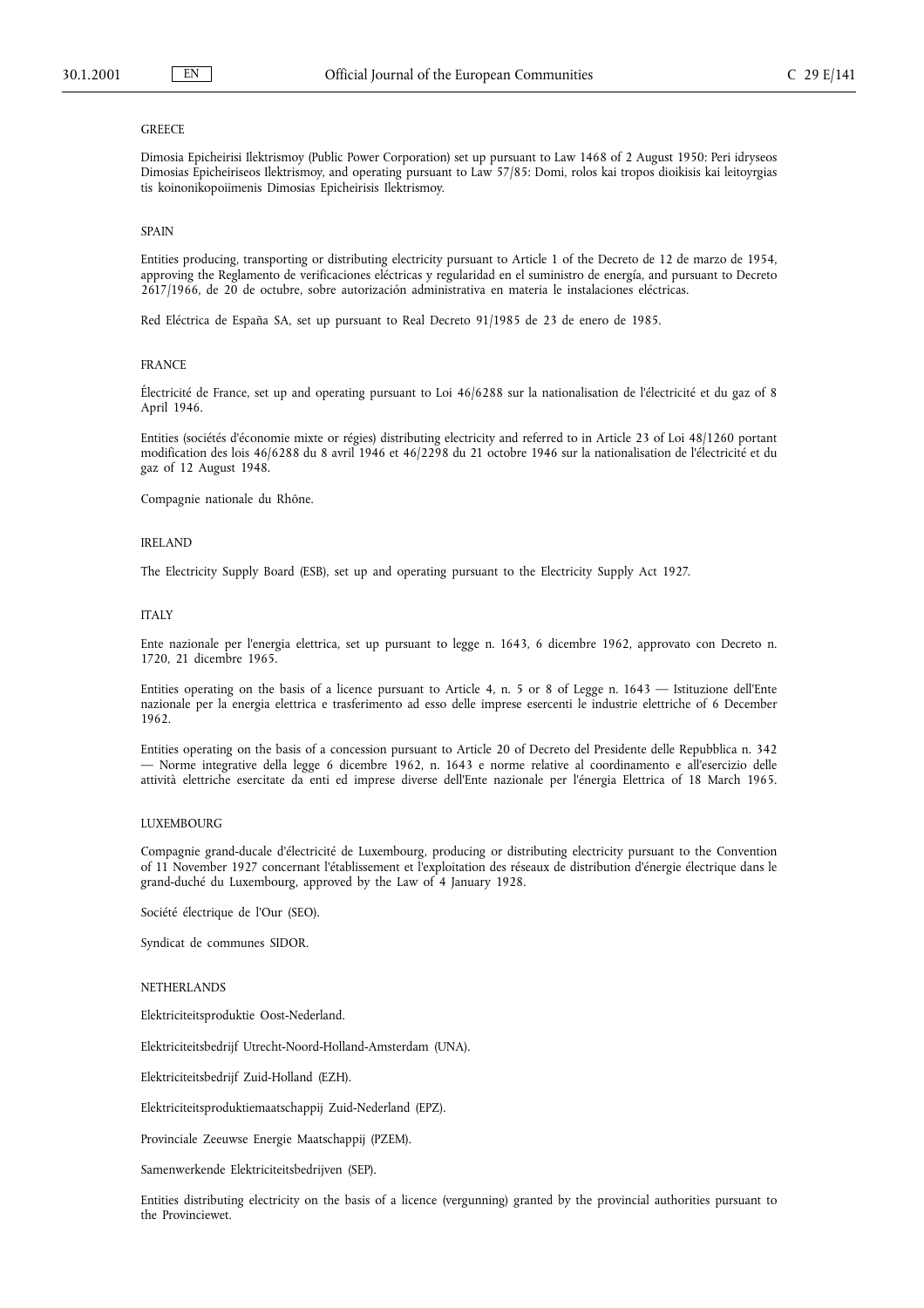GREECE

Dimosia Epicheirisi Ilektrismoy (Public Power Corporation) set up pursuant to Law 1468 of 2 August 1950: Peri idryseos Dimosias Epicheiriseos Ilektrismoy, and operating pursuant to Law 57/85: Domi, rolos kai tropos dioikisis kai leitoyrgias tis koinonikopoiimenis Dimosias Epicheirisis Ilektrismoy.

SPAIN

Entities producing, transporting or distributing electricity pursuant to Article 1 of the Decreto de 12 de marzo de 1954, approving the Reglamento de verificaciones eléctricas y regularidad en el suministro de energía, and pursuant to Decreto 2617/1966, de 20 de octubre, sobre autorización administrativa en materia le instalaciones eléctricas.

Red Eléctrica de España SA, set up pursuant to Real Decreto 91/1985 de 23 de enero de 1985.

FRANCE

Électricité de France, set up and operating pursuant to Loi 46/6288 sur la nationalisation de l'électricité et du gaz of 8 April 1946.

Entities (sociétés d'économie mixte or régies) distributing electricity and referred to in Article 23 of Loi 48/1260 portant modification des lois 46/6288 du 8 avril 1946 et 46/2298 du 21 octobre 1946 sur la nationalisation de l'électricité et du gaz of 12 August 1948.

Compagnie nationale du Rhône.

IRELAND

The Electricity Supply Board (ESB), set up and operating pursuant to the Electricity Supply Act 1927.

ITALY

Ente nazionale per l'energia elettrica, set up pursuant to legge n. 1643, 6 dicembre 1962, approvato con Decreto n. 1720, 21 dicembre 1965.

Entities operating on the basis of a licence pursuant to Article 4, n. 5 or 8 of Legge n. 1643 — Istituzione dell'Ente nazionale per la energia elettrica e trasferimento ad esso delle imprese esercenti le industrie elettriche of 6 December 1962.

Entities operating on the basis of a concession pursuant to Article 20 of Decreto del Presidente delle Repubblica n. 342 — Norme integrative della legge 6 dicembre 1962, n. 1643 e norme relative al coordinamento e all'esercizio delle attività elettriche esercitate da enti ed imprese diverse dell'Ente nazionale per l'énergia Elettrica of 18 March 1965.

LUXEMBOURG

Compagnie grand-ducale d'électricité de Luxembourg, producing or distributing electricity pursuant to the Convention of 11 November 1927 concernant l'établissement et l'exploitation des réseaux de distribution d'énergie électrique dans le grand-duché du Luxembourg, approved by the Law of 4 January 1928.

Société électrique de l'Our (SEO).

Syndicat de communes SIDOR.

NETHERLANDS

Elektriciteitsproduktie Oost-Nederland.

Elektriciteitsbedrijf Utrecht-Noord-Holland-Amsterdam (UNA).

Elektriciteitsbedrijf Zuid-Holland (EZH).

Elektriciteitsproduktiemaatschappij Zuid-Nederland (EPZ).

Provinciale Zeeuwse Energie Maatschappij (PZEM).

Samenwerkende Elektriciteitsbedrijven (SEP).

Entities distributing electricity on the basis of a licence (vergunning) granted by the provincial authorities pursuant to the Provinciewet.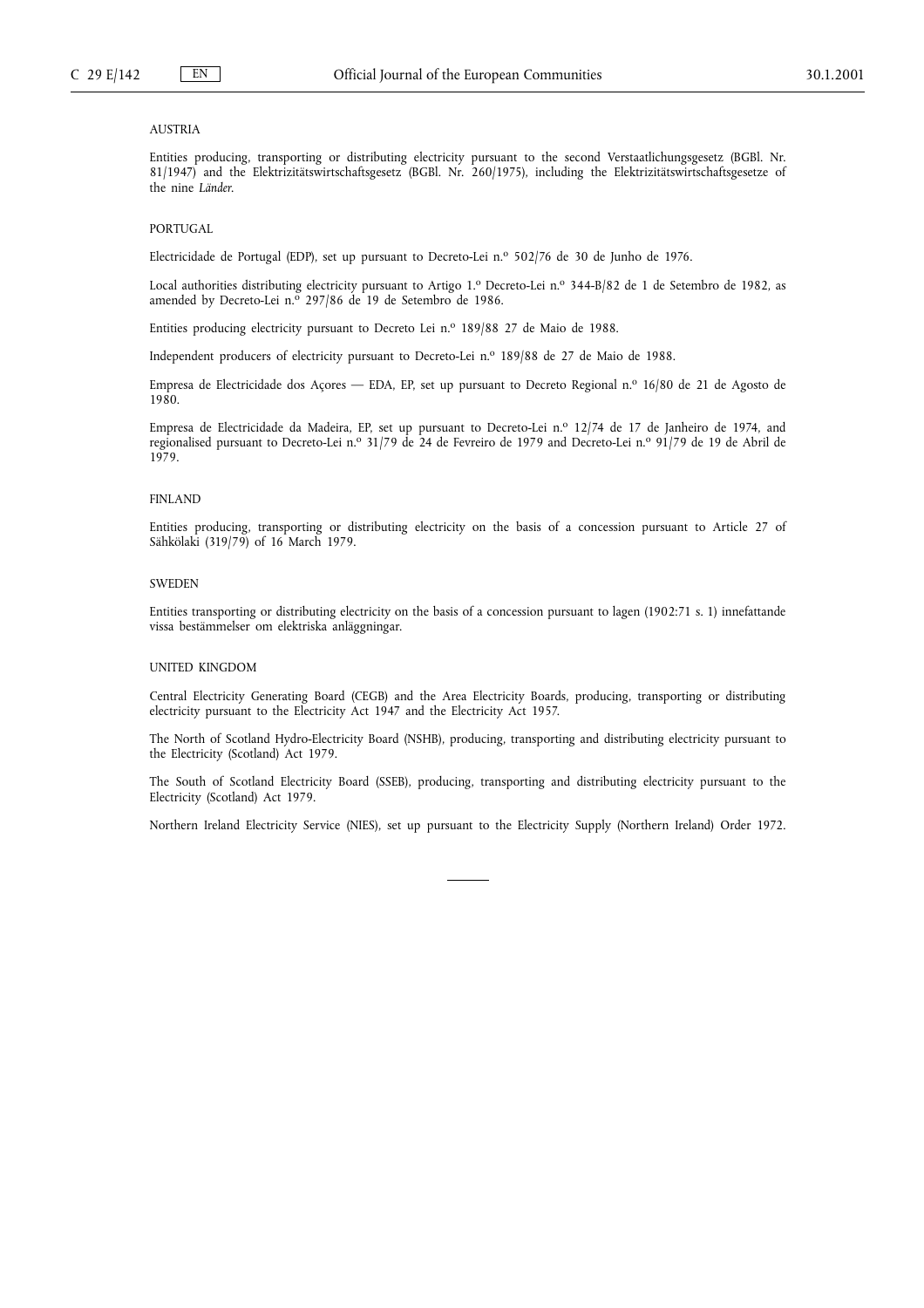AUSTRIA

Entities producing, transporting or distributing electricity pursuant to the second Verstaatlichungsgesetz (BGBl. Nr. 81/1947) and the Elektrizitätswirtschaftsgesetz (BGBl. Nr. 260/1975), including the Elektrizitätswirtschaftsgesetze of the nine *Länder*.

PORTUGAL

Electricidade de Portugal (EDP), set up pursuant to Decreto-Lei n.º 502/76 de 30 de Junho de 1976.

Local authorities distributing electricity pursuant to Artigo 1.º Decreto-Lei n.º 344-B/82 de 1 de Setembro de 1982, as amended by Decreto-Lei n.º 297/86 de 19 de Setembro de 1986.

Entities producing electricity pursuant to Decreto Lei n.º 189/88 27 de Maio de 1988.

Independent producers of electricity pursuant to Decreto-Lei n.º 189/88 de 27 de Maio de 1988.

Empresa de Electricidade dos Açores — EDA, EP, set up pursuant to Decreto Regional n.º 16/80 de 21 de Agosto de 1980.

Empresa de Electricidade da Madeira, EP, set up pursuant to Decreto-Lei n.º 12/74 de 17 de Janheiro de 1974, and regionalised pursuant to Decreto-Lei n.º 31/79 de 24 de Fevreiro de 1979 and Decreto-Lei n.º 91/79 de 19 de Abril de 1979.

FINLAND

Entities producing, transporting or distributing electricity on the basis of a concession pursuant to Article 27 of Sähkölaki (319/79) of 16 March 1979.

SWEDEN

Entities transporting or distributing electricity on the basis of a concession pursuant to lagen (1902:71 s. 1) innefattande vissa bestämmelser om elektriska anläggningar.

UNITED KINGDOM

Central Electricity Generating Board (CEGB) and the Area Electricity Boards, producing, transporting or distributing electricity pursuant to the Electricity Act 1947 and the Electricity Act 1957.

The North of Scotland Hydro-Electricity Board (NSHB), producing, transporting and distributing electricity pursuant to the Electricity (Scotland) Act 1979.

The South of Scotland Electricity Board (SSEB), producing, transporting and distributing electricity pursuant to the Electricity (Scotland) Act 1979.

Northern Ireland Electricity Service (NIES), set up pursuant to the Electricity Supply (Northern Ireland) Order 1972.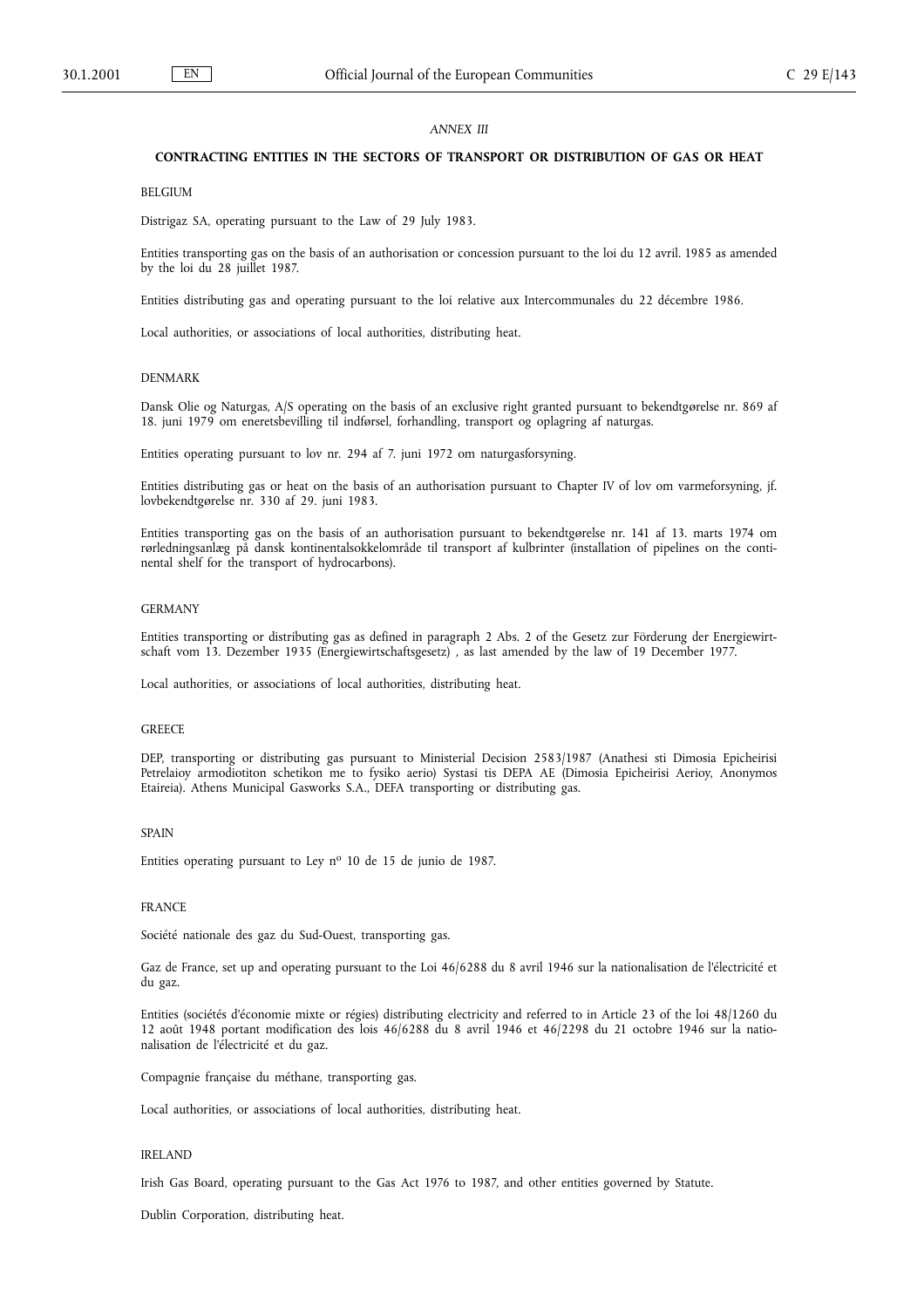*ANNEX III*

## CONTRACTING ENTITIES IN THE SECTORS OF TRANSPORT OR DISTRIBUTION OF GAS OR HEAT

BELGIUM

Distrigaz SA, operating pursuant to the Law of 29 July 1983.

Entities transporting gas on the basis of an authorisation or concession pursuant to the loi du 12 avril. 1985 as amended by the loi du 28 juillet 1987.

Entities distributing gas and operating pursuant to the loi relative aux Intercommunales du 22 décembre 1986.

Local authorities, or associations of local authorities, distributing heat.

DENMARK

Dansk Olie og Naturgas, A/S operating on the basis of an exclusive right granted pursuant to bekendtgørelse nr. 869 af 18. juni 1979 om eneretsbevilling til indførsel, forhandling, transport og oplagring af naturgas.

Entities operating pursuant to lov nr. 294 af 7. juni 1972 om naturgasforsyning.

Entities distributing gas or heat on the basis of an authorisation pursuant to Chapter IV of lov om varmeforsyning, jf. lovbekendtgørelse nr. 330 af 29. juni 1983.

Entities transporting gas on the basis of an authorisation pursuant to bekendtgørelse nr. 141 af 13. marts 1974 om rørledningsanlæg på dansk kontinentalsokkelområde til transport af kulbrinter (installation of pipelines on the continental shelf for the transport of hydrocarbons).

GERMANY

Entities transporting or distributing gas as defined in paragraph 2 Abs. 2 of the Gesetz zur Förderung der Energiewirtschaft vom 13. Dezember 1935 (Energiewirtschaftsgesetz) , as last amended by the law of 19 December 1977.

Local authorities, or associations of local authorities, distributing heat.

GREECE

DEP, transporting or distributing gas pursuant to Ministerial Decision 2583/1987 (Anathesi sti Dimosia Epicheirisi Petrelaioy armodiotiton schetikon me to fysiko aerio) Systasi tis DEPA AE (Dimosia Epicheirisi Aerioy, Anonymos Etaireia). Athens Municipal Gasworks S.A., DEFA transporting or distributing gas.

SPAIN

Entities operating pursuant to Ley nº 10 de 15 de junio de 1987.

FRANCE

Société nationale des gaz du Sud-Ouest, transporting gas.

Gaz de France, set up and operating pursuant to the Loi 46/6288 du 8 avril 1946 sur la nationalisation de l'électricité et du gaz.

Entities (sociétés d'économie mixte or régies) distributing electricity and referred to in Article 23 of the loi 48/1260 du 12 août 1948 portant modification des lois 46/6288 du 8 avril 1946 et 46/2298 du 21 octobre 1946 sur la nationalisation de l'électricité et du gaz.

Compagnie française du méthane, transporting gas.

Local authorities, or associations of local authorities, distributing heat.

IRELAND

Irish Gas Board, operating pursuant to the Gas Act 1976 to 1987, and other entities governed by Statute.

Dublin Corporation, distributing heat.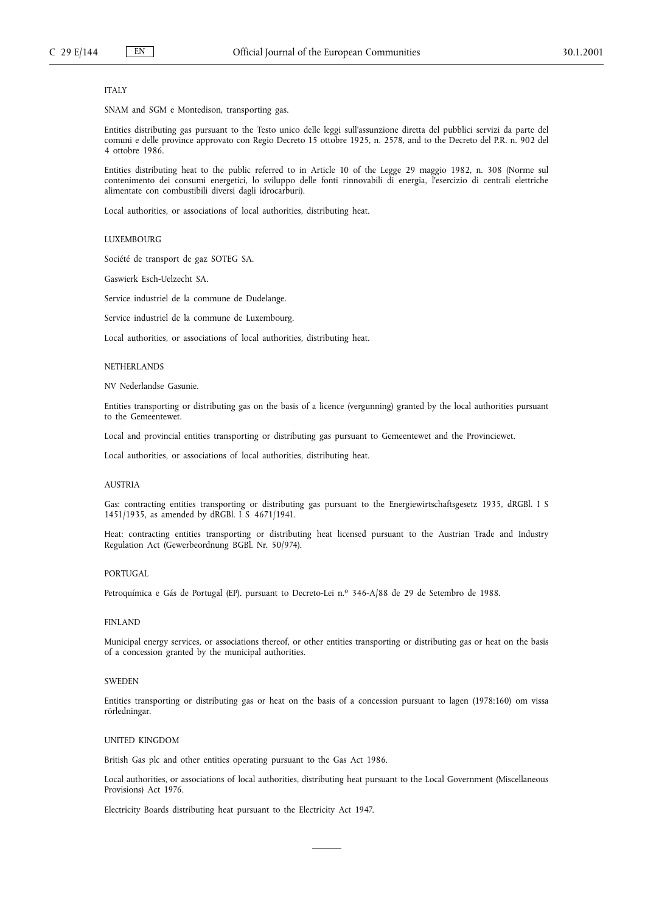ITALY

SNAM and SGM e Montedison, transporting gas.

Entities distributing gas pursuant to the Testo unico delle leggi sull'assunzione diretta del pubblici servizi da parte del comuni e delle province approvato con Regio Decreto 15 ottobre 1925, n. 2578, and to the Decreto del P.R. n. 902 del 4 ottobre 1986.

Entities distributing heat to the public referred to in Article 10 of the Legge 29 maggio 1982, n. 308 (Norme sul contenimento dei consumi energetici, lo sviluppo delle fonti rinnovabili di energia, l'esercizio di centrali elettriche alimentate con combustibili diversi dagli idrocarburi).

Local authorities, or associations of local authorities, distributing heat.

LUXEMBOURG

Société de transport de gaz SOTEG SA.

Gaswierk Esch-Uelzecht SA.

Service industriel de la commune de Dudelange.

Service industriel de la commune de Luxembourg.

Local authorities, or associations of local authorities, distributing heat.

NETHERLANDS

NV Nederlandse Gasunie.

Entities transporting or distributing gas on the basis of a licence (vergunning) granted by the local authorities pursuant to the Gemeentewet.

Local and provincial entities transporting or distributing gas pursuant to Gemeentewet and the Provinciewet.

Local authorities, or associations of local authorities, distributing heat.

AUSTRIA

Gas: contracting entities transporting or distributing gas pursuant to the Energiewirtschaftsgesetz 1935, dRGBl. I S 1451/1935, as amended by dRGBl. I S 4671/1941.

Heat: contracting entities transporting or distributing heat licensed pursuant to the Austrian Trade and Industry Regulation Act (Gewerbeordnung BGBl. Nr. 50/974).

PORTUGAL

Petroquímica e Gás de Portugal (EP). pursuant to Decreto-Lei n.º 346-A/88 de 29 de Setembro de 1988.

FINLAND

Municipal energy services, or associations thereof, or other entities transporting or distributing gas or heat on the basis of a concession granted by the municipal authorities.

SWEDEN

Entities transporting or distributing gas or heat on the basis of a concession pursuant to lagen (1978:160) om vissa rörledningar.

UNITED KINGDOM

British Gas plc and other entities operating pursuant to the Gas Act 1986.

Local authorities, or associations of local authorities, distributing heat pursuant to the Local Government (Miscellaneous Provisions) Act 1976.

Electricity Boards distributing heat pursuant to the Electricity Act 1947.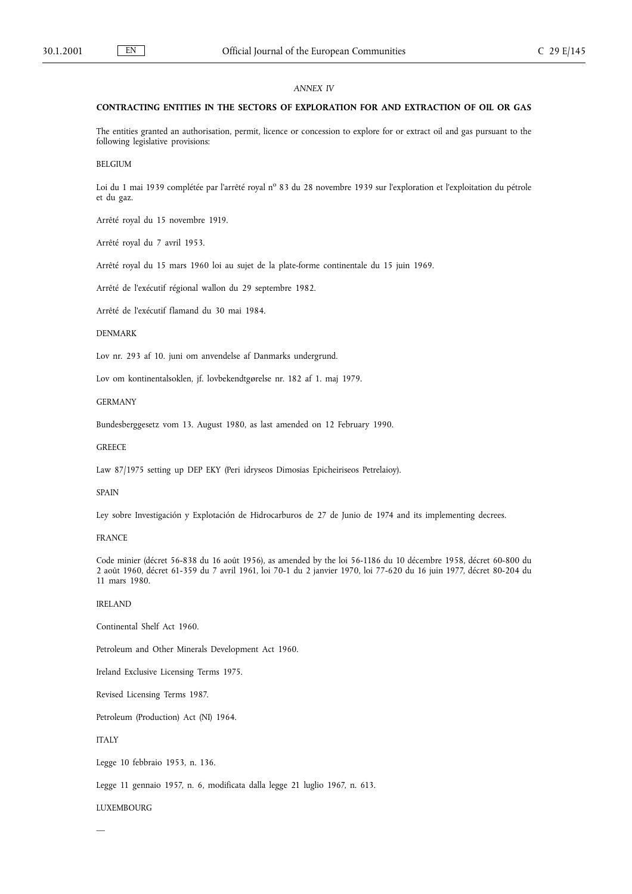*ANNEX IV*

**CONTRACTING ENTITIES IN THE SECTORS OF EXPLORATION FOR AND EXTRACTION OF OIL OR GAS**

The entities granted an authorisation, permit, licence or concession to explore for or extract oil and gas pursuant to the following legislative provisions:

BELGIUM

Loi du 1 mai 1939 complétée par l'arrêté royal n[o] 83 du 28 novembre 1939 sur l'exploration et l'exploitation du pétrole et du gaz.

Arrêté royal du 15 novembre 1919.

Arrêté royal du 7 avril 1953.

Arrêté royal du 15 mars 1960 loi au sujet de la plate-forme continentale du 15 juin 1969.

Arrêté de l'exécutif régional wallon du 29 septembre 1982.

Arrêté de l'exécutif flamand du 30 mai 1984.

DENMARK

Lov nr. 293 af 10. juni om anvendelse af Danmarks undergrund.

Lov om kontinentalsoklen, jf. lovbekendtgørelse nr. 182 af 1. maj 1979.

GERMANY

Bundesberggesetz vom 13. August 1980, as last amended on 12 February 1990.

GREECE

Law 87/1975 setting up DEP EKY (Peri idryseos Dimosias Epicheiriseos Petrelaioy).

SPAIN

Ley sobre Investigación y Explotación de Hidrocarburos de 27 de Junio de 1974 and its implementing decrees.

FRANCE

Code minier (décret 56-838 du 16 août 1956), as amended by the loi 56-1186 du 10 décembre 1958, décret 60-800 du 2 août 1960, décret 61-359 du 7 avril 1961, loi 70-1 du 2 janvier 1970, loi 77-620 du 16 juin 1977, décret 80-204 du 11 mars 1980.

IRELAND

Continental Shelf Act 1960.

Petroleum and Other Minerals Development Act 1960.

Ireland Exclusive Licensing Terms 1975.

Revised Licensing Terms 1987.

Petroleum (Production) Act (NI) 1964.

ITALY

Legge 10 febbraio 1953, n. 136.

Legge 11 gennaio 1957, n. 6, modificata dalla legge 21 luglio 1967, n. 613.

LUXEMBOURG

—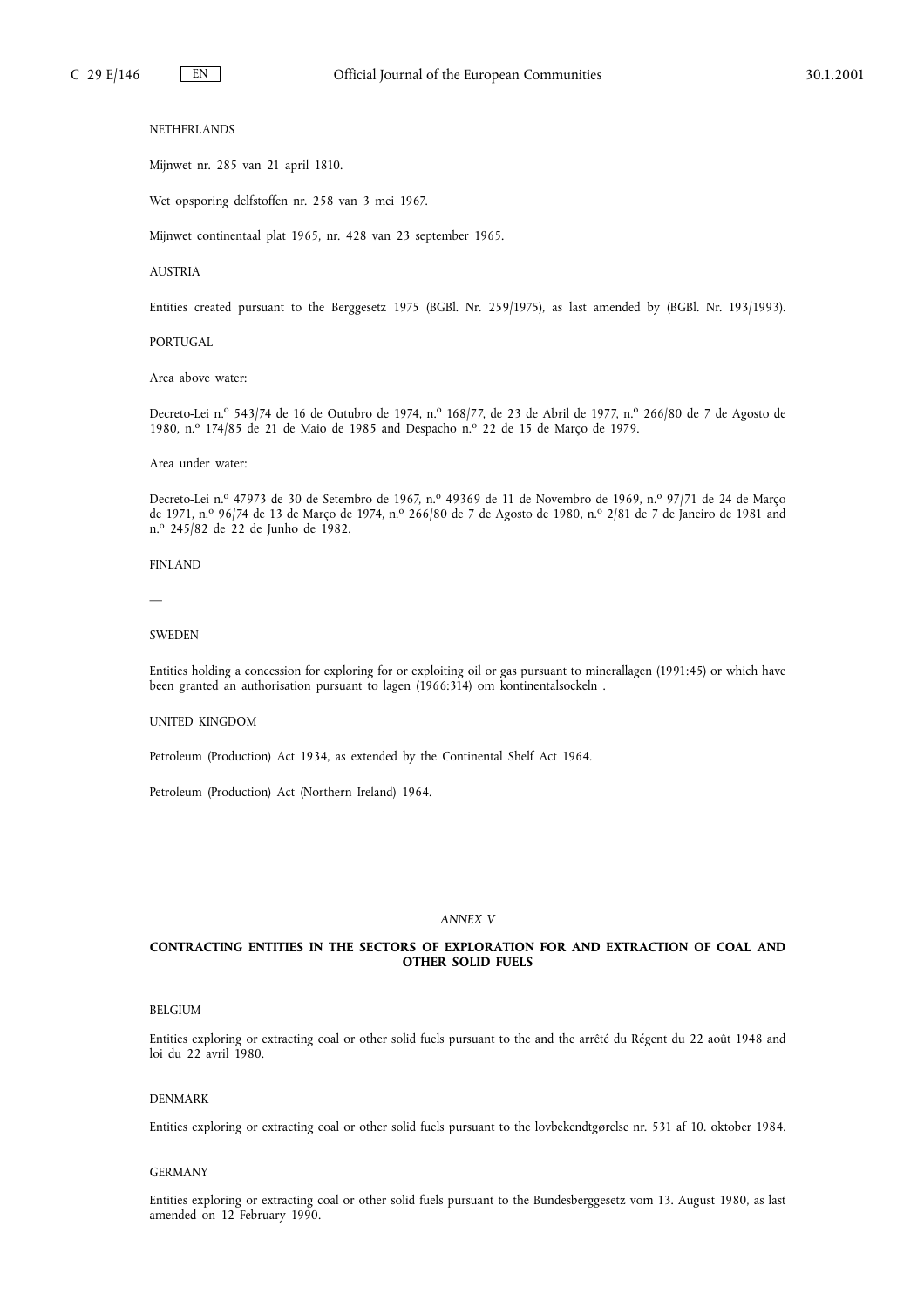NETHERLANDS

Mijnwet nr. 285 van 21 april 1810.

Wet opsporing delfstoffen nr. 258 van 3 mei 1967.

Mijnwet continentaal plat 1965, nr. 428 van 23 september 1965.

AUSTRIA

Entities created pursuant to the Berggesetz 1975 (BGBl. Nr. 259/1975), as last amended by (BGBl. Nr. 193/1993).

PORTUGAL

Area above water:

Decreto-Lei n.º 543/74 de 16 de Outubro de 1974, n.º 168/77, de 23 de Abril de 1977, n.º 266/80 de 7 de Agosto de 1980, n.º 174/85 de 21 de Maio de 1985 and Despacho n.º 22 de 15 de Março de 1979.

Area under water:

Decreto-Lei n.º 47973 de 30 de Setembro de 1967, n.º 49369 de 11 de Novembro de 1969, n.º 97/71 de 24 de Março de 1971, n.º 96/74 de 13 de Março de 1974, n.º 266/80 de 7 de Agosto de 1980, n.º 2/81 de 7 de Janeiro de 1981 and n.º 245/82 de 22 de Junho de 1982.

FINLAND

—

SWEDEN

Entities holding a concession for exploring for or exploiting oil or gas pursuant to minerallagen (1991:45) or which have been granted an authorisation pursuant to lagen (1966:314) om kontinentalsockeln .

UNITED KINGDOM

Petroleum (Production) Act 1934, as extended by the Continental Shelf Act 1964.

Petroleum (Production) Act (Northern Ireland) 1964.

---

*ANNEX V*

**CONTRACTING ENTITIES IN THE SECTORS OF EXPLORATION FOR AND EXTRACTION OF COAL AND OTHER SOLID FUELS**

BELGIUM

Entities exploring or extracting coal or other solid fuels pursuant to the and the arrêté du Régent du 22 août 1948 and loi du 22 avril 1980.

DENMARK

Entities exploring or extracting coal or other solid fuels pursuant to the lovbekendtgørelse nr. 531 af 10. oktober 1984.

GERMANY

Entities exploring or extracting coal or other solid fuels pursuant to the Bundesberggesetz vom 13. August 1980, as last amended on 12 February 1990.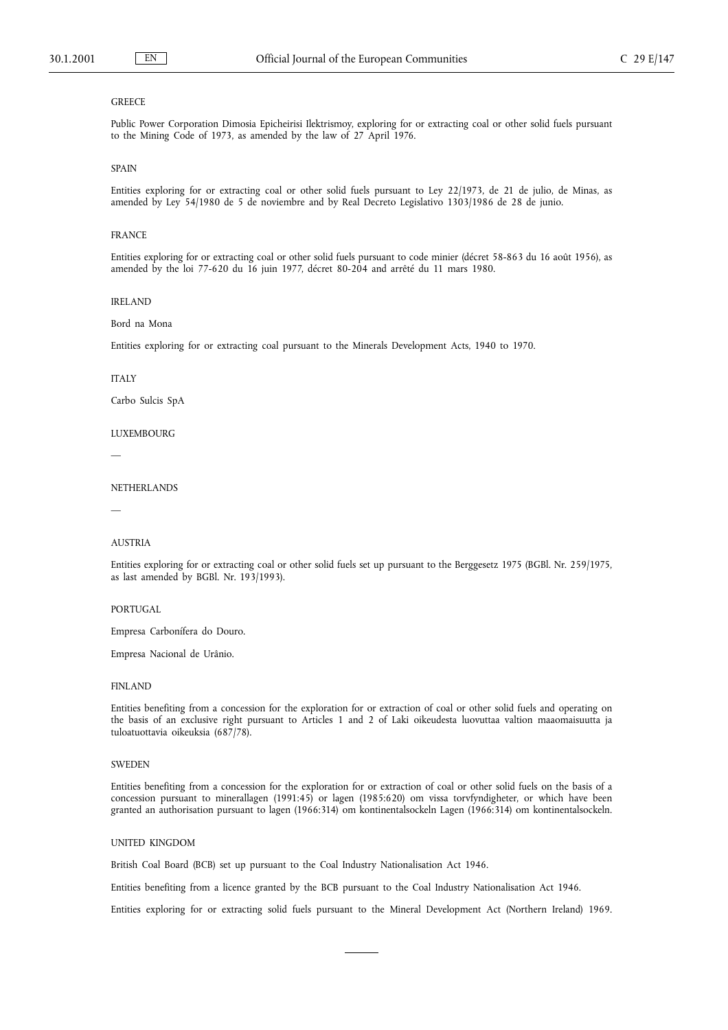GREECE

Public Power Corporation Dimosia Epicheirisi Ilektrismoy, exploring for or extracting coal or other solid fuels pursuant to the Mining Code of 1973, as amended by the law of 27 April 1976.

SPAIN

Entities exploring for or extracting coal or other solid fuels pursuant to Ley 22/1973, de 21 de julio, de Minas, as amended by Ley 54/1980 de 5 de noviembre and by Real Decreto Legislativo 1303/1986 de 28 de junio.

FRANCE

Entities exploring for or extracting coal or other solid fuels pursuant to code minier (décret 58-863 du 16 août 1956), as amended by the loi 77-620 du 16 juin 1977, décret 80-204 and arrêté du 11 mars 1980.

IRELAND

Bord na Mona

Entities exploring for or extracting coal pursuant to the Minerals Development Acts, 1940 to 1970.

ITALY

Carbo Sulcis SpA

LUXEMBOURG

—

NETHERLANDS

—

AUSTRIA

Entities exploring for or extracting coal or other solid fuels set up pursuant to the Berggesetz 1975 (BGBl. Nr. 259/1975, as last amended by BGBl. Nr. 193/1993).

PORTUGAL

Empresa Carbonífera do Douro.

Empresa Nacional de Urânio.

FINLAND

Entities benefiting from a concession for the exploration for or extraction of coal or other solid fuels and operating on the basis of an exclusive right pursuant to Articles 1 and 2 of Laki oikeudesta luovuttaa valtion maaomaisuutta ja tuloatuottavia oikeuksia (687/78).

SWEDEN

Entities benefiting from a concession for the exploration for or extraction of coal or other solid fuels on the basis of a concession pursuant to minerallagen (1991:45) or lagen (1985:620) om vissa torvfyndigheter, or which have been granted an authorisation pursuant to lagen (1966:314) om kontinentalsockeln Lagen (1966:314) om kontinentalsockeln.

UNITED KINGDOM

British Coal Board (BCB) set up pursuant to the Coal Industry Nationalisation Act 1946.

Entities benefiting from a licence granted by the BCB pursuant to the Coal Industry Nationalisation Act 1946.

Entities exploring for or extracting solid fuels pursuant to the Mineral Development Act (Northern Ireland) 1969.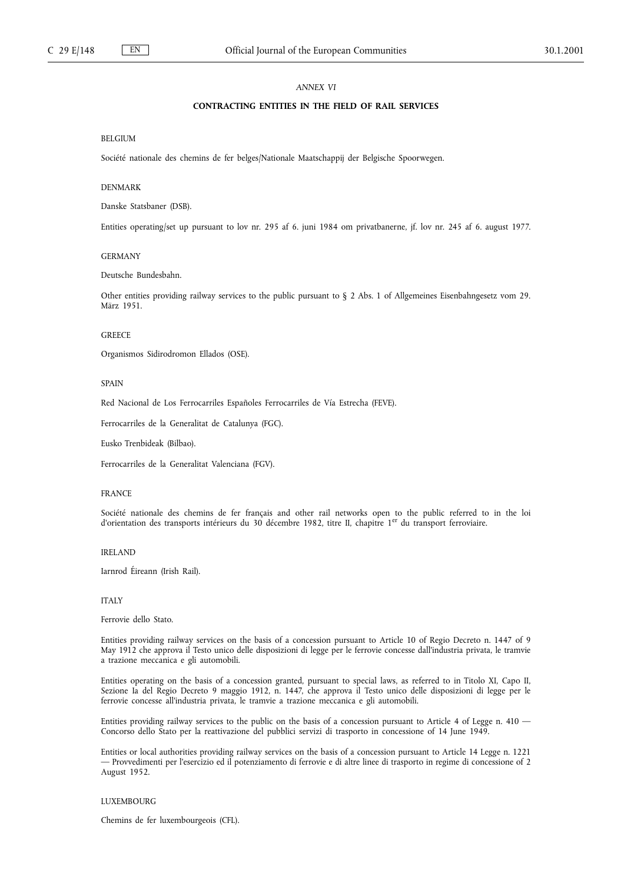*ANNEX VI*

## CONTRACTING ENTITIES IN THE FIELD OF RAIL SERVICES

BELGIUM

Société nationale des chemins de fer belges/Nationale Maatschappij der Belgische Spoorwegen.

DENMARK

Danske Statsbaner (DSB).

Entities operating/set up pursuant to lov nr. 295 af 6. juni 1984 om privatbanerne, jf. lov nr. 245 af 6. august 1977.

GERMANY

Deutsche Bundesbahn.

Other entities providing railway services to the public pursuant to § 2 Abs. 1 of Allgemeines Eisenbahngesetz vom 29. März 1951.

GREECE

Organismos Sidirodromon Ellados (OSE).

SPAIN

Red Nacional de Los Ferrocarriles Españoles Ferrocarriles de Vía Estrecha (FEVE).

Ferrocarriles de la Generalitat de Catalunya (FGC).

Eusko Trenbideak (Bilbao).

Ferrocarriles de la Generalitat Valenciana (FGV).

FRANCE

Société nationale des chemins de fer français and other rail networks open to the public referred to in the loi d'orientation des transports intérieurs du 30 décembre 1982, titre II, chapitre 1[er] du transport ferroviaire.

IRELAND

Iarnrod Éireann (Irish Rail).

ITALY

Ferrovie dello Stato.

Entities providing railway services on the basis of a concession pursuant to Article 10 of Regio Decreto n. 1447 of 9 May 1912 che approva il Testo unico delle disposizioni di legge per le ferrovie concesse dall'industria privata, le tramvie a trazione meccanica e gli automobili.

Entities operating on the basis of a concession granted, pursuant to special laws, as referred to in Titolo XI, Capo II, Sezione Ia del Regio Decreto 9 maggio 1912, n. 1447, che approva il Testo unico delle disposizioni di legge per le ferrovie concesse all'industria privata, le tramvie a trazione meccanica e gli automobili.

Entities providing railway services to the public on the basis of a concession pursuant to Article 4 of Legge n. 410 — Concorso dello Stato per la reattivazione del pubblici servizi di trasporto in concessione of 14 June 1949.

Entities or local authorities providing railway services on the basis of a concession pursuant to Article 14 Legge n. 1221 — Provvedimenti per l'esercizio ed il potenziamento di ferrovie e di altre linee di trasporto in regime di concessione of 2 August 1952.

LUXEMBOURG

Chemins de fer luxembourgeois (CFL).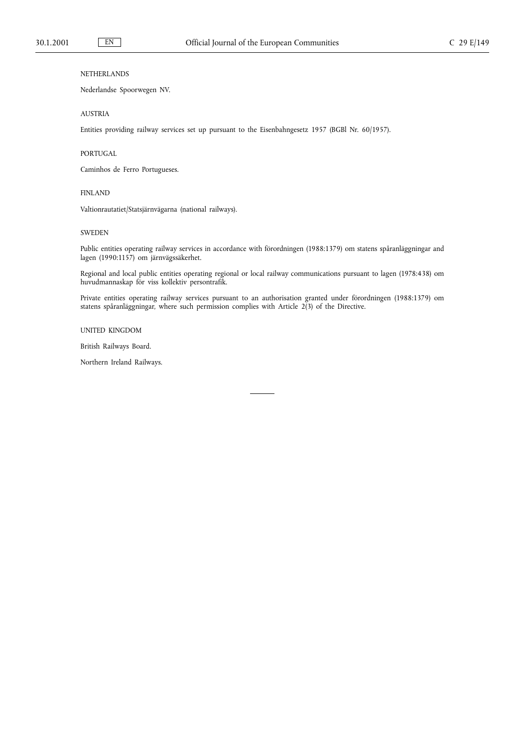NETHERLANDS

Nederlandse Spoorwegen NV.

AUSTRIA

Entities providing railway services set up pursuant to the Eisenbahngesetz 1957 (BGBl Nr. 60/1957).

PORTUGAL

Caminhos de Ferro Portugueses.

FINLAND

Valtionrautatiet/Statsjärnvägarna (national railways).

SWEDEN

Public entities operating railway services in accordance with förordningen (1988:1379) om statens spåranläggningar and lagen (1990:1157) om järnvägssäkerhet.

Regional and local public entities operating regional or local railway communications pursuant to lagen (1978:438) om huvudmannaskap för viss kollektiv persontrafik.

Private entities operating railway services pursuant to an authorisation granted under förordningen (1988:1379) om statens spåranläggningar, where such permission complies with Article 2(3) of the Directive.

UNITED KINGDOM

British Railways Board.

Northern Ireland Railways.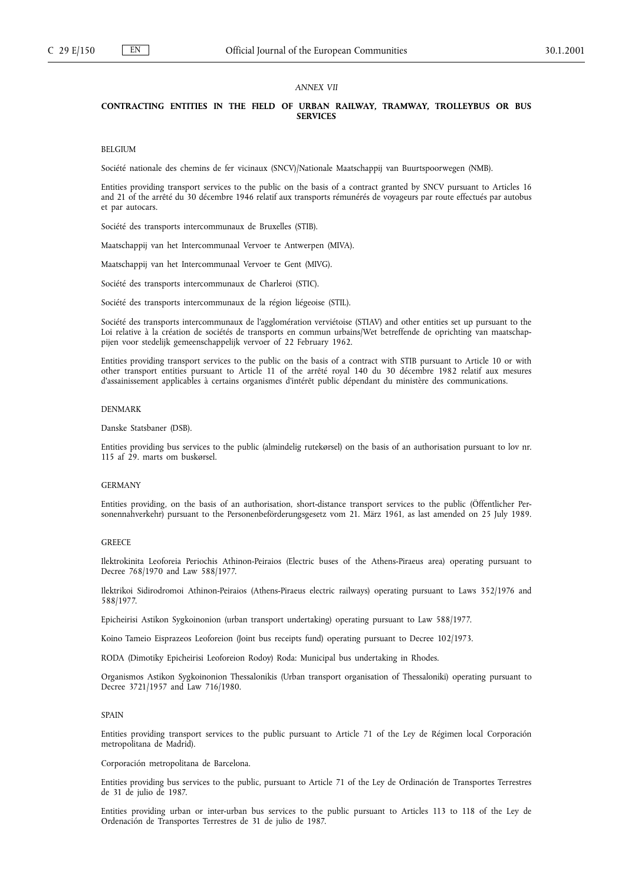*ANNEX VII*

**CONTRACTING ENTITIES IN THE FIELD OF URBAN RAILWAY, TRAMWAY, TROLLEYBUS OR BUS SERVICES**

BELGIUM

Société nationale des chemins de fer vicinaux (SNCV)/Nationale Maatschappij van Buurtspoorwegen (NMB).

Entities providing transport services to the public on the basis of a contract granted by SNCV pursuant to Articles 16 and 21 of the arrêté du 30 décembre 1946 relatif aux transports rémunérés de voyageurs par route effectués par autobus et par autocars.

Société des transports intercommunaux de Bruxelles (STIB).

Maatschappij van het Intercommunaal Vervoer te Antwerpen (MIVA).

Maatschappij van het Intercommunaal Vervoer te Gent (MIVG).

Société des transports intercommunaux de Charleroi (STIC).

Société des transports intercommunaux de la région liégeoise (STIL).

Société des transports intercommunaux de l'agglomération verviétoise (STIAV) and other entities set up pursuant to the Loi relative à la création de sociétés de transports en commun urbains/Wet betreffende de oprichting van maatschappijen voor stedelijk gemeenschappelijk vervoer of 22 February 1962.

Entities providing transport services to the public on the basis of a contract with STIB pursuant to Article 10 or with other transport entities pursuant to Article 11 of the arrêté royal 140 du 30 décembre 1982 relatif aux mesures d'assainissement applicables à certains organismes d'intérêt public dépendant du ministère des communications.

DENMARK

Danske Statsbaner (DSB).

Entities providing bus services to the public (almindelig rutekørsel) on the basis of an authorisation pursuant to lov nr. 115 af 29. marts om buskørsel.

GERMANY

Entities providing, on the basis of an authorisation, short-distance transport services to the public (Öffentlicher Personennahverkehr) pursuant to the Personenbeförderungsgesetz vom 21. März 1961, as last amended on 25 July 1989.

GREECE

Ilektrokinita Leoforeia Periochis Athinon-Peiraios (Electric buses of the Athens-Piraeus area) operating pursuant to Decree 768/1970 and Law 588/1977.

Ilektrikoi Sidirodromoi Athinon-Peiraios (Athens-Piraeus electric railways) operating pursuant to Laws 352/1976 and 588/1977.

Epicheirisi Astikon Sygkoinonion (urban transport undertaking) operating pursuant to Law 588/1977.

Koino Tameio Eisprazeos Leoforeion (Joint bus receipts fund) operating pursuant to Decree 102/1973.

RODA (Dimotiky Epicheirisi Leoforeion Rodoy) Roda: Municipal bus undertaking in Rhodes.

Organismos Astikon Sygkoinonion Thessalonikis (Urban transport organisation of Thessaloniki) operating pursuant to Decree 3721/1957 and Law 716/1980.

SPAIN

Entities providing transport services to the public pursuant to Article 71 of the Ley de Régimen local Corporación metropolitana de Madrid).

Corporación metropolitana de Barcelona.

Entities providing bus services to the public, pursuant to Article 71 of the Ley de Ordinación de Transportes Terrestres de 31 de julio de 1987.

Entities providing urban or inter-urban bus services to the public pursuant to Articles 113 to 118 of the Ley de Ordenación de Transportes Terrestres de 31 de julio de 1987.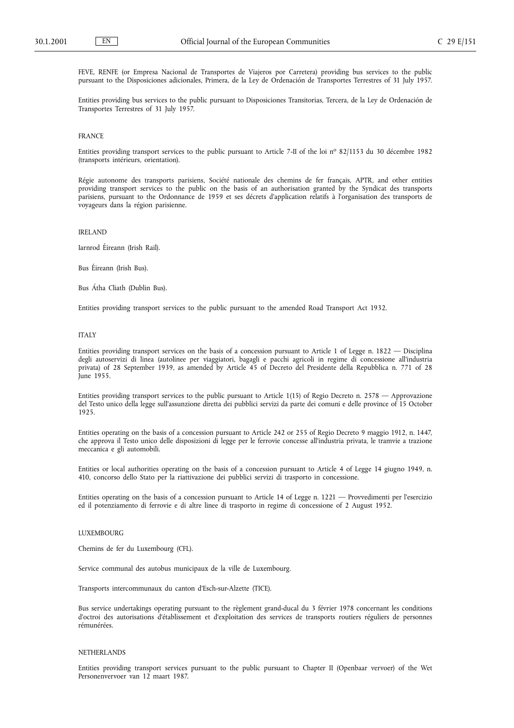FEVE, RENFE (or Empresa Nacional de Transportes de Viajeros por Carretera) providing bus services to the public pursuant to the Disposiciones adicionales, Primera, de la Ley de Ordenación de Transportes Terrestres of 31 July 1957.

Entities providing bus services to the public pursuant to Disposiciones Transitorias, Tercera, de la Ley de Ordenación de Transportes Terrestres of 31 July 1957.

FRANCE

Entities providing transport services to the public pursuant to Article 7-II of the loi nº 82/1153 du 30 décembre 1982 (transports intérieurs, orientation).

Régie autonome des transports parisiens, Société nationale des chemins de fer français, APTR, and other entities providing transport services to the public on the basis of an authorisation granted by the Syndicat des transports parisiens, pursuant to the Ordonnance de 1959 et ses décrets d'application relatifs à l'organisation des transports de voyageurs dans la région parisienne.

IRELAND

Iarnrod Éireann (Irish Rail).

Bus Éireann (Irish Bus).

Bus Átha Cliath (Dublin Bus).

Entities providing transport services to the public pursuant to the amended Road Transport Act 1932.

ITALY

Entities providing transport services on the basis of a concession pursuant to Article 1 of Legge n. 1822 — Disciplina degli autoservizi di linea (autolinee per viaggiatori, bagagli e pacchi agricoli in regime di concessione all'industria privata) of 28 September 1939, as amended by Article 45 of Decreto del Presidente della Repubblica n. 771 of 28 June 1955.

Entities providing transport services to the public pursuant to Article 1(15) of Regio Decreto n. 2578 — Approvazione del Testo unico della legge sull'assunzione diretta dei pubblici servizi da parte dei comuni e delle province of 15 October 1925.

Entities operating on the basis of a concession pursuant to Article 242 or 255 of Regio Decreto 9 maggio 1912, n. 1447, che approva il Testo unico delle disposizioni di legge per le ferrovie concesse all'industria privata, le tramvie a trazione meccanica e gli automobili.

Entities or local authorities operating on the basis of a concession pursuant to Article 4 of Legge 14 giugno 1949, n. 410, concorso dello Stato per la riattivazione dei pubblici servizi di trasporto in concessione.

Entities operating on the basis of a concession pursuant to Article 14 of Legge n. 1221 — Provvedimenti per l'esercizio ed il potenziamento di ferrovie e di altre linee di trasporto in regime di concessione of 2 August 1952.

LUXEMBOURG

Chemins de fer du Luxembourg (CFL).

Service communal des autobus municipaux de la ville de Luxembourg.

Transports intercommunaux du canton d'Esch-sur-Alzette (TICE).

Bus service undertakings operating pursuant to the règlement grand-ducal du 3 février 1978 concernant les conditions d'octroi des autorisations d'établissement et d'exploitation des services de transports routiers réguliers de personnes rémunérées.

NETHERLANDS

Entities providing transport services pursuant to the public pursuant to Chapter II (Openbaar vervoer) of the Wet Personenvervoer van 12 maart 1987.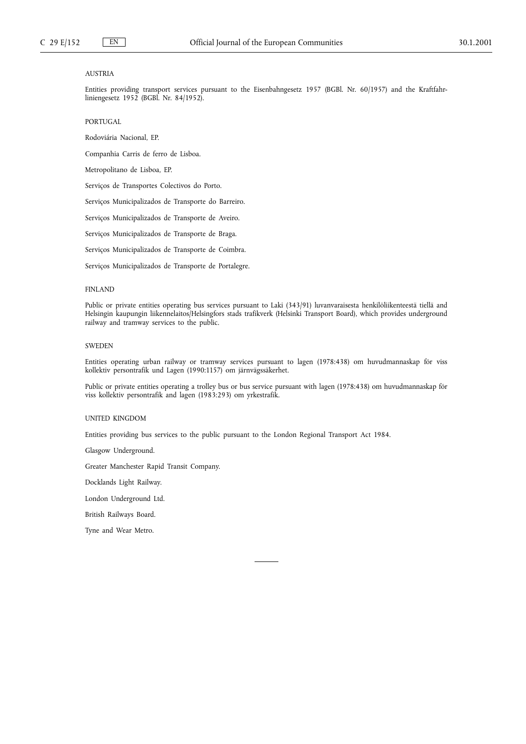AUSTRIA

Entities providing transport services pursuant to the Eisenbahngesetz 1957 (BGBl. Nr. 60/1957) and the Kraftfahrliniengesetz 1952 (BGBl. Nr. 84/1952).

PORTUGAL

Rodoviária Nacional, EP.

Companhia Carris de ferro de Lisboa.

Metropolitano de Lisboa, EP.

Serviços de Transportes Colectivos do Porto.

Serviços Municipalizados de Transporte do Barreiro.

Serviços Municipalizados de Transporte de Aveiro.

Serviços Municipalizados de Transporte de Braga.

Serviços Municipalizados de Transporte de Coimbra.

Serviços Municipalizados de Transporte de Portalegre.

FINLAND

Public or private entities operating bus services pursuant to Laki (343/91) luvanvaraisesta henkilöliikenteestä tiellä and Helsingin kaupungin liikennelaitos/Helsingfors stads trafikverk (Helsinki Transport Board), which provides underground railway and tramway services to the public.

SWEDEN

Entities operating urban railway or tramway services pursuant to lagen (1978:438) om huvudmannaskap för viss kollektiv persontrafik und Lagen (1990:1157) om järnvägssäkerhet.

Public or private entities operating a trolley bus or bus service pursuant with lagen (1978:438) om huvudmannaskap för viss kollektiv persontrafik and lagen (1983:293) om yrkestrafik.

UNITED KINGDOM

Entities providing bus services to the public pursuant to the London Regional Transport Act 1984.

Glasgow Underground.

Greater Manchester Rapid Transit Company.

Docklands Light Railway.

London Underground Ltd.

British Railways Board.

Tyne and Wear Metro.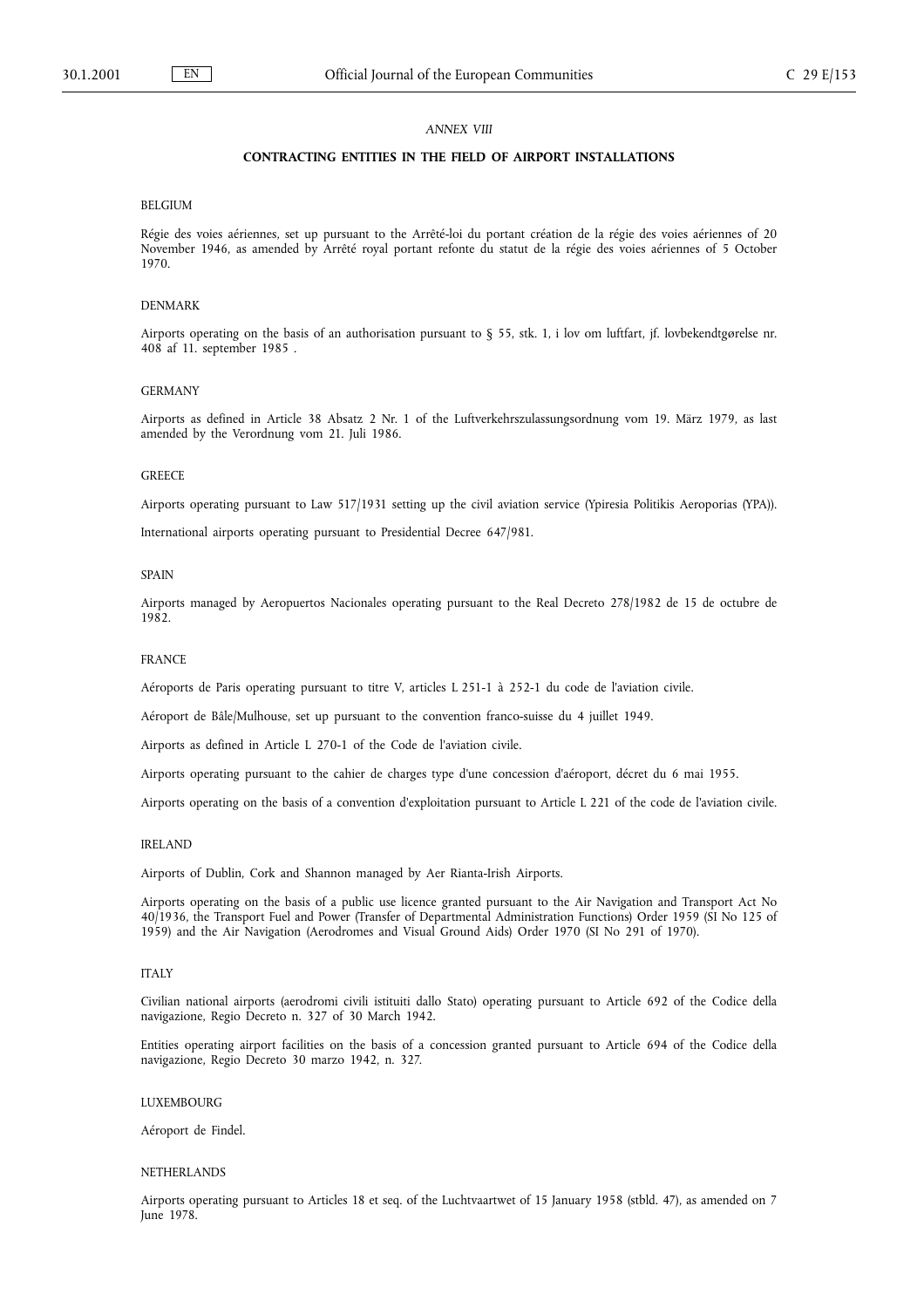*ANNEX VIII*

## CONTRACTING ENTITIES IN THE FIELD OF AIRPORT INSTALLATIONS

BELGIUM

Régie des voies aériennes, set up pursuant to the Arrêté-loi du portant création de la régie des voies aériennes of 20 November 1946, as amended by Arrêté royal portant refonte du statut de la régie des voies aériennes of 5 October 1970.

DENMARK

Airports operating on the basis of an authorisation pursuant to § 55, stk. 1, i lov om luftfart, jf. lovbekendtgørelse nr. 408 af 11. september 1985 .

GERMANY

Airports as defined in Article 38 Absatz 2 Nr. 1 of the Luftverkehrszulassungsordnung vom 19. März 1979, as last amended by the Verordnung vom 21. Juli 1986.

GREECE

Airports operating pursuant to Law 517/1931 setting up the civil aviation service (Ypiresia Politikis Aeroporias (YPA)).

International airports operating pursuant to Presidential Decree 647/981.

SPAIN

Airports managed by Aeropuertos Nacionales operating pursuant to the Real Decreto 278/1982 de 15 de octubre de 1982.

FRANCE

Aéroports de Paris operating pursuant to titre V, articles L 251-1 à 252-1 du code de l'aviation civile.

Aéroport de Bâle/Mulhouse, set up pursuant to the convention franco-suisse du 4 juillet 1949.

Airports as defined in Article L 270-1 of the Code de l'aviation civile.

Airports operating pursuant to the cahier de charges type d'une concession d'aéroport, décret du 6 mai 1955.

Airports operating on the basis of a convention d'exploitation pursuant to Article L 221 of the code de l'aviation civile.

IRELAND

Airports of Dublin, Cork and Shannon managed by Aer Rianta-Irish Airports.

Airports operating on the basis of a public use licence granted pursuant to the Air Navigation and Transport Act No 40/1936, the Transport Fuel and Power (Transfer of Departmental Administration Functions) Order 1959 (SI No 125 of 1959) and the Air Navigation (Aerodromes and Visual Ground Aids) Order 1970 (SI No 291 of 1970).

ITALY

Civilian national airports (aerodromi civili istituiti dallo Stato) operating pursuant to Article 692 of the Codice della navigazione, Regio Decreto n. 327 of 30 March 1942.

Entities operating airport facilities on the basis of a concession granted pursuant to Article 694 of the Codice della navigazione, Regio Decreto 30 marzo 1942, n. 327.

LUXEMBOURG

Aéroport de Findel.

NETHERLANDS

Airports operating pursuant to Articles 18 et seq. of the Luchtvaartwet of 15 January 1958 (stbld. 47), as amended on 7 June 1978.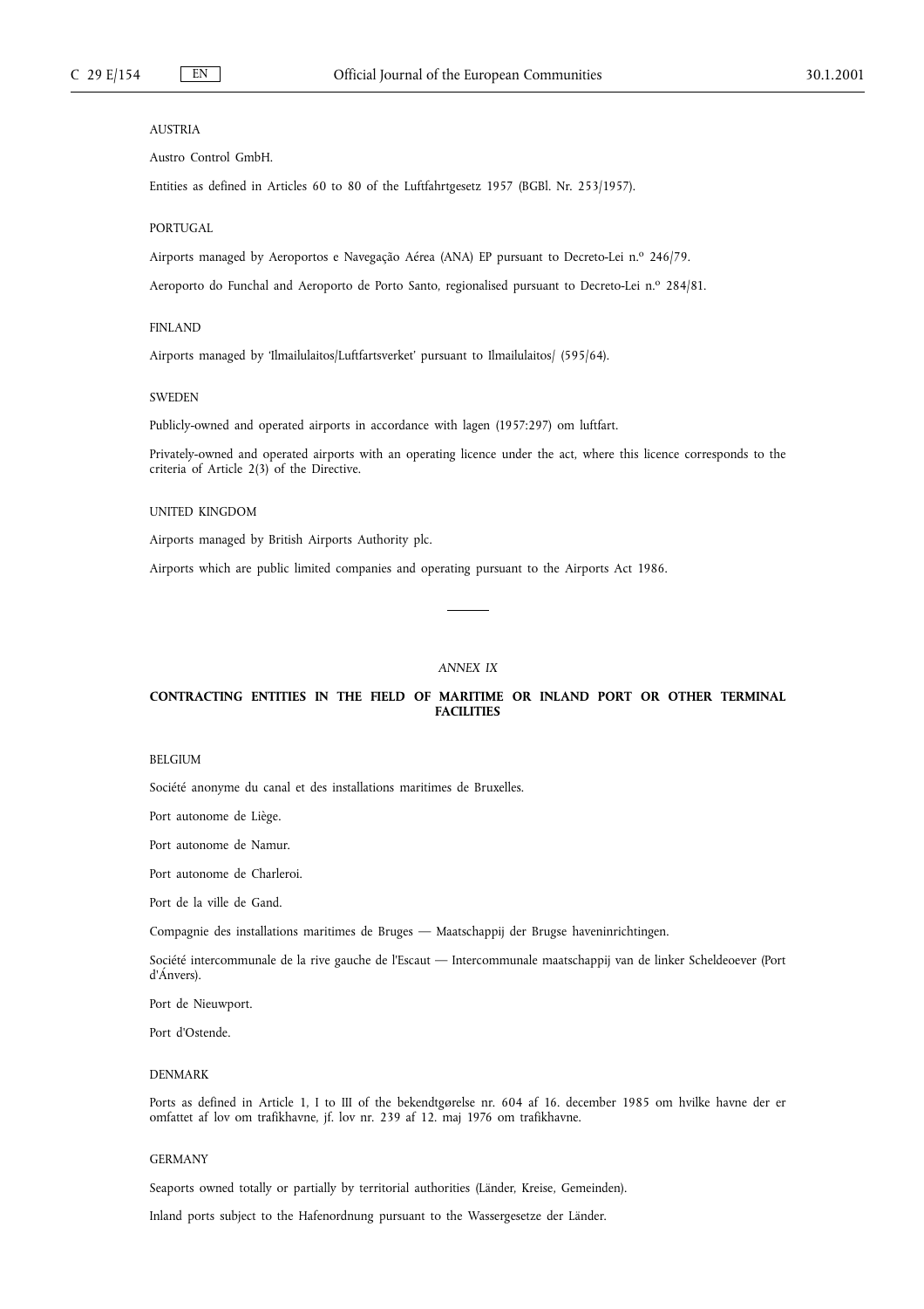AUSTRIA

Austro Control GmbH.

Entities as defined in Articles 60 to 80 of the Luftfahrtgesetz 1957 (BGBl. Nr. 253/1957).

PORTUGAL

Airports managed by Aeroportos e Navegação Aérea (ANA) EP pursuant to Decreto-Lei n.º 246/79.

Aeroporto do Funchal and Aeroporto de Porto Santo, regionalised pursuant to Decreto-Lei n.º 284/81.

FINLAND

Airports managed by 'Ilmailulaitos/Luftfartsverket' pursuant to Ilmailulaitos/ (595/64).

SWEDEN

Publicly-owned and operated airports in accordance with lagen (1957:297) om luftfart.

Privately-owned and operated airports with an operating licence under the act, where this licence corresponds to the criteria of Article 2(3) of the Directive.

UNITED KINGDOM

Airports managed by British Airports Authority plc.

Airports which are public limited companies and operating pursuant to the Airports Act 1986.

---

*ANNEX IX*

## CONTRACTING ENTITIES IN THE FIELD OF MARITIME OR INLAND PORT OR OTHER TERMINAL FACILITIES

BELGIUM

Société anonyme du canal et des installations maritimes de Bruxelles.

Port autonome de Liège.

Port autonome de Namur.

Port autonome de Charleroi.

Port de la ville de Gand.

Compagnie des installations maritimes de Bruges — Maatschappij der Brugse haveninrichtingen.

Société intercommunale de la rive gauche de l'Escaut — Intercommunale maatschappij van de linker Scheldeoever (Port d'Ánvers).

Port de Nieuwport.

Port d'Ostende.

DENMARK

Ports as defined in Article 1, I to III of the bekendtgørelse nr. 604 af 16. december 1985 om hvilke havne der er omfattet af lov om trafikhavne, jf. lov nr. 239 af 12. maj 1976 om trafikhavne.

GERMANY

Seaports owned totally or partially by territorial authorities (Länder, Kreise, Gemeinden).

Inland ports subject to the Hafenordnung pursuant to the Wassergesetze der Länder.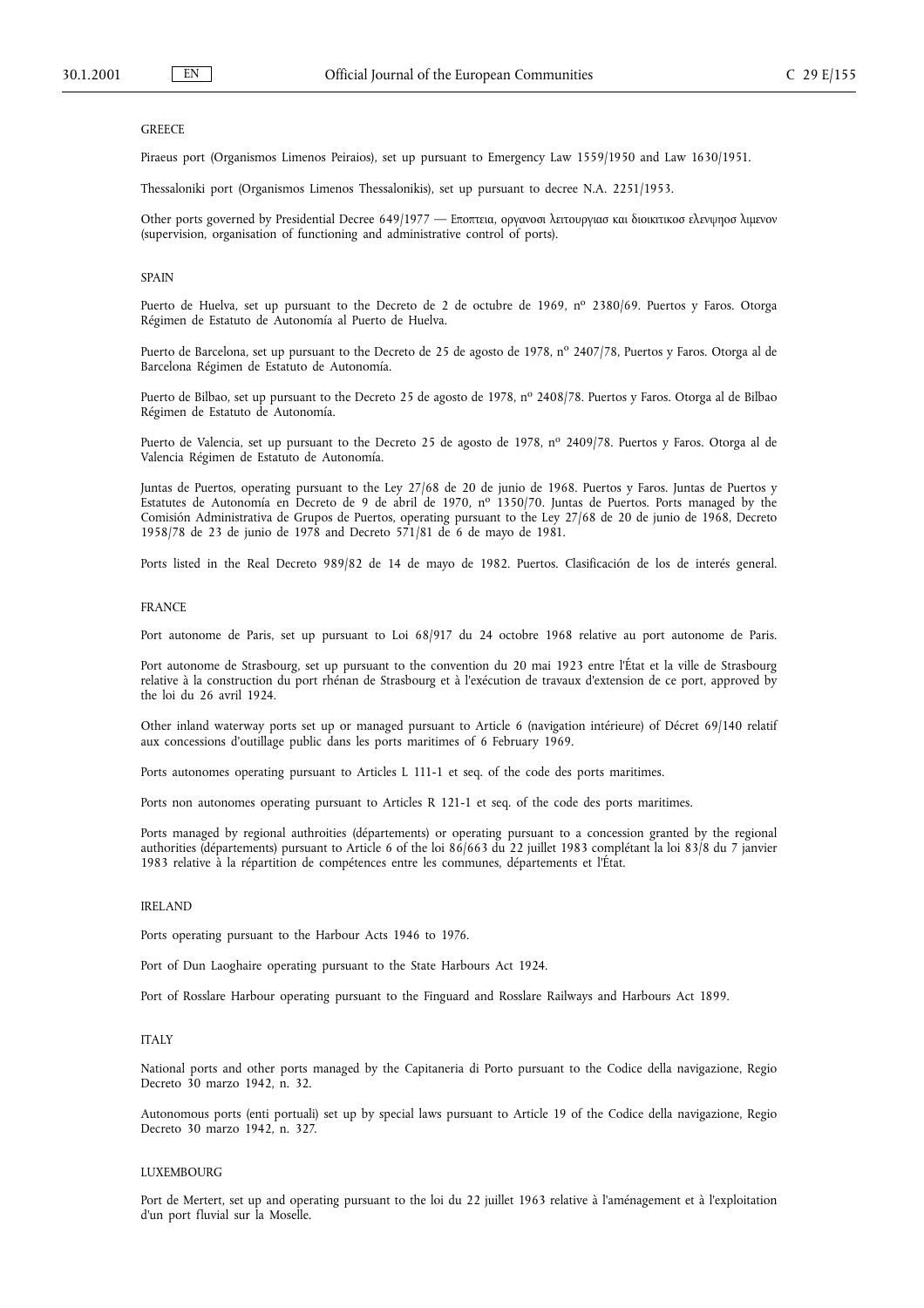GREECE

Piraeus port (Organismos Limenos Peiraios), set up pursuant to Emergency Law 1559/1950 and Law 1630/1951.

Thessaloniki port (Organismos Limenos Thessalonikis), set up pursuant to decree N.A. 2251/1953.

Other ports governed by Presidential Decree 649/1977 — Εποπτεια, οργανοσι λειτουργιασ και διοικιτικοσ ελενψηοσ λιμενον (supervision, organisation of functioning and administrative control of ports).

SPAIN

Puerto de Huelva, set up pursuant to the Decreto de 2 de octubre de 1969, nº 2380/69. Puertos y Faros. Otorga Régimen de Estatuto de Autonomía al Puerto de Huelva.

Puerto de Barcelona, set up pursuant to the Decreto de 25 de agosto de 1978, nº 2407/78, Puertos y Faros. Otorga al de Barcelona Régimen de Estatuto de Autonomía.

Puerto de Bilbao, set up pursuant to the Decreto 25 de agosto de 1978, nº 2408/78. Puertos y Faros. Otorga al de Bilbao Régimen de Estatuto de Autonomía.

Puerto de Valencia, set up pursuant to the Decreto 25 de agosto de 1978, nº 2409/78. Puertos y Faros. Otorga al de Valencia Régimen de Estatuto de Autonomía.

Juntas de Puertos, operating pursuant to the Ley 27/68 de 20 de junio de 1968. Puertos y Faros. Juntas de Puertos y Estatutes de Autonomía en Decreto de 9 de abril de 1970, nº 1350/70. Juntas de Puertos. Ports managed by the Comisión Administrativa de Grupos de Puertos, operating pursuant to the Ley 27/68 de 20 de junio de 1968, Decreto 1958/78 de 23 de junio de 1978 and Decreto 571/81 de 6 de mayo de 1981.

Ports listed in the Real Decreto 989/82 de 14 de mayo de 1982. Puertos. Clasificación de los de interés general.

FRANCE

Port autonome de Paris, set up pursuant to Loi 68/917 du 24 octobre 1968 relative au port autonome de Paris.

Port autonome de Strasbourg, set up pursuant to the convention du 20 mai 1923 entre l'État et la ville de Strasbourg relative à la construction du port rhénan de Strasbourg et à l'exécution de travaux d'extension de ce port, approved by the loi du 26 avril 1924.

Other inland waterway ports set up or managed pursuant to Article 6 (navigation intérieure) of Décret 69/140 relatif aux concessions d'outillage public dans les ports maritimes of 6 February 1969.

Ports autonomes operating pursuant to Articles L 111-1 et seq. of the code des ports maritimes.

Ports non autonomes operating pursuant to Articles R 121-1 et seq. of the code des ports maritimes.

Ports managed by regional authroities (départements) or operating pursuant to a concession granted by the regional authorities (départements) pursuant to Article 6 of the loi 86/663 du 22 juillet 1983 complétant la loi 83/8 du 7 janvier 1983 relative à la répartition de compétences entre les communes, départements et l'État.

IRELAND

Ports operating pursuant to the Harbour Acts 1946 to 1976.

Port of Dun Laoghaire operating pursuant to the State Harbours Act 1924.

Port of Rosslare Harbour operating pursuant to the Finguard and Rosslare Railways and Harbours Act 1899.

ITALY

National ports and other ports managed by the Capitaneria di Porto pursuant to the Codice della navigazione, Regio Decreto 30 marzo 1942, n. 32.

Autonomous ports (enti portuali) set up by special laws pursuant to Article 19 of the Codice della navigazione, Regio Decreto 30 marzo 1942, n. 327.

LUXEMBOURG

Port de Mertert, set up and operating pursuant to the loi du 22 juillet 1963 relative à l'aménagement et à l'exploitation d'un port fluvial sur la Moselle.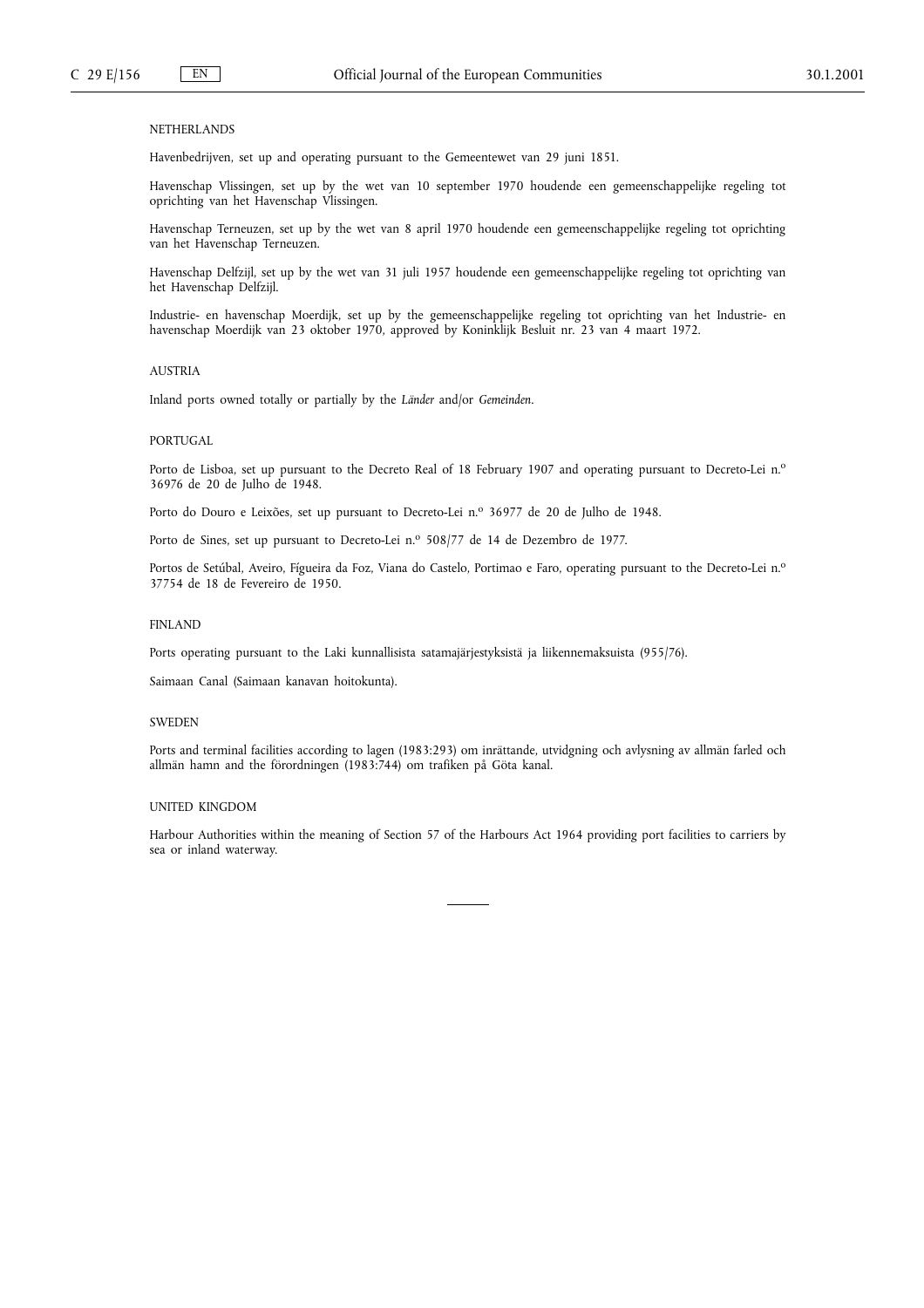NETHERLANDS

Havenbedrijven, set up and operating pursuant to the Gemeentewet van 29 juni 1851.

Havenschap Vlissingen, set up by the wet van 10 september 1970 houdende een gemeenschappelijke regeling tot oprichting van het Havenschap Vlissingen.

Havenschap Terneuzen, set up by the wet van 8 april 1970 houdende een gemeenschappelijke regeling tot oprichting van het Havenschap Terneuzen.

Havenschap Delfzijl, set up by the wet van 31 juli 1957 houdende een gemeenschappelijke regeling tot oprichting van het Havenschap Delfzijl.

Industrie- en havenschap Moerdijk, set up by the gemeenschappelijke regeling tot oprichting van het Industrie- en havenschap Moerdijk van 23 oktober 1970, approved by Koninklijk Besluit nr. 23 van 4 maart 1972.

AUSTRIA

Inland ports owned totally or partially by the *Länder* and/or *Gemeinden*.

PORTUGAL

Porto de Lisboa, set up pursuant to the Decreto Real of 18 February 1907 and operating pursuant to Decreto-Lei n.º 36976 de 20 de Julho de 1948.

Porto do Douro e Leixões, set up pursuant to Decreto-Lei n.º 36977 de 20 de Julho de 1948.

Porto de Sines, set up pursuant to Decreto-Lei n.º 508/77 de 14 de Dezembro de 1977.

Portos de Setúbal, Aveiro, Fígueira da Foz, Viana do Castelo, Portimao e Faro, operating pursuant to the Decreto-Lei n.º 37754 de 18 de Fevereiro de 1950.

FINLAND

Ports operating pursuant to the Laki kunnallisista satamajärjestyksistä ja liikennemaksuista (955/76).

Saimaan Canal (Saimaan kanavan hoitokunta).

SWEDEN

Ports and terminal facilities according to lagen (1983:293) om inrättande, utvidgning och avlysning av allmän farled och allmän hamn and the förordningen (1983:744) om trafiken på Göta kanal.

UNITED KINGDOM

Harbour Authorities within the meaning of Section 57 of the Harbours Act 1964 providing port facilities to carriers by sea or inland waterway.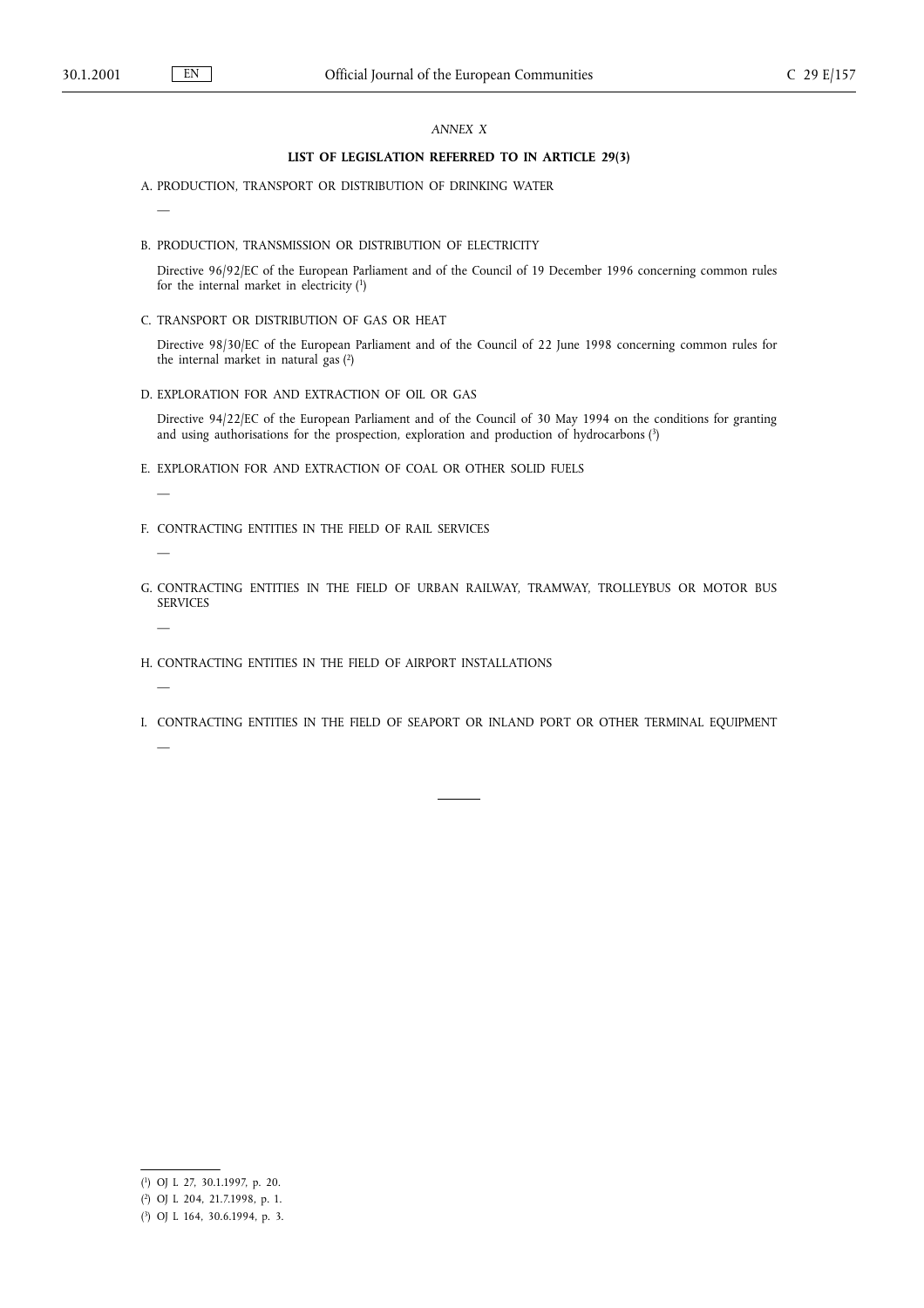*ANNEX X*

**LIST OF LEGISLATION REFERRED TO IN ARTICLE 29(3)**

A. PRODUCTION, TRANSPORT OR DISTRIBUTION OF DRINKING WATER

—

B. PRODUCTION, TRANSMISSION OR DISTRIBUTION OF ELECTRICITY

Directive 96/92/EC of the European Parliament and of the Council of 19 December 1996 concerning common rules for the internal market in electricity [1]

C. TRANSPORT OR DISTRIBUTION OF GAS OR HEAT

Directive 98/30/EC of the European Parliament and of the Council of 22 June 1998 concerning common rules for the internal market in natural gas [2]

D. EXPLORATION FOR AND EXTRACTION OF OIL OR GAS

Directive 94/22/EC of the European Parliament and of the Council of 30 May 1994 on the conditions for granting and using authorisations for the prospection, exploration and production of hydrocarbons [3]

E. EXPLORATION FOR AND EXTRACTION OF COAL OR OTHER SOLID FUELS

—

F. CONTRACTING ENTITIES IN THE FIELD OF RAIL SERVICES

—

G. CONTRACTING ENTITIES IN THE FIELD OF URBAN RAILWAY, TRAMWAY, TROLLEYBUS OR MOTOR BUS SERVICES

—

H. CONTRACTING ENTITIES IN THE FIELD OF AIRPORT INSTALLATIONS

—

I. CONTRACTING ENTITIES IN THE FIELD OF SEAPORT OR INLAND PORT OR OTHER TERMINAL EQUIPMENT

—

---

[1] OJ L 27, 30.1.1997, p. 20.

[2] OJ L 204, 21.7.1998, p. 1.

[3] OJ L 164, 30.6.1994, p. 3.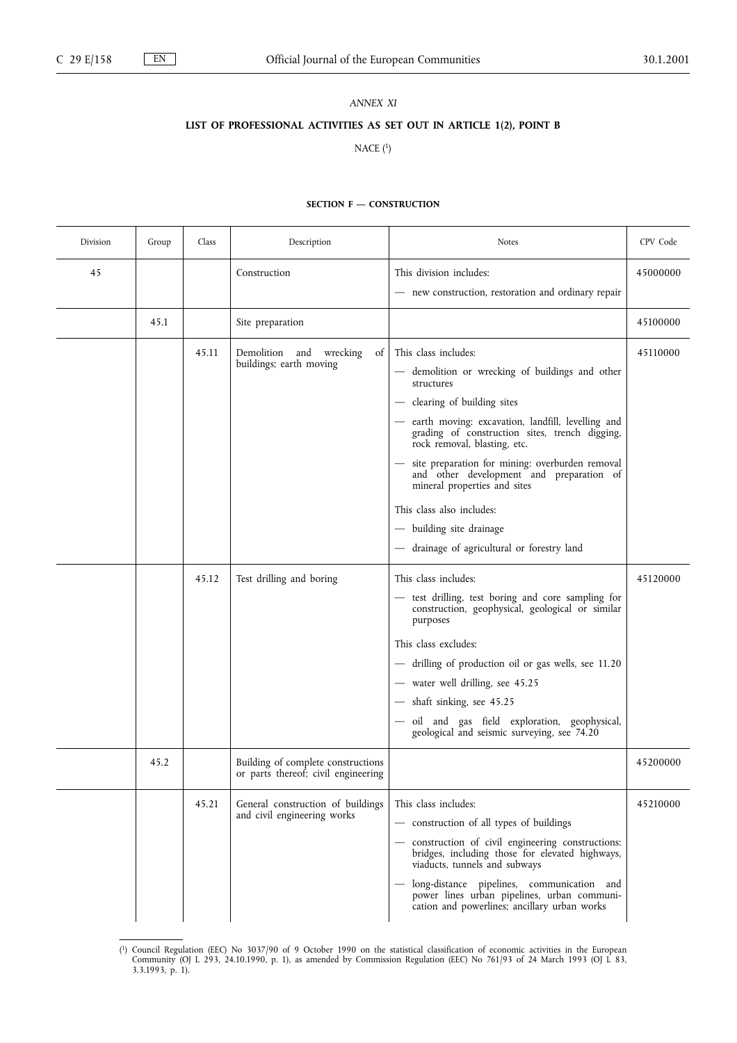*ANNEX XI*

**LIST OF PROFESSIONAL ACTIVITIES AS SET OUT IN ARTICLE 1(2), POINT B**

NACE [1]

**SECTION F — CONSTRUCTION**

| Division | Group | Class | Description | Notes | CPV Code |
|---|---|---|---|---|---|
| 45 | | | Construction | This division includes:<br>— new construction, restoration and ordinary repair | 45000000 |
| | 45.1 | | Site preparation | | 45100000 |
| | | 45.11 | Demolition and wrecking of buildings; earth moving | This class includes:<br>— demolition or wrecking of buildings and other structures<br>— clearing of building sites<br>— earth moving: excavation, landfill, levelling and grading of construction sites, trench digging, rock removal, blasting, etc.<br>— site preparation for mining: overburden removal and other development and preparation of mineral properties and sites<br>This class also includes:<br>— building site drainage<br>— drainage of agricultural or forestry land | 45110000 |
| | | 45.12 | Test drilling and boring | This class includes:<br>— test drilling, test boring and core sampling for construction, geophysical, geological or similar purposes<br>This class excludes:<br>— drilling of production oil or gas wells, see 11.20<br>— water well drilling, see 45.25<br>— shaft sinking, see 45.25<br>— oil and gas field exploration, geophysical, geological and seismic surveying, see 74.20 | 45120000 |
| | 45.2 | | Building of complete constructions or parts thereof; civil engineering | | 45200000 |
| | | 45.21 | General construction of buildings and civil engineering works | This class includes:<br>— construction of all types of buildings<br>— construction of civil engineering constructions: bridges, including those for elevated highways, viaducts, tunnels and subways<br>— long-distance pipelines, communication and power lines urban pipelines, urban communication and powerlines; ancillary urban works | 45210000 |

[1] Council Regulation (EEC) No 3037/90 of 9 October 1990 on the statistical classification of economic activities in the European Community (OJ L 293, 24.10.1990, p. 1), as amended by Commission Regulation (EEC) No 761/93 of 24 March 1993 (OJ L 83, 3.3.1993, p. 1).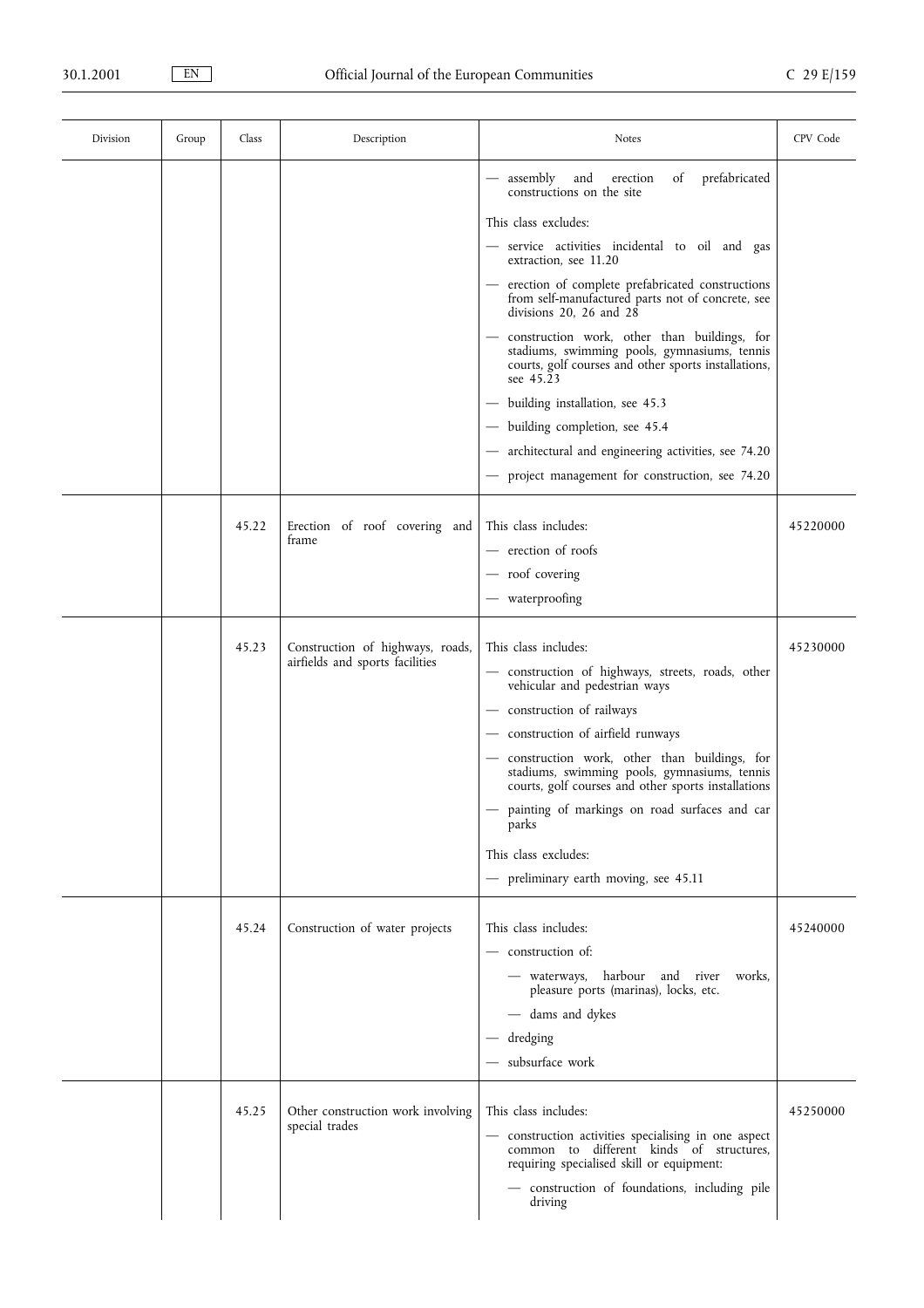| Division | Group | Class | Description | Notes | CPV Code |
|---|---|---|---|---|---|
| | | | | — assembly and erection of prefabricated constructions on the site<br><br>This class excludes:<br>— service activities incidental to oil and gas extraction, see 11.20<br>— erection of complete prefabricated constructions from self-manufactured parts not of concrete, see divisions 20, 26 and 28<br>— construction work, other than buildings, for stadiums, swimming pools, gymnasiums, tennis courts, golf courses and other sports installations, see 45.23<br>— building installation, see 45.3<br>— building completion, see 45.4<br>— architectural and engineering activities, see 74.20<br>— project management for construction, see 74.20 | |
| | | 45.22 | Erection of roof covering and frame | This class includes:<br>— erection of roofs<br>— roof covering<br>— waterproofing | 45220000 |
| | | 45.23 | Construction of highways, roads, airfields and sports facilities | This class includes:<br>— construction of highways, streets, roads, other vehicular and pedestrian ways<br>— construction of railways<br>— construction of airfield runways<br>— construction work, other than buildings, for stadiums, swimming pools, gymnasiums, tennis courts, golf courses and other sports installations<br>— painting of markings on road surfaces and car parks<br><br>This class excludes:<br>— preliminary earth moving, see 45.11 | 45230000 |
| | | 45.24 | Construction of water projects | This class includes:<br>— construction of:<br>— waterways, harbour and river works, pleasure ports (marinas), locks, etc.<br>— dams and dykes<br>— dredging<br>— subsurface work | 45240000 |
| | | 45.25 | Other construction work involving special trades | This class includes:<br>— construction activities specialising in one aspect common to different kinds of structures, requiring specialised skill or equipment:<br>— construction of foundations, including pile driving | 45250000 |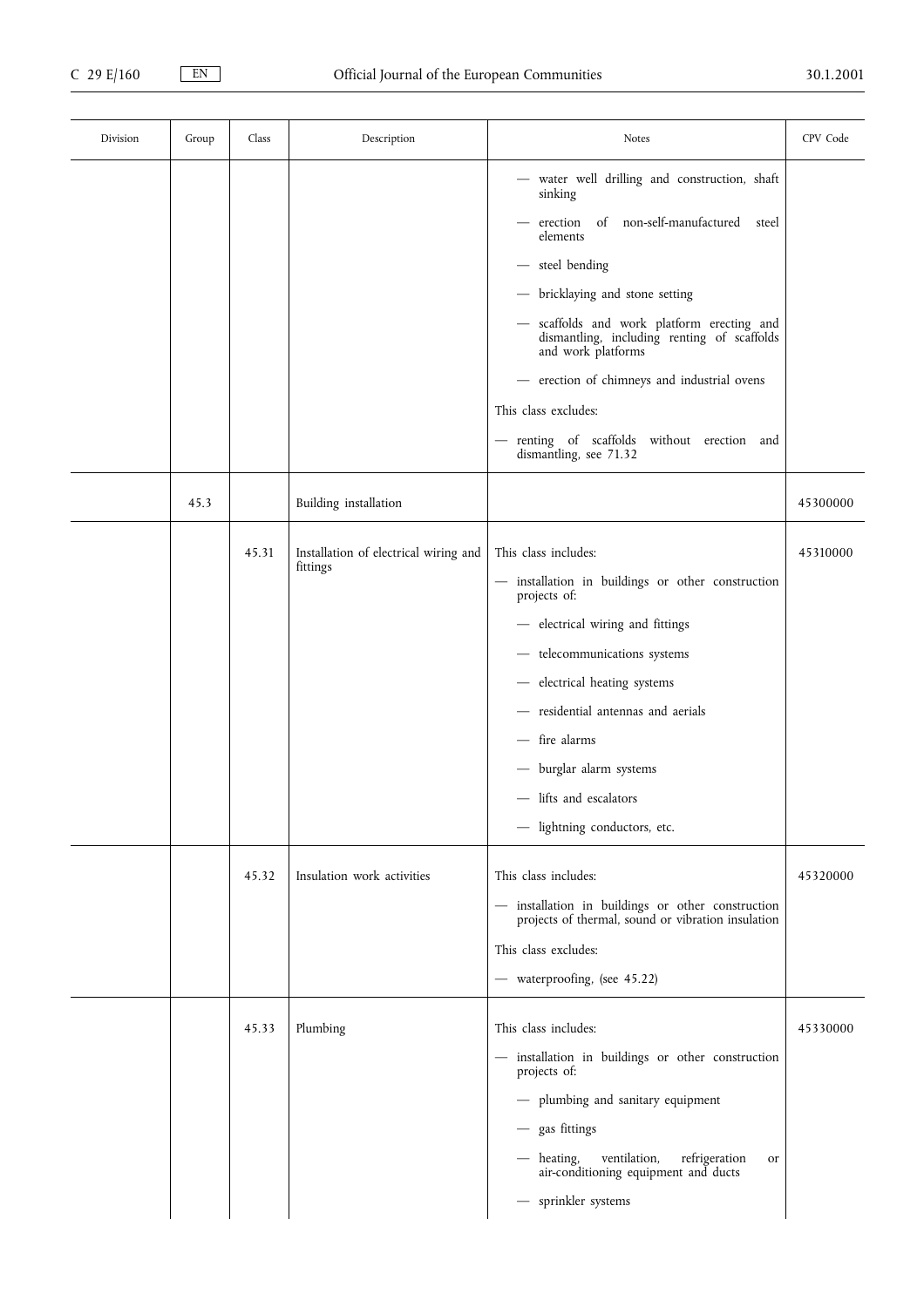| Division | Group | Class | Description | Notes | CPV Code |
|---|---|---|---|---|---|
| | | | | — water well drilling and construction, shaft sinking<br>— erection of non-self-manufactured steel elements<br>— steel bending<br>— bricklaying and stone setting<br>— scaffolds and work platform erecting and dismantling, including renting of scaffolds and work platforms<br>— erection of chimneys and industrial ovens<br>This class excludes:<br>— renting of scaffolds without erection and dismantling, see 71.32 | |
| | 45.3 | | Building installation | | 45300000 |
| | | 45.31 | Installation of electrical wiring and fittings | This class includes:<br>— installation in buildings or other construction projects of:<br>— electrical wiring and fittings<br>— telecommunications systems<br>— electrical heating systems<br>— residential antennas and aerials<br>— fire alarms<br>— burglar alarm systems<br>— lifts and escalators<br>— lightning conductors, etc. | 45310000 |
| | | 45.32 | Insulation work activities | This class includes:<br>— installation in buildings or other construction projects of thermal, sound or vibration insulation<br>This class excludes:<br>— waterproofing, (see 45.22) | 45320000 |
| | | 45.33 | Plumbing | This class includes:<br>— installation in buildings or other construction projects of:<br>— plumbing and sanitary equipment<br>— gas fittings<br>— heating, ventilation, refrigeration or air-conditioning equipment and ducts<br>— sprinkler systems | 45330000 |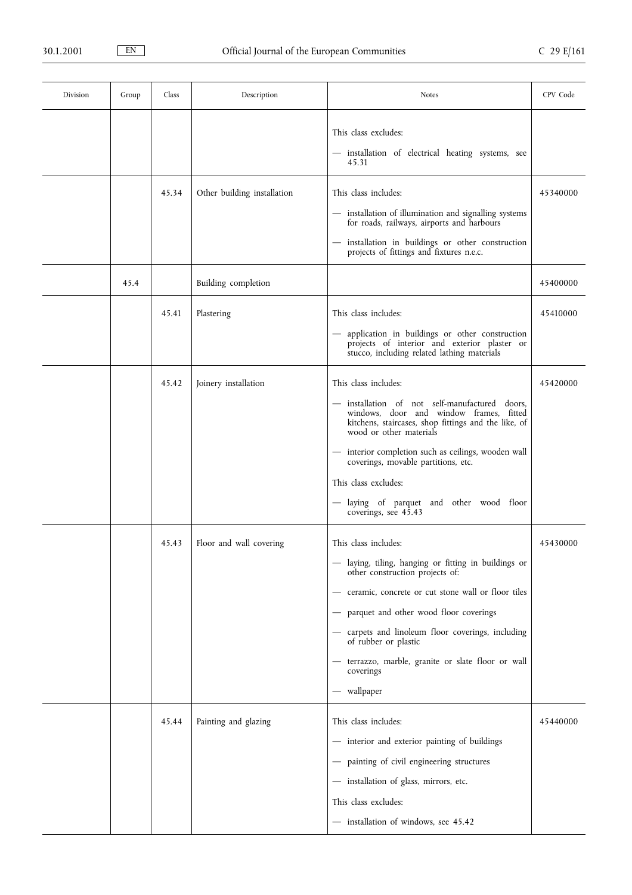| Division | Group | Class | Description | Notes | CPV Code |
|---|---|---|---|---|---|
| | | | | This class excludes:<br>— installation of electrical heating systems, see 45.31 | |
| | | 45.34 | Other building installation | This class includes:<br>— installation of illumination and signalling systems for roads, railways, airports and harbours<br>— installation in buildings or other construction projects of fittings and fixtures n.e.c. | 45340000 |
| | 45.4 | | Building completion | | 45400000 |
| | | 45.41 | Plastering | This class includes:<br>— application in buildings or other construction projects of interior and exterior plaster or stucco, including related lathing materials | 45410000 |
| | | 45.42 | Joinery installation | This class includes:<br>— installation of not self-manufactured doors, windows, door and window frames, fitted kitchens, staircases, shop fittings and the like, of wood or other materials<br>— interior completion such as ceilings, wooden wall coverings, movable partitions, etc.<br>This class excludes:<br>— laying of parquet and other wood floor coverings, see 45.43 | 45420000 |
| | | 45.43 | Floor and wall covering | This class includes:<br>— laying, tiling, hanging or fitting in buildings or other construction projects of:<br>— ceramic, concrete or cut stone wall or floor tiles<br>— parquet and other wood floor coverings<br>— carpets and linoleum floor coverings, including of rubber or plastic<br>— terrazzo, marble, granite or slate floor or wall coverings<br>— wallpaper | 45430000 |
| | | 45.44 | Painting and glazing | This class includes:<br>— interior and exterior painting of buildings<br>— painting of civil engineering structures<br>— installation of glass, mirrors, etc.<br>This class excludes:<br>— installation of windows, see 45.42 | 45440000 |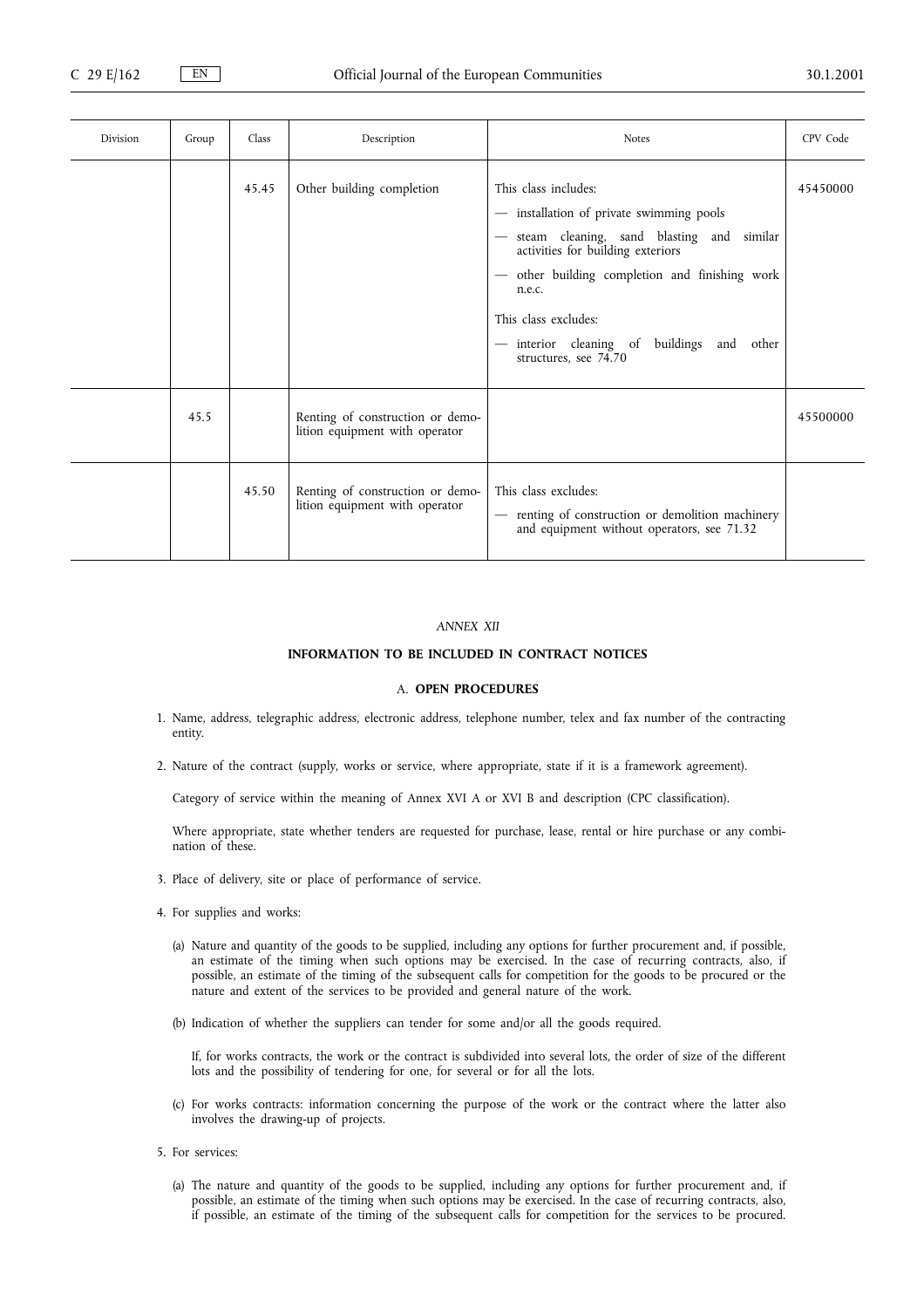| Division | Group | Class | Description | Notes | CPV Code |
|---|---|---|---|---|---|
| | | 45.45 | Other building completion | This class includes:<br>— installation of private swimming pools<br>— steam cleaning, sand blasting and similar activities for building exteriors<br>— other building completion and finishing work n.e.c.<br>This class excludes:<br>— interior cleaning of buildings and other structures, see 74.70 | 45450000 |
| | 45.5 | | Renting of construction or demolition equipment with operator | | 45500000 |
| | | 45.50 | Renting of construction or demolition equipment with operator | This class excludes:<br>— renting of construction or demolition machinery and equipment without operators, see 71.32 | |

*ANNEX XII*

## INFORMATION TO BE INCLUDED IN CONTRACT NOTICES

### A. OPEN PROCEDURES

1. Name, address, telegraphic address, electronic address, telephone number, telex and fax number of the contracting entity.

2. Nature of the contract (supply, works or service, where appropriate, state if it is a framework agreement).

   Category of service within the meaning of Annex XVI A or XVI B and description (CPC classification).

   Where appropriate, state whether tenders are requested for purchase, lease, rental or hire purchase or any combination of these.

3. Place of delivery, site or place of performance of service.

4. For supplies and works:

   (a) Nature and quantity of the goods to be supplied, including any options for further procurement and, if possible, an estimate of the timing when such options may be exercised. In the case of recurring contracts, also, if possible, an estimate of the timing of the subsequent calls for competition for the goods to be procured or the nature and extent of the services to be provided and general nature of the work.

   (b) Indication of whether the suppliers can tender for some and/or all the goods required.

   If, for works contracts, the work or the contract is subdivided into several lots, the order of size of the different lots and the possibility of tendering for one, for several or for all the lots.

   (c) For works contracts: information concerning the purpose of the work or the contract where the latter also involves the drawing-up of projects.

5. For services:

   (a) The nature and quantity of the goods to be supplied, including any options for further procurement and, if possible, an estimate of the timing when such options may be exercised. In the case of recurring contracts, also, if possible, an estimate of the timing of the subsequent calls for competition for the services to be procured.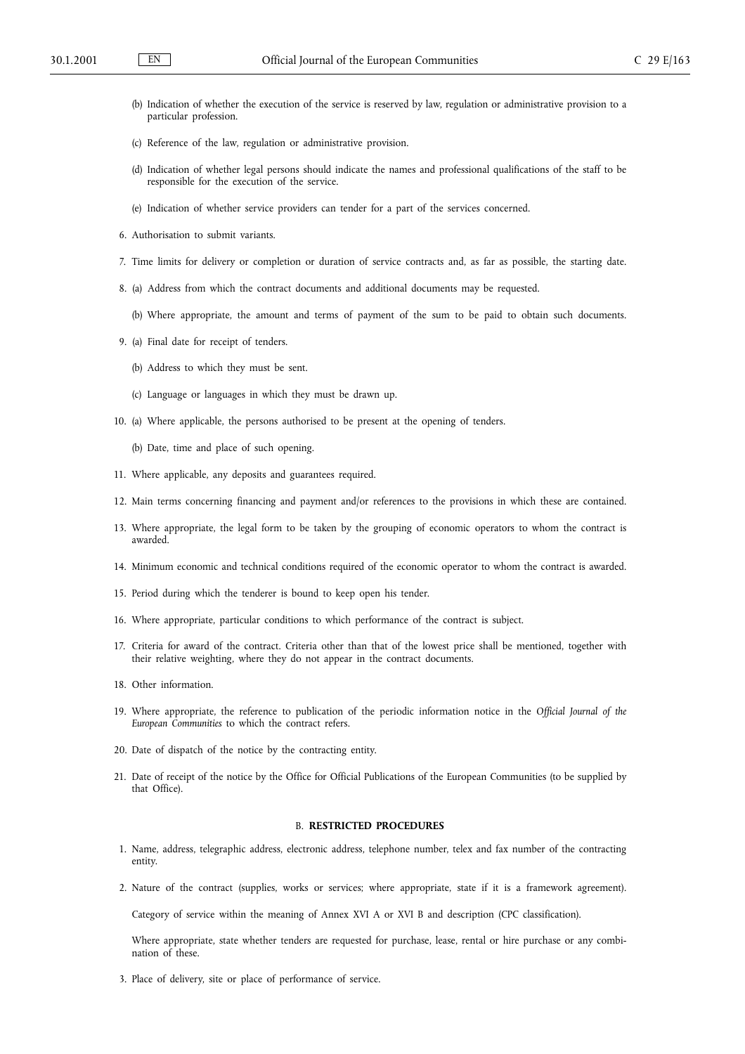(b) Indication of whether the execution of the service is reserved by law, regulation or administrative provision to a particular profession.

(c) Reference of the law, regulation or administrative provision.

(d) Indication of whether legal persons should indicate the names and professional qualifications of the staff to be responsible for the execution of the service.

(e) Indication of whether service providers can tender for a part of the services concerned.

6. Authorisation to submit variants.

7. Time limits for delivery or completion or duration of service contracts and, as far as possible, the starting date.

8. (a) Address from which the contract documents and additional documents may be requested.

   (b) Where appropriate, the amount and terms of payment of the sum to be paid to obtain such documents.

9. (a) Final date for receipt of tenders.

   (b) Address to which they must be sent.

   (c) Language or languages in which they must be drawn up.

10. (a) Where applicable, the persons authorised to be present at the opening of tenders.

    (b) Date, time and place of such opening.

11. Where applicable, any deposits and guarantees required.

12. Main terms concerning financing and payment and/or references to the provisions in which these are contained.

13. Where appropriate, the legal form to be taken by the grouping of economic operators to whom the contract is awarded.

14. Minimum economic and technical conditions required of the economic operator to whom the contract is awarded.

15. Period during which the tenderer is bound to keep open his tender.

16. Where appropriate, particular conditions to which performance of the contract is subject.

17. Criteria for award of the contract. Criteria other than that of the lowest price shall be mentioned, together with their relative weighting, where they do not appear in the contract documents.

18. Other information.

19. Where appropriate, the reference to publication of the periodic information notice in the *Official Journal of the European Communities* to which the contract refers.

20. Date of dispatch of the notice by the contracting entity.

21. Date of receipt of the notice by the Office for Official Publications of the European Communities (to be supplied by that Office).

## B. RESTRICTED PROCEDURES

1. Name, address, telegraphic address, electronic address, telephone number, telex and fax number of the contracting entity.

2. Nature of the contract (supplies, works or services; where appropriate, state if it is a framework agreement).

   Category of service within the meaning of Annex XVI A or XVI B and description (CPC classification).

   Where appropriate, state whether tenders are requested for purchase, lease, rental or hire purchase or any combination of these.

3. Place of delivery, site or place of performance of service.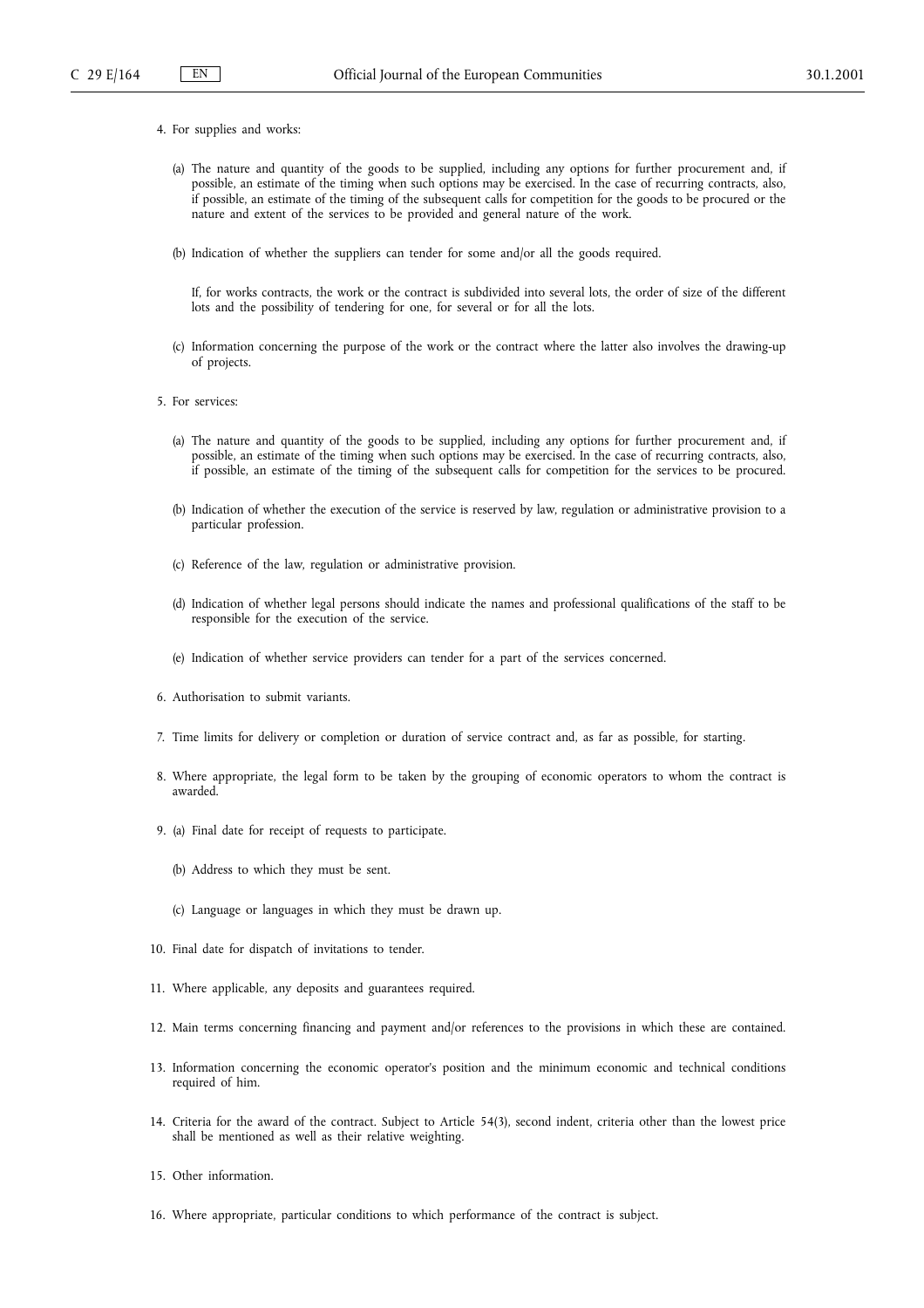4. For supplies and works:

   (a) The nature and quantity of the goods to be supplied, including any options for further procurement and, if possible, an estimate of the timing when such options may be exercised. In the case of recurring contracts, also, if possible, an estimate of the timing of the subsequent calls for competition for the goods to be procured or the nature and extent of the services to be provided and general nature of the work.

   (b) Indication of whether the suppliers can tender for some and/or all the goods required.

   If, for works contracts, the work or the contract is subdivided into several lots, the order of size of the different lots and the possibility of tendering for one, for several or for all the lots.

   (c) Information concerning the purpose of the work or the contract where the latter also involves the drawing-up of projects.

5. For services:

   (a) The nature and quantity of the goods to be supplied, including any options for further procurement and, if possible, an estimate of the timing when such options may be exercised. In the case of recurring contracts, also, if possible, an estimate of the timing of the subsequent calls for competition for the services to be procured.

   (b) Indication of whether the execution of the service is reserved by law, regulation or administrative provision to a particular profession.

   (c) Reference of the law, regulation or administrative provision.

   (d) Indication of whether legal persons should indicate the names and professional qualifications of the staff to be responsible for the execution of the service.

   (e) Indication of whether service providers can tender for a part of the services concerned.

6. Authorisation to submit variants.

7. Time limits for delivery or completion or duration of service contract and, as far as possible, for starting.

8. Where appropriate, the legal form to be taken by the grouping of economic operators to whom the contract is awarded.

9. (a) Final date for receipt of requests to participate.

   (b) Address to which they must be sent.

   (c) Language or languages in which they must be drawn up.

10. Final date for dispatch of invitations to tender.

11. Where applicable, any deposits and guarantees required.

12. Main terms concerning financing and payment and/or references to the provisions in which these are contained.

13. Information concerning the economic operator's position and the minimum economic and technical conditions required of him.

14. Criteria for the award of the contract. Subject to Article 54(3), second indent, criteria other than the lowest price shall be mentioned as well as their relative weighting.

15. Other information.

16. Where appropriate, particular conditions to which performance of the contract is subject.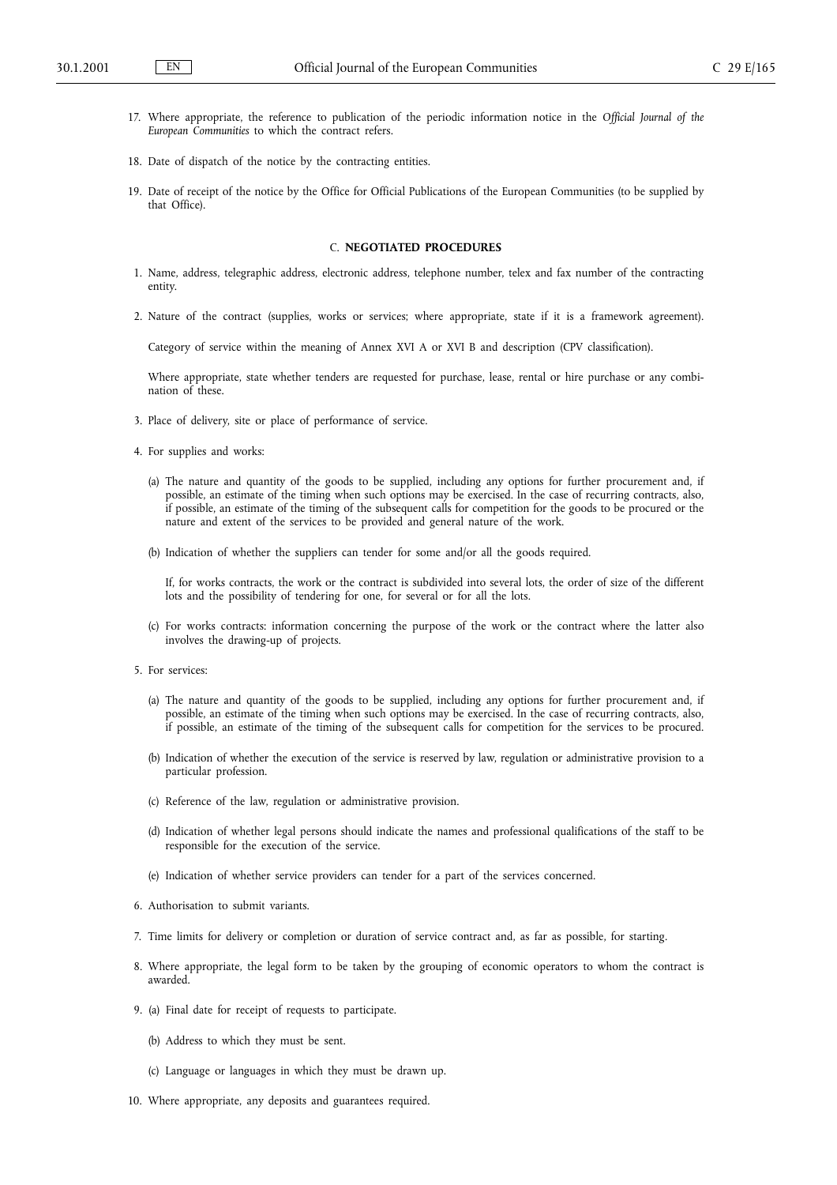17. Where appropriate, the reference to publication of the periodic information notice in the *Official Journal of the European Communities* to which the contract refers.

18. Date of dispatch of the notice by the contracting entities.

19. Date of receipt of the notice by the Office for Official Publications of the European Communities (to be supplied by that Office).

### C. **NEGOTIATED PROCEDURES**

1. Name, address, telegraphic address, electronic address, telephone number, telex and fax number of the contracting entity.

2. Nature of the contract (supplies, works or services; where appropriate, state if it is a framework agreement).

   Category of service within the meaning of Annex XVI A or XVI B and description (CPV classification).

   Where appropriate, state whether tenders are requested for purchase, lease, rental or hire purchase or any combination of these.

3. Place of delivery, site or place of performance of service.

4. For supplies and works:

   (a) The nature and quantity of the goods to be supplied, including any options for further procurement and, if possible, an estimate of the timing when such options may be exercised. In the case of recurring contracts, also, if possible, an estimate of the timing of the subsequent calls for competition for the goods to be procured or the nature and extent of the services to be provided and general nature of the work.

   (b) Indication of whether the suppliers can tender for some and/or all the goods required.

   If, for works contracts, the work or the contract is subdivided into several lots, the order of size of the different lots and the possibility of tendering for one, for several or for all the lots.

   (c) For works contracts: information concerning the purpose of the work or the contract where the latter also involves the drawing-up of projects.

5. For services:

   (a) The nature and quantity of the goods to be supplied, including any options for further procurement and, if possible, an estimate of the timing when such options may be exercised. In the case of recurring contracts, also, if possible, an estimate of the timing of the subsequent calls for competition for the services to be procured.

   (b) Indication of whether the execution of the service is reserved by law, regulation or administrative provision to a particular profession.

   (c) Reference of the law, regulation or administrative provision.

   (d) Indication of whether legal persons should indicate the names and professional qualifications of the staff to be responsible for the execution of the service.

   (e) Indication of whether service providers can tender for a part of the services concerned.

6. Authorisation to submit variants.

7. Time limits for delivery or completion or duration of service contract and, as far as possible, for starting.

8. Where appropriate, the legal form to be taken by the grouping of economic operators to whom the contract is awarded.

9. (a) Final date for receipt of requests to participate.

   (b) Address to which they must be sent.

   (c) Language or languages in which they must be drawn up.

10. Where appropriate, any deposits and guarantees required.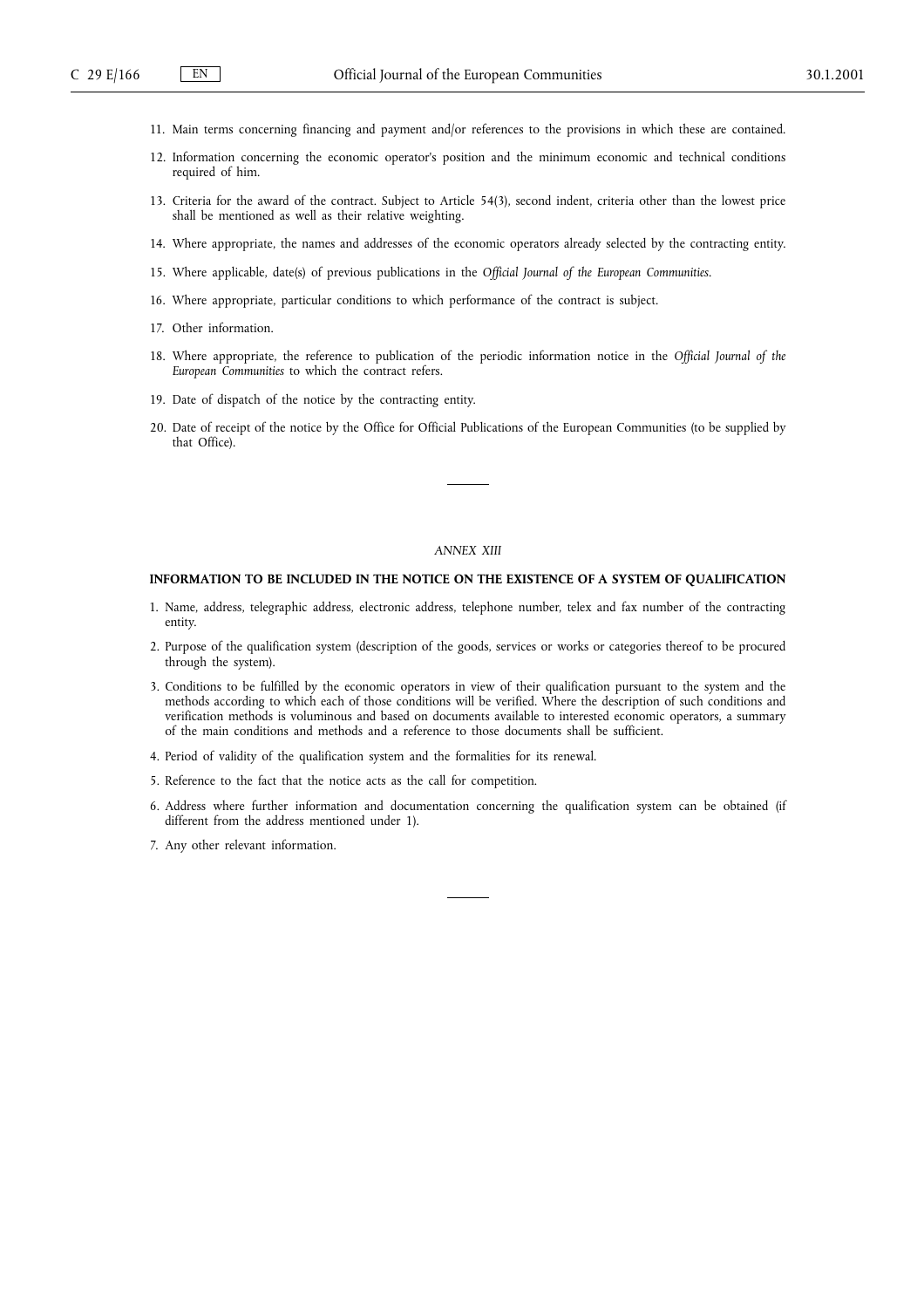11. Main terms concerning financing and payment and/or references to the provisions in which these are contained.

12. Information concerning the economic operator's position and the minimum economic and technical conditions required of him.

13. Criteria for the award of the contract. Subject to Article 54(3), second indent, criteria other than the lowest price shall be mentioned as well as their relative weighting.

14. Where appropriate, the names and addresses of the economic operators already selected by the contracting entity.

15. Where applicable, date(s) of previous publications in the *Official Journal of the European Communities*.

16. Where appropriate, particular conditions to which performance of the contract is subject.

17. Other information.

18. Where appropriate, the reference to publication of the periodic information notice in the *Official Journal of the European Communities* to which the contract refers.

19. Date of dispatch of the notice by the contracting entity.

20. Date of receipt of the notice by the Office for Official Publications of the European Communities (to be supplied by that Office).

---

*ANNEX XIII*

## INFORMATION TO BE INCLUDED IN THE NOTICE ON THE EXISTENCE OF A SYSTEM OF QUALIFICATION

1. Name, address, telegraphic address, electronic address, telephone number, telex and fax number of the contracting entity.

2. Purpose of the qualification system (description of the goods, services or works or categories thereof to be procured through the system).

3. Conditions to be fulfilled by the economic operators in view of their qualification pursuant to the system and the methods according to which each of those conditions will be verified. Where the description of such conditions and verification methods is voluminous and based on documents available to interested economic operators, a summary of the main conditions and methods and a reference to those documents shall be sufficient.

4. Period of validity of the qualification system and the formalities for its renewal.

5. Reference to the fact that the notice acts as the call for competition.

6. Address where further information and documentation concerning the qualification system can be obtained (if different from the address mentioned under 1).

7. Any other relevant information.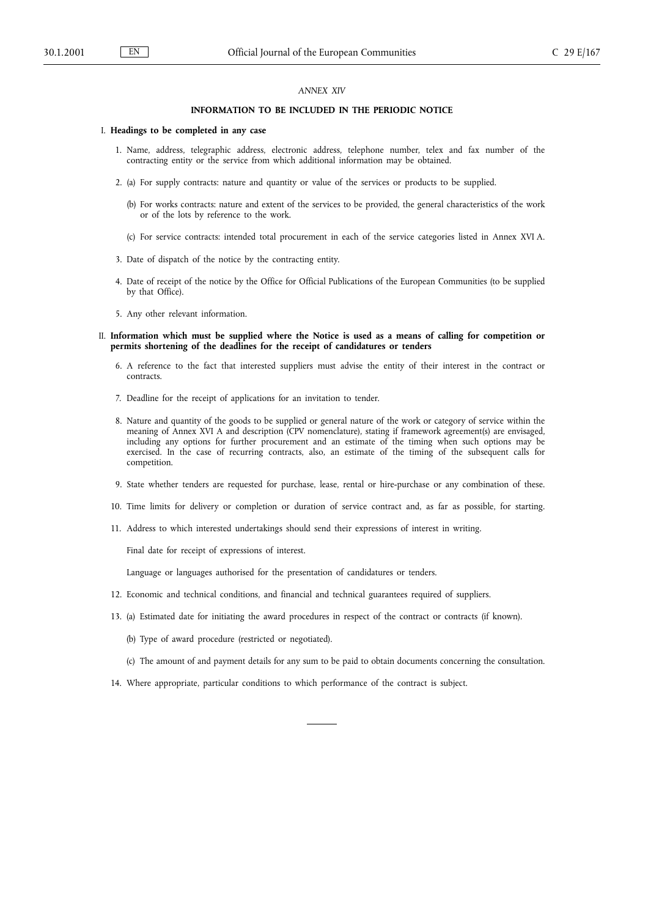*ANNEX XIV*

# INFORMATION TO BE INCLUDED IN THE PERIODIC NOTICE

## I. Headings to be completed in any case

1. Name, address, telegraphic address, electronic address, telephone number, telex and fax number of the contracting entity or the service from which additional information may be obtained.

2. (a) For supply contracts: nature and quantity or value of the services or products to be supplied.

   (b) For works contracts: nature and extent of the services to be provided, the general characteristics of the work or of the lots by reference to the work.

   (c) For service contracts: intended total procurement in each of the service categories listed in Annex XVI A.

3. Date of dispatch of the notice by the contracting entity.

4. Date of receipt of the notice by the Office for Official Publications of the European Communities (to be supplied by that Office).

5. Any other relevant information.

## II. Information which must be supplied where the Notice is used as a means of calling for competition or permits shortening of the deadlines for the receipt of candidatures or tenders

6. A reference to the fact that interested suppliers must advise the entity of their interest in the contract or contracts.

7. Deadline for the receipt of applications for an invitation to tender.

8. Nature and quantity of the goods to be supplied or general nature of the work or category of service within the meaning of Annex XVI A and description (CPV nomenclature), stating if framework agreement(s) are envisaged, including any options for further procurement and an estimate of the timing when such options may be exercised. In the case of recurring contracts, also, an estimate of the timing of the subsequent calls for competition.

9. State whether tenders are requested for purchase, lease, rental or hire-purchase or any combination of these.

10. Time limits for delivery or completion or duration of service contract and, as far as possible, for starting.

11. Address to which interested undertakings should send their expressions of interest in writing.

    Final date for receipt of expressions of interest.

    Language or languages authorised for the presentation of candidatures or tenders.

12. Economic and technical conditions, and financial and technical guarantees required of suppliers.

13. (a) Estimated date for initiating the award procedures in respect of the contract or contracts (if known).

    (b) Type of award procedure (restricted or negotiated).

    (c) The amount of and payment details for any sum to be paid to obtain documents concerning the consultation.

14. Where appropriate, particular conditions to which performance of the contract is subject.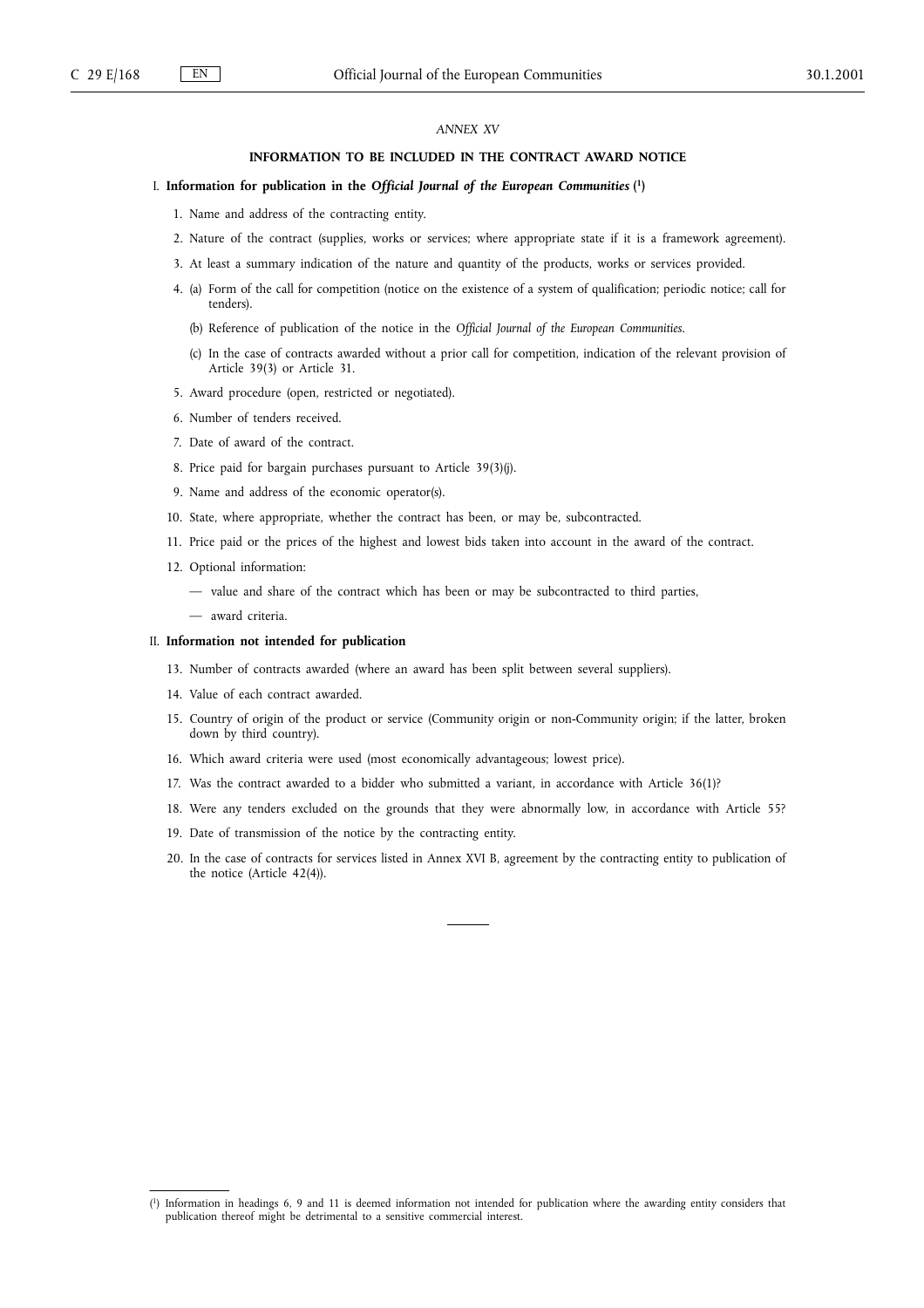*ANNEX XV*

## INFORMATION TO BE INCLUDED IN THE CONTRACT AWARD NOTICE

### I. Information for publication in the *Official Journal of the European Communities* [1]

1. Name and address of the contracting entity.
2. Nature of the contract (supplies, works or services; where appropriate state if it is a framework agreement).
3. At least a summary indication of the nature and quantity of the products, works or services provided.
4. (a) Form of the call for competition (notice on the existence of a system of qualification; periodic notice; call for tenders).

   (b) Reference of publication of the notice in the *Official Journal of the European Communities*.

   (c) In the case of contracts awarded without a prior call for competition, indication of the relevant provision of Article 39(3) or Article 31.
5. Award procedure (open, restricted or negotiated).
6. Number of tenders received.
7. Date of award of the contract.
8. Price paid for bargain purchases pursuant to Article 39(3)(j).
9. Name and address of the economic operator(s).
10. State, where appropriate, whether the contract has been, or may be, subcontracted.
11. Price paid or the prices of the highest and lowest bids taken into account in the award of the contract.
12. Optional information:
    - — value and share of the contract which has been or may be subcontracted to third parties,
    - — award criteria.

### II. Information not intended for publication

13. Number of contracts awarded (where an award has been split between several suppliers).
14. Value of each contract awarded.
15. Country of origin of the product or service (Community origin or non-Community origin; if the latter, broken down by third country).
16. Which award criteria were used (most economically advantageous; lowest price).
17. Was the contract awarded to a bidder who submitted a variant, in accordance with Article 36(1)?
18. Were any tenders excluded on the grounds that they were abnormally low, in accordance with Article 55?
19. Date of transmission of the notice by the contracting entity.
20. In the case of contracts for services listed in Annex XVI B, agreement by the contracting entity to publication of the notice (Article 42(4)).

---

[1] Information in headings 6, 9 and 11 is deemed information not intended for publication where the awarding entity considers that publication thereof might be detrimental to a sensitive commercial interest.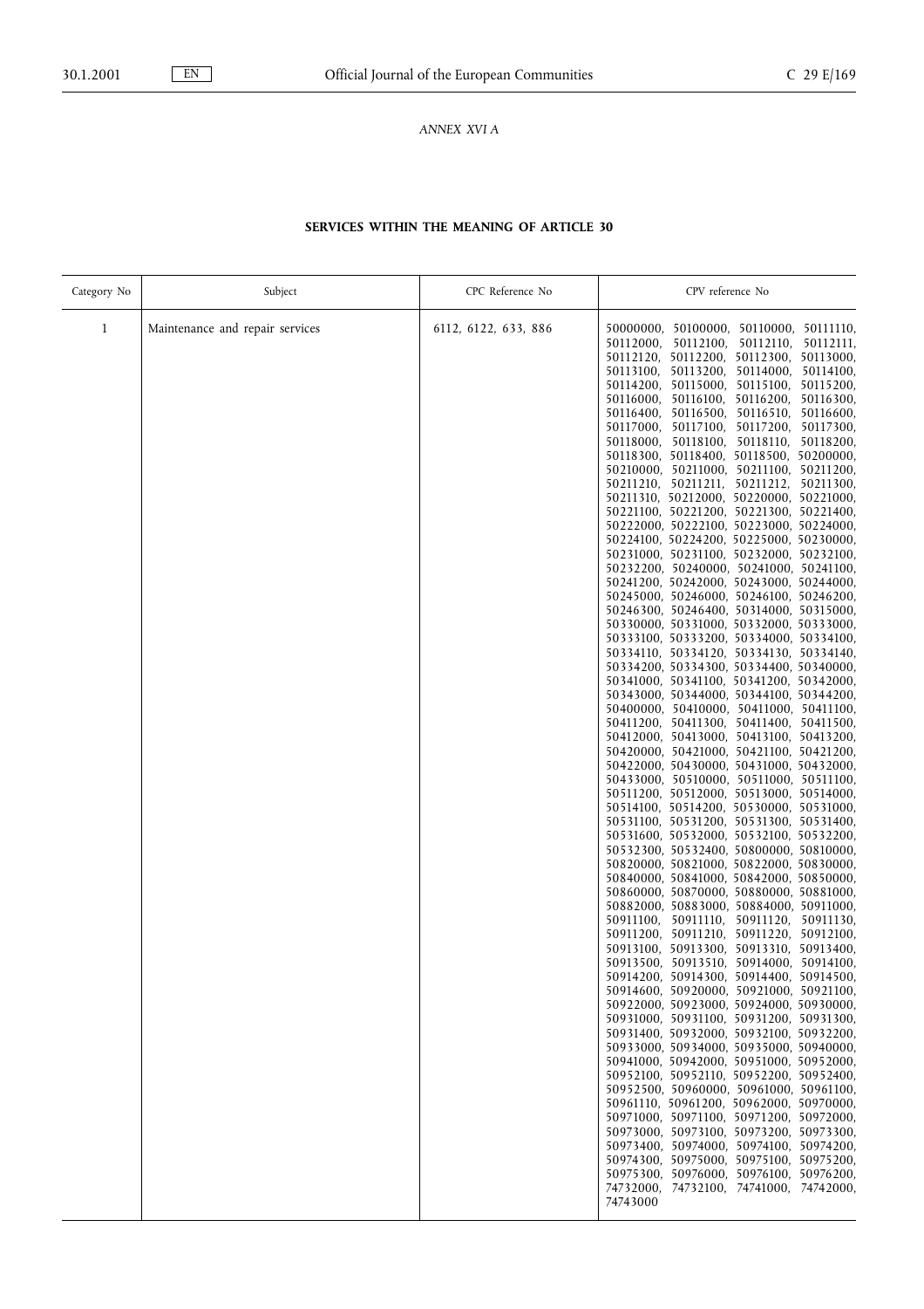*ANNEX XVI A*

**SERVICES WITHIN THE MEANING OF ARTICLE 30**

| Category No | Subject | CPC Reference No | CPV reference No |
|---|---|---|---|
| 1 | Maintenance and repair services | 6112, 6122, 633, 886 | 50000000, 50100000, 50110000, 50111110, 50112000, 50112100, 50112110, 50112111, 50112120, 50112200, 50112300, 50113000, 50113100, 50113200, 50114000, 50114100, 50114200, 50115000, 50115100, 50115200, 50116000, 50116100, 50116200, 50116300, 50116400, 50116500, 50116510, 50116600, 50117000, 50117100, 50117200, 50117300, 50118000, 50118100, 50118110, 50118200, 50118300, 50118400, 50118500, 50200000, 50210000, 50211000, 50211100, 50211200, 50211210, 50211211, 50211212, 50211300, 50211310, 50212000, 50220000, 50221000, 50221100, 50221200, 50221300, 50221400, 50222000, 50222100, 50223000, 50224000, 50224100, 50224200, 50225000, 50230000, 50231000, 50231100, 50232000, 50232100, 50232200, 50240000, 50241000, 50241100, 50241200, 50242000, 50243000, 50244000, 50245000, 50246000, 50246100, 50246200, 50246300, 50246400, 50314000, 50315000, 50330000, 50331000, 50332000, 50333000, 50333100, 50333200, 50334000, 50334100, 50334110, 50334120, 50334130, 50334140, 50334200, 50334300, 50334400, 50340000, 50341000, 50341100, 50341200, 50342000, 50343000, 50344000, 50344100, 50344200, 50400000, 50410000, 50411000, 50411100, 50411200, 50411300, 50411400, 50411500, 50412000, 50413000, 50413100, 50413200, 50420000, 50421000, 50421100, 50421200, 50422000, 50430000, 50431000, 50432000, 50433000, 50510000, 50511000, 50511100, 50511200, 50512000, 50513000, 50514000, 50514100, 50514200, 50530000, 50531000, 50531100, 50531200, 50531300, 50531400, 50531600, 50532000, 50532100, 50532200, 50532300, 50532400, 50800000, 50810000, 50820000, 50821000, 50822000, 50830000, 50840000, 50841000, 50842000, 50850000, 50860000, 50870000, 50880000, 50881000, 50882000, 50883000, 50884000, 50911000, 50911100, 50911110, 50911120, 50911130, 50911200, 50911210, 50911220, 50912100, 50913100, 50913300, 50913310, 50913400, 50913500, 50913510, 50914000, 50914100, 50914200, 50914300, 50914400, 50914500, 50914600, 50920000, 50921000, 50921100, 50922000, 50923000, 50924000, 50930000, 50931000, 50931100, 50931200, 50931300, 50931400, 50932000, 50932100, 50932200, 50933000, 50934000, 50935000, 50940000, 50941000, 50942000, 50951000, 50952000, 50952100, 50952110, 50952200, 50952400, 50952500, 50960000, 50961000, 50961100, 50961110, 50961200, 50962000, 50970000, 50971000, 50971100, 50971200, 50972000, 50973000, 50973100, 50973200, 50973300, 50973400, 50974000, 50974100, 50974200, 50974300, 50975000, 50975100, 50975200, 50975300, 50976000, 50976100, 50976200, 74732000, 74732100, 74741000, 74742000, 74743000 |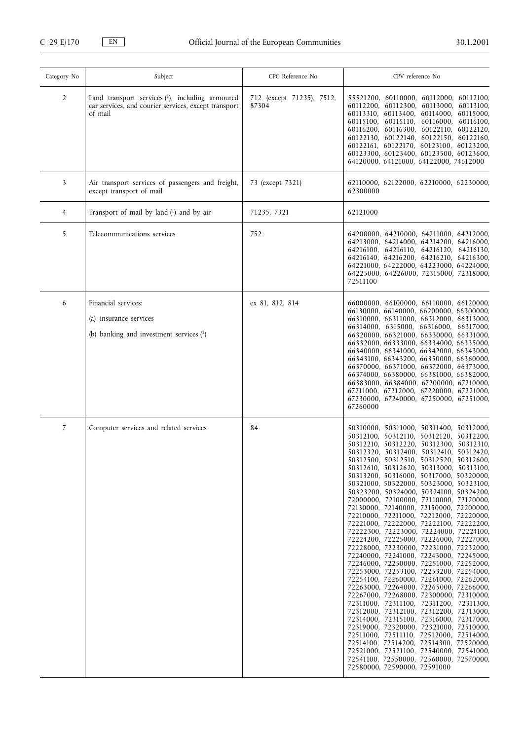| Category No | Subject | CPC Reference No | CPV reference No |
|---|---|---|---|
| 2 | Land transport services ([1]), including armoured car services, and courier services, except transport of mail | 712 (except 71235), 7512, 87304 | 55521200, 60110000, 60112000, 60112100, 60112200, 60112300, 60113000, 60113100, 60113310, 60113400, 60114000, 60115000, 60115100, 60115110, 60116000, 60116100, 60116200, 60116300, 60122110, 60122120, 60122130, 60122140, 60122150, 60122160, 60122161, 60122170, 60123100, 60123200, 60123300, 60123400, 60123500, 60123600, 64120000, 64121000, 64122000, 74612000 |
| 3 | Air transport services of passengers and freight, except transport of mail | 73 (except 7321) | 62110000, 62122000, 62210000, 62230000, 62300000 |
| 4 | Transport of mail by land ([1]) and by air | 71235, 7321 | 62121000 |
| 5 | Telecommunications services | 752 | 64200000, 64210000, 64211000, 64212000, 64213000, 64214000, 64214200, 64216000, 64216100, 64216110, 64216120, 64216130, 64216140, 64216200, 64216210, 64216300, 64221000, 64222000, 64223000, 64224000, 64225000, 64226000, 72315000, 72318000, 72511100 |
| 6 | Financial services:<br>(a) insurance services<br>(b) banking and investment services ([2]) | ex 81, 812, 814 | 66000000, 66100000, 66110000, 66120000, 66130000, 66140000, 66200000, 66300000, 66310000, 66311000, 66312000, 66313000, 66314000, 6315000, 66316000, 66317000, 66320000, 66321000, 66330000, 66331000, 66332000, 66333000, 66334000, 66335000, 66340000, 66341000, 66342000, 66343000, 66343100, 66343200, 66350000, 66360000, 66370000, 66371000, 66372000, 66373000, 66374000, 66380000, 66381000, 66382000, 66383000, 66384000, 67200000, 67210000, 67211000, 67212000, 67220000, 67221000, 67230000, 67240000, 67250000, 67251000, 67260000 |
| 7 | Computer services and related services | 84 | 50310000, 50311000, 50311400, 50312000, 50312100, 50312110, 50312120, 50312200, 50312210, 50312220, 50312300, 50312310, 50312320, 50312400, 50312410, 50312420, 50312500, 50312510, 50312520, 50312600, 50312610, 50312620, 50313000, 50313100, 50313200, 50316000, 50317000, 50320000, 50321000, 50322000, 50323000, 50323100, 50323200, 50324000, 50324100, 50324200, 72000000, 72100000, 72110000, 72120000, 72130000, 72140000, 72150000, 72200000, 72210000, 72211000, 72212000, 72220000, 72221000, 72222000, 72222100, 72222200, 72222300, 72223000, 72224000, 72224100, 72224200, 72225000, 72226000, 72227000, 72228000, 72230000, 72231000, 72232000, 72240000, 72241000, 72243000, 72245000, 72246000, 72250000, 72251000, 72252000, 72253000, 72253100, 72253200, 72254000, 72254100, 72260000, 72261000, 72262000, 72263000, 72264000, 72265000, 72266000, 72267000, 72268000, 72300000, 72310000, 72311000, 72311100, 72311200, 72311300, 72312000, 72312100, 72312200, 72313000, 72314000, 72315100, 72316000, 72317000, 72319000, 72320000, 72321000, 72510000, 72511000, 72511110, 72512000, 72514000, 72514100, 72514200, 72514300, 72520000, 72521000, 72521100, 72540000, 72541000, 72541100, 72550000, 72560000, 72570000, 72580000, 72590000, 72591000 |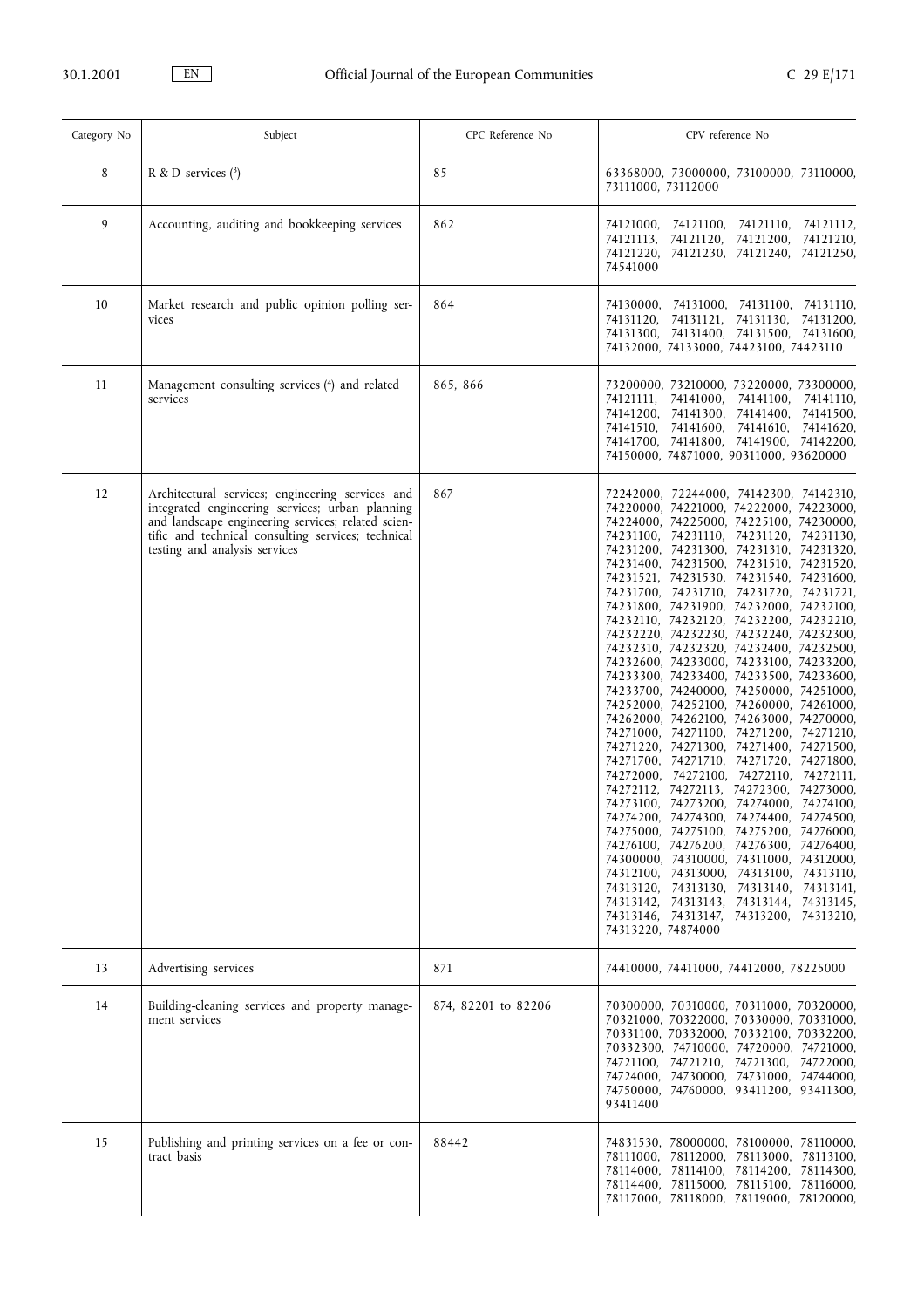| Category No | Subject | CPC Reference No | CPV reference No |
|---|---|---|---|
| 8 | R & D services [3] | 85 | 63368000, 73000000, 73100000, 73110000, 73111000, 73112000 |
| 9 | Accounting, auditing and bookkeeping services | 862 | 74121000, 74121100, 74121110, 74121112, 74121113, 74121120, 74121200, 74121210, 74121220, 74121230, 74121240, 74121250, 74541000 |
| 10 | Market research and public opinion polling services | 864 | 74130000, 74131000, 74131100, 74131110, 74131120, 74131121, 74131130, 74131200, 74131300, 74131400, 74131500, 74131600, 74132000, 74133000, 74423100, 74423110 |
| 11 | Management consulting services [4] and related services | 865, 866 | 73200000, 73210000, 73220000, 73300000, 74121111, 74141000, 74141100, 74141110, 74141200, 74141300, 74141400, 74141500, 74141510, 74141600, 74141610, 74141620, 74141700, 74141800, 74141900, 74142200, 74150000, 74871000, 90311000, 93620000 |
| 12 | Architectural services; engineering services and integrated engineering services; urban planning and landscape engineering services; related scientific and technical consulting services; technical testing and analysis services | 867 | 72242000, 72244000, 74142300, 74142310, 74220000, 74221000, 74222000, 74223000, 74224000, 74225000, 74225100, 74230000, 74231100, 74231110, 74231120, 74231130, 74231200, 74231300, 74231310, 74231320, 74231400, 74231500, 74231510, 74231520, 74231521, 74231530, 74231540, 74231600, 74231700, 74231710, 74231720, 74231721, 74231800, 74231900, 74232000, 74232100, 74232110, 74232120, 74232200, 74232210, 74232220, 74232230, 74232240, 74232300, 74232310, 74232320, 74232400, 74232500, 74232600, 74233000, 74233100, 74233200, 74233300, 74233400, 74233500, 74233600, 74233700, 74240000, 74250000, 74251000, 74252000, 74252100, 74260000, 74261000, 74262000, 74262100, 74263000, 74270000, 74271000, 74271100, 74271200, 74271210, 74271220, 74271300, 74271400, 74271500, 74271700, 74271710, 74271720, 74271800, 74272000, 74272100, 74272110, 74272111, 74272112, 74272113, 74272300, 74273000, 74273100, 74273200, 74274000, 74274100, 74274200, 74274300, 74274400, 74274500, 74275000, 74275100, 74275200, 74276000, 74276100, 74276200, 74276300, 74276400, 74300000, 74310000, 74311000, 74312000, 74312100, 74313000, 74313100, 74313110, 74313120, 74313130, 74313140, 74313141, 74313142, 74313143, 74313144, 74313145, 74313146, 74313147, 74313200, 74313210, 74313220, 74874000 |
| 13 | Advertising services | 871 | 74410000, 74411000, 74412000, 78225000 |
| 14 | Building-cleaning services and property management services | 874, 82201 to 82206 | 70300000, 70310000, 70311000, 70320000, 70321000, 70322000, 70330000, 70331000, 70331100, 70332000, 70332100, 70332200, 70332300, 74710000, 74720000, 74721000, 74721100, 74721210, 74721300, 74722000, 74724000, 74730000, 74731000, 74744000, 74750000, 74760000, 93411200, 93411300, 93411400 |
| 15 | Publishing and printing services on a fee or contract basis | 88442 | 74831530, 78000000, 78100000, 78110000, 78111000, 78112000, 78113000, 78113100, 78114000, 78114100, 78114200, 78114300, 78114400, 78115000, 78115100, 78116000, 78117000, 78118000, 78119000, 78120000, |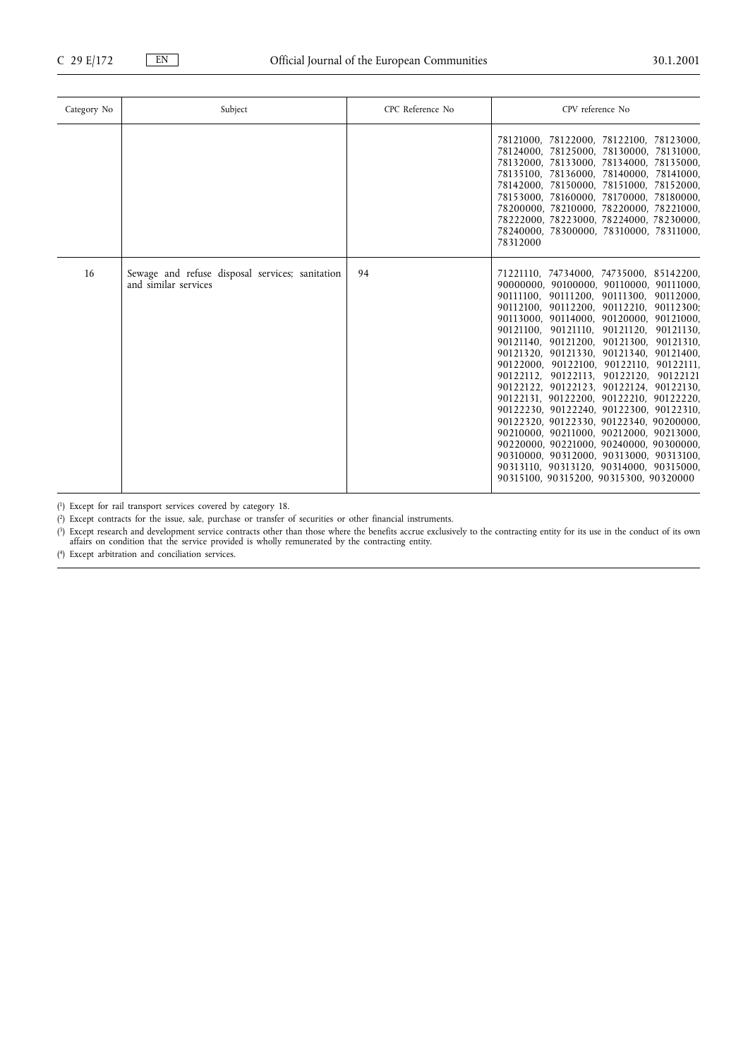| Category No | Subject | CPC Reference No | CPV reference No |
|---|---|---|---|
| | | | 78121000, 78122000, 78122100, 78123000, 78124000, 78125000, 78130000, 78131000, 78132000, 78133000, 78134000, 78135000, 78135100, 78136000, 78140000, 78141000, 78142000, 78150000, 78151000, 78152000, 78153000, 78160000, 78170000, 78180000, 78200000, 78210000, 78220000, 78221000, 78222000, 78223000, 78224000, 78230000, 78240000, 78300000, 78310000, 78311000, 78312000 |
| 16 | Sewage and refuse disposal services; sanitation and similar services | 94 | 71221110, 74734000, 74735000, 85142200, 90000000, 90100000, 90110000, 90111000, 90111100, 90111200, 90111300, 90112000, 90112100, 90112200, 90112210, 90112300; 90113000, 90114000, 90120000, 90121000, 90121100, 90121110, 90121120, 90121130, 90121140, 90121200, 90121300, 90121310, 90121320, 90121330, 90121340, 90121400, 90122000, 90122100, 90122110, 90122111, 90122112, 90122113, 90122120, 90122121 90122122, 90122123, 90122124, 90122130, 90122131, 90122200, 90122210, 90122220, 90122230, 90122240, 90122300, 90122310, 90122320, 90122330, 90122340, 90200000, 90210000, 90211000, 90212000, 90213000, 90220000, 90221000, 90240000, 90300000, 90310000, 90312000, 90313000, 90313100, 90313110, 90313120, 90314000, 90315000, 90315100, 90315200, 90315300, 90320000 |

(1) Except for rail transport services covered by category 18.

(2) Except contracts for the issue, sale, purchase or transfer of securities or other financial instruments.

(3) Except research and development service contracts other than those where the benefits accrue exclusively to the contracting entity for its use in the conduct of its own affairs on condition that the service provided is wholly remunerated by the contracting entity.

(4) Except arbitration and conciliation services.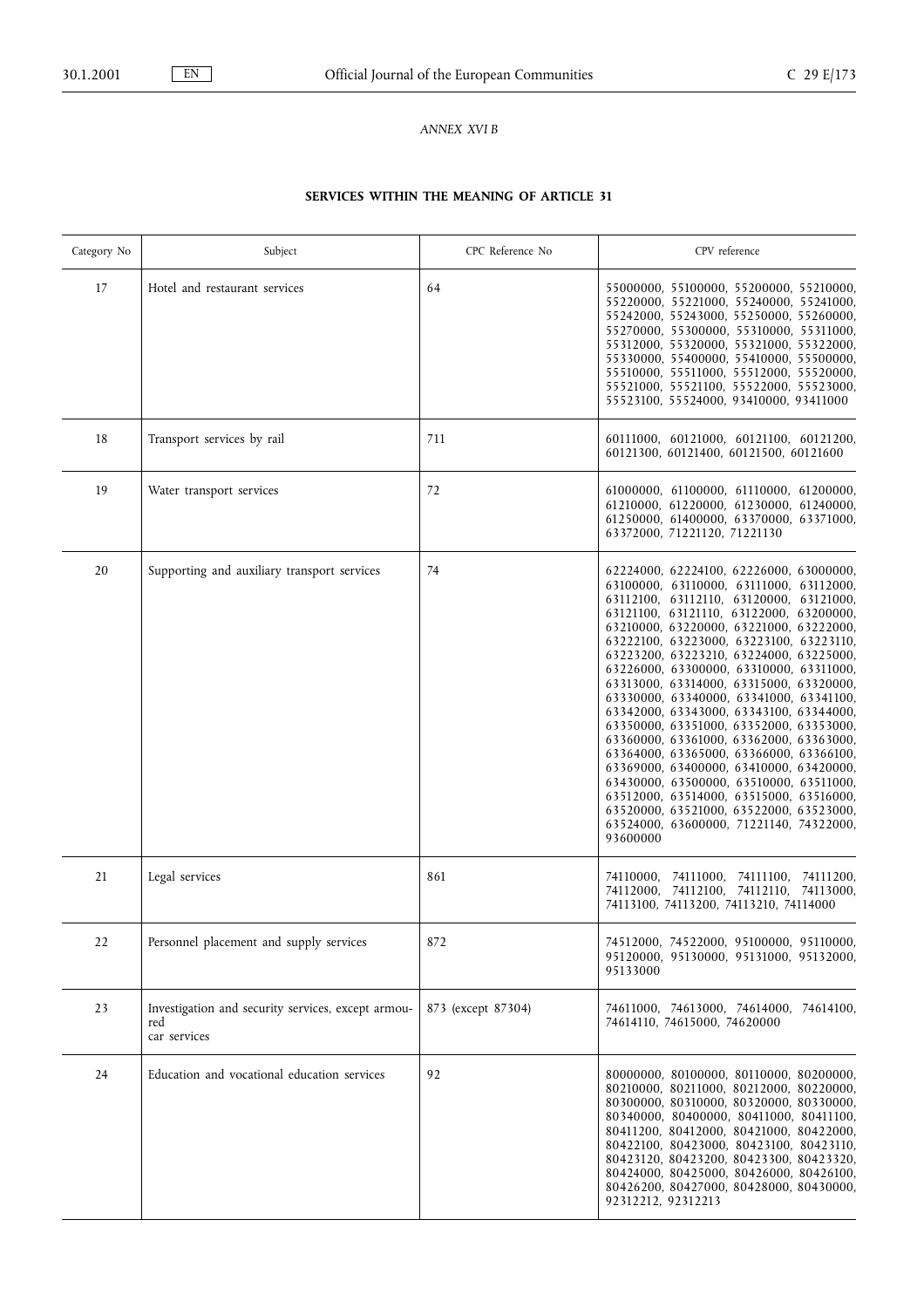*ANNEX XVI B*

**SERVICES WITHIN THE MEANING OF ARTICLE 31**

| Category No | Subject | CPC Reference No | CPV reference |
|---|---|---|---|
| 17 | Hotel and restaurant services | 64 | 55000000, 55100000, 55200000, 55210000, 55220000, 55221000, 55240000, 55241000, 55242000, 55243000, 55250000, 55260000, 55270000, 55300000, 55310000, 55311000, 55312000, 55320000, 55321000, 55322000, 55330000, 55400000, 55410000, 55500000, 55510000, 55511000, 55512000, 55520000, 55521000, 55521100, 55522000, 55523000, 55523100, 55524000, 93410000, 93411000 |
| 18 | Transport services by rail | 711 | 60111000, 60121000, 60121100, 60121200, 60121300, 60121400, 60121500, 60121600 |
| 19 | Water transport services | 72 | 61000000, 61100000, 61110000, 61200000, 61210000, 61220000, 61230000, 61240000, 61250000, 61400000, 63370000, 63371000, 63372000, 71221120, 71221130 |
| 20 | Supporting and auxiliary transport services | 74 | 62224000, 62224100, 62226000, 63000000, 63100000, 63110000, 63111000, 63112000, 63112100, 63112110, 63120000, 63121000, 63121100, 63121110, 63122000, 63200000, 63210000, 63220000, 63221000, 63222000, 63222100, 63223000, 63223100, 63223110, 63223200, 63223210, 63224000, 63225000, 63226000, 63300000, 63310000, 63311000, 63313000, 63314000, 63315000, 63320000, 63330000, 63340000, 63341000, 63341100, 63342000, 63343000, 63343100, 63344000, 63350000, 63351000, 63352000, 63353000, 63360000, 63361000, 63362000, 63363000, 63364000, 63365000, 63366000, 63366100, 63369000, 63400000, 63410000, 63420000, 63430000, 63500000, 63510000, 63511000, 63512000, 63514000, 63515000, 63516000, 63520000, 63521000, 63522000, 63523000, 63524000, 63600000, 71221140, 74322000, 93600000 |
| 21 | Legal services | 861 | 74110000, 74111000, 74111100, 74111200, 74112000, 74112100, 74112110, 74113000, 74113100, 74113200, 74113210, 74114000 |
| 22 | Personnel placement and supply services | 872 | 74512000, 74522000, 95100000, 95110000, 95120000, 95130000, 95131000, 95132000, 95133000 |
| 23 | Investigation and security services, except armoured car services | 873 (except 87304) | 74611000, 74613000, 74614000, 74614100, 74614110, 74615000, 74620000 |
| 24 | Education and vocational education services | 92 | 80000000, 80100000, 80110000, 80200000, 80210000, 80211000, 80212000, 80220000, 80300000, 80310000, 80320000, 80330000, 80340000, 80400000, 80411000, 80411100, 80411200, 80412000, 80421000, 80422000, 80422100, 80423000, 80423100, 80423110, 80423120, 80423200, 80423300, 80423320, 80424000, 80425000, 80426000, 80426100, 80426200, 80427000, 80428000, 80430000, 92312212, 92312213 |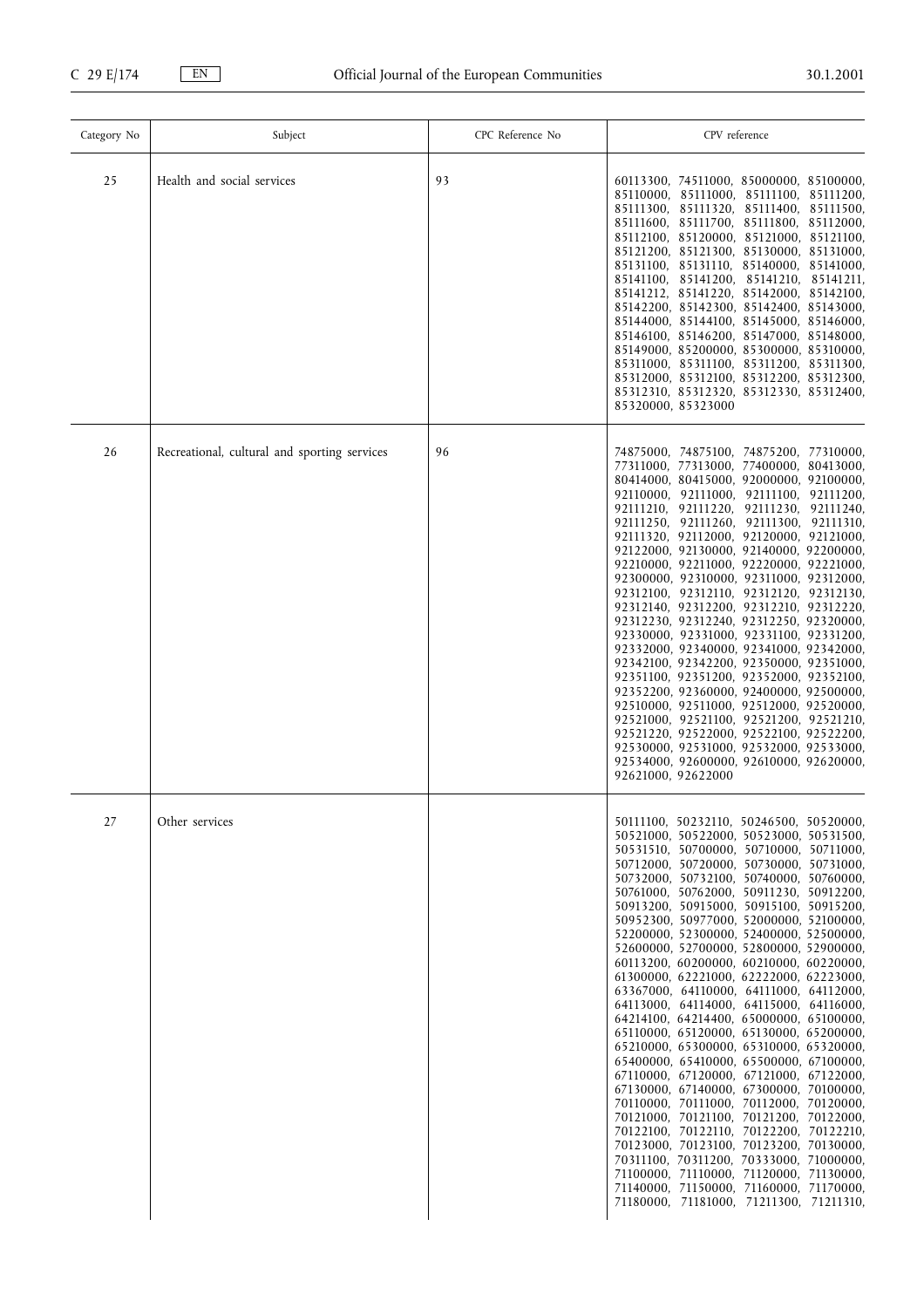| Category No | Subject | CPC Reference No | CPV reference |
|---|---|---|---|
| 25 | Health and social services | 93 | 60113300, 74511000, 85000000, 85100000, 85110000, 85111000, 85111100, 85111200, 85111300, 85111320, 85111400, 85111500, 85111600, 85111700, 85111800, 85112000, 85112100, 85120000, 85121000, 85121100, 85121200, 85121300, 85130000, 85131000, 85131100, 85131110, 85140000, 85141000, 85141100, 85141200, 85141210, 85141211, 85141212, 85141220, 85142000, 85142100, 85142200, 85142300, 85142400, 85143000, 85144000, 85144100, 85145000, 85146000, 85146100, 85146200, 85147000, 85148000, 85149000, 85200000, 85300000, 85310000, 85311000, 85311100, 85311200, 85311300, 85312000, 85312100, 85312200, 85312300, 85312310, 85312320, 85312330, 85312400, 85320000, 85323000 |
| 26 | Recreational, cultural and sporting services | 96 | 74875000, 74875100, 74875200, 77310000, 77311000, 77313000, 77400000, 80413000, 80414000, 80415000, 92000000, 92100000, 92110000, 92111000, 92111100, 92111200, 92111210, 92111220, 92111230, 92111240, 92111250, 92111260, 92111300, 92111310, 92111320, 92112000, 92120000, 92121000, 92122000, 92130000, 92140000, 92200000, 92210000, 92211000, 92220000, 92221000, 92300000, 92310000, 92311000, 92312000, 92312100, 92312110, 92312120, 92312130, 92312140, 92312200, 92312210, 92312220, 92312230, 92312240, 92312250, 92320000, 92330000, 92331000, 92331100, 92331200, 92332000, 92340000, 92341000, 92342000, 92342100, 92342200, 92350000, 92351000, 92351100, 92351200, 92352000, 92352100, 92352200, 92360000, 92400000, 92500000, 92510000, 92511000, 92512000, 92520000, 92521000, 92521100, 92521200, 92521210, 92521220, 92522000, 92522100, 92522200, 92530000, 92531000, 92532000, 92533000, 92534000, 92600000, 92610000, 92620000, 92621000, 92622000 |
| 27 | Other services | | 50111100, 50232110, 50246500, 50520000, 50521000, 50522000, 50523000, 50531500, 50531510, 50700000, 50710000, 50711000, 50712000, 50720000, 50730000, 50731000, 50732000, 50732100, 50740000, 50760000, 50761000, 50762000, 50911230, 50912200, 50913200, 50915000, 50915100, 50915200, 50952300, 50977000, 52000000, 52100000, 52200000, 52300000, 52400000, 52500000, 52600000, 52700000, 52800000, 52900000, 60113200, 60200000, 60210000, 60220000, 61300000, 62221000, 62222000, 62223000, 63367000, 64110000, 64111000, 64112000, 64113000, 64114000, 64115000, 64116000, 64214100, 64214400, 65000000, 65100000, 65110000, 65120000, 65130000, 65200000, 65210000, 65300000, 65310000, 65320000, 65400000, 65410000, 65500000, 67100000, 67110000, 67120000, 67121000, 67122000, 67130000, 67140000, 67300000, 70100000, 70110000, 70111000, 70112000, 70120000, 70121000, 70121100, 70121200, 70122000, 70122100, 70122110, 70122200, 70122210, 70123000, 70123100, 70123200, 70130000, 70311100, 70311200, 70333000, 71000000, 71100000, 71110000, 71120000, 71130000, 71140000, 71150000, 71160000, 71170000, 71180000, 71181000, 71211300, 71211310, |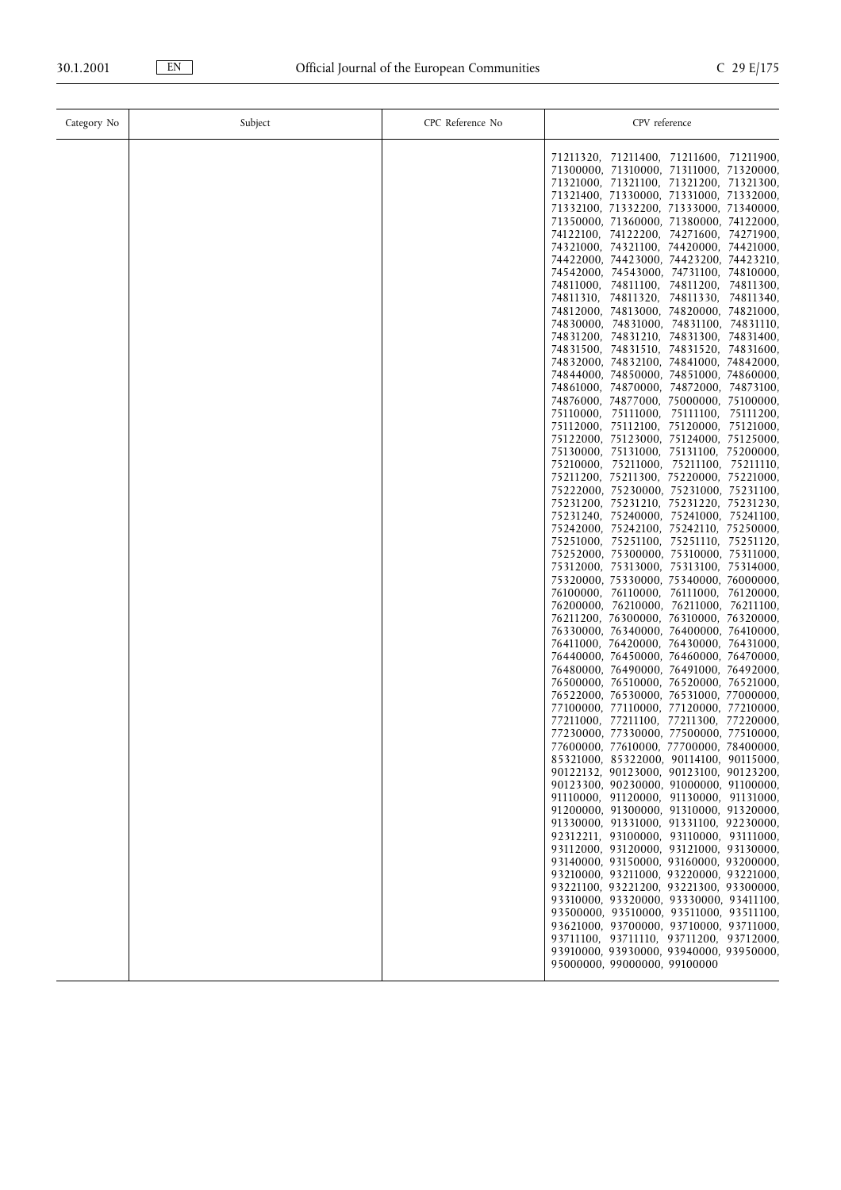| Category No | Subject | CPC Reference No | CPV reference |
| --- | --- | --- | --- |
| | | | 71211320, 71211400, 71211600, 71211900, 71300000, 71310000, 71311000, 71320000, 71321000, 71321100, 71321200, 71321300, 71321400, 71330000, 71331000, 71332000, 71332100, 71332200, 71333000, 71340000, 71350000, 71360000, 71380000, 74122000, 74122100, 74122200, 74271600, 74271900, 74321000, 74321100, 74420000, 74421000, 74422000, 74423000, 74423200, 74423210, 74542000, 74543000, 74731100, 74810000, 74811000, 74811100, 74811200, 74811300, 74811310, 74811320, 74811330, 74811340, 74812000, 74813000, 74820000, 74821000, 74830000, 74831000, 74831100, 74831110, 74831200, 74831210, 74831300, 74831400, 74831500, 74831510, 74831520, 74831600, 74832000, 74832100, 74841000, 74842000, 74844000, 74850000, 74851000, 74860000, 74861000, 74870000, 74872000, 74873100, 74876000, 74877000, 75000000, 75100000, 75110000, 75111000, 75111100, 75111200, 75112000, 75112100, 75120000, 75121000, 75122000, 75123000, 75124000, 75125000, 75130000, 75131000, 75131100, 75200000, 75210000, 75211000, 75211100, 75211110, 75211200, 75211300, 75220000, 75221000, 75222000, 75230000, 75231000, 75231100, 75231200, 75231210, 75231220, 75231230, 75231240, 75240000, 75241000, 75241100, 75242000, 75242100, 75242110, 75250000, 75251000, 75251100, 75251110, 75251120, 75252000, 75300000, 75310000, 75311000, 75312000, 75313000, 75313100, 75314000, 75320000, 75330000, 75340000, 76000000, 76100000, 76110000, 76111000, 76120000, 76200000, 76210000, 76211000, 76211100, 76211200, 76300000, 76310000, 76320000, 76330000, 76340000, 76400000, 76410000, 76411000, 76420000, 76430000, 76431000, 76440000, 76450000, 76460000, 76470000, 76480000, 76490000, 76491000, 76492000, 76500000, 76510000, 76520000, 76521000, 76522000, 76530000, 76531000, 77000000, 77100000, 77110000, 77120000, 77210000, 77211000, 77211100, 77211300, 77220000, 77230000, 77330000, 77500000, 77510000, 77600000, 77610000, 77700000, 78400000, 85321000, 85322000, 90114100, 90115000, 90122132, 90123000, 90123100, 90123200, 90123300, 90230000, 91000000, 91100000, 91110000, 91120000, 91130000, 91131000, 91200000, 91300000, 91310000, 91320000, 91330000, 91331000, 91331100, 92230000, 92312211, 93100000, 93110000, 93111000, 93112000, 93120000, 93121000, 93130000, 93140000, 93150000, 93160000, 93200000, 93210000, 93211000, 93220000, 93221000, 93221100, 93221200, 93221300, 93300000, 93310000, 93320000, 93330000, 93411100, 93500000, 93510000, 93511000, 93511100, 93621000, 93700000, 93710000, 93711000, 93711100, 93711110, 93711200, 93712000, 93910000, 93930000, 93940000, 93950000, 95000000, 99000000, 99100000 |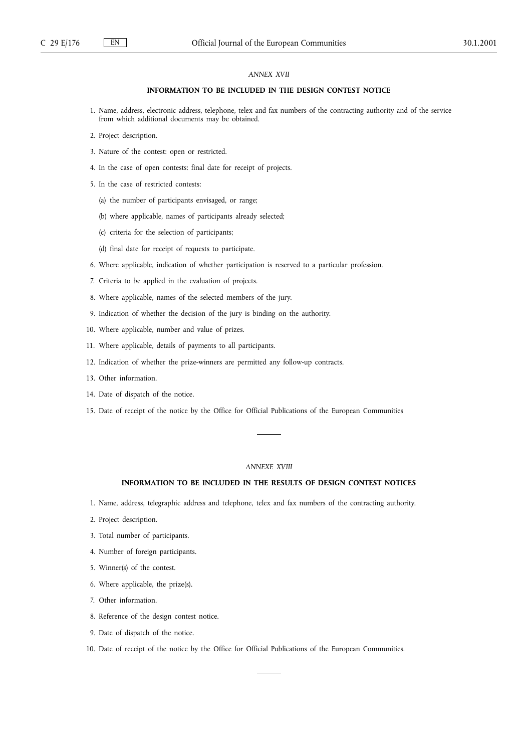*ANNEX XVII*

**INFORMATION TO BE INCLUDED IN THE DESIGN CONTEST NOTICE**

1. Name, address, electronic address, telephone, telex and fax numbers of the contracting authority and of the service from which additional documents may be obtained.

2. Project description.

3. Nature of the contest: open or restricted.

4. In the case of open contests: final date for receipt of projects.

5. In the case of restricted contests:

   (a) the number of participants envisaged, or range;

   (b) where applicable, names of participants already selected;

   (c) criteria for the selection of participants;

   (d) final date for receipt of requests to participate.

6. Where applicable, indication of whether participation is reserved to a particular profession.

7. Criteria to be applied in the evaluation of projects.

8. Where applicable, names of the selected members of the jury.

9. Indication of whether the decision of the jury is binding on the authority.

10. Where applicable, number and value of prizes.

11. Where applicable, details of payments to all participants.

12. Indication of whether the prize-winners are permitted any follow-up contracts.

13. Other information.

14. Date of dispatch of the notice.

15. Date of receipt of the notice by the Office for Official Publications of the European Communities

---

*ANNEXE XVIII*

**INFORMATION TO BE INCLUDED IN THE RESULTS OF DESIGN CONTEST NOTICES**

1. Name, address, telegraphic address and telephone, telex and fax numbers of the contracting authority.

2. Project description.

3. Total number of participants.

4. Number of foreign participants.

5. Winner(s) of the contest.

6. Where applicable, the prize(s).

7. Other information.

8. Reference of the design contest notice.

9. Date of dispatch of the notice.

10. Date of receipt of the notice by the Office for Official Publications of the European Communities.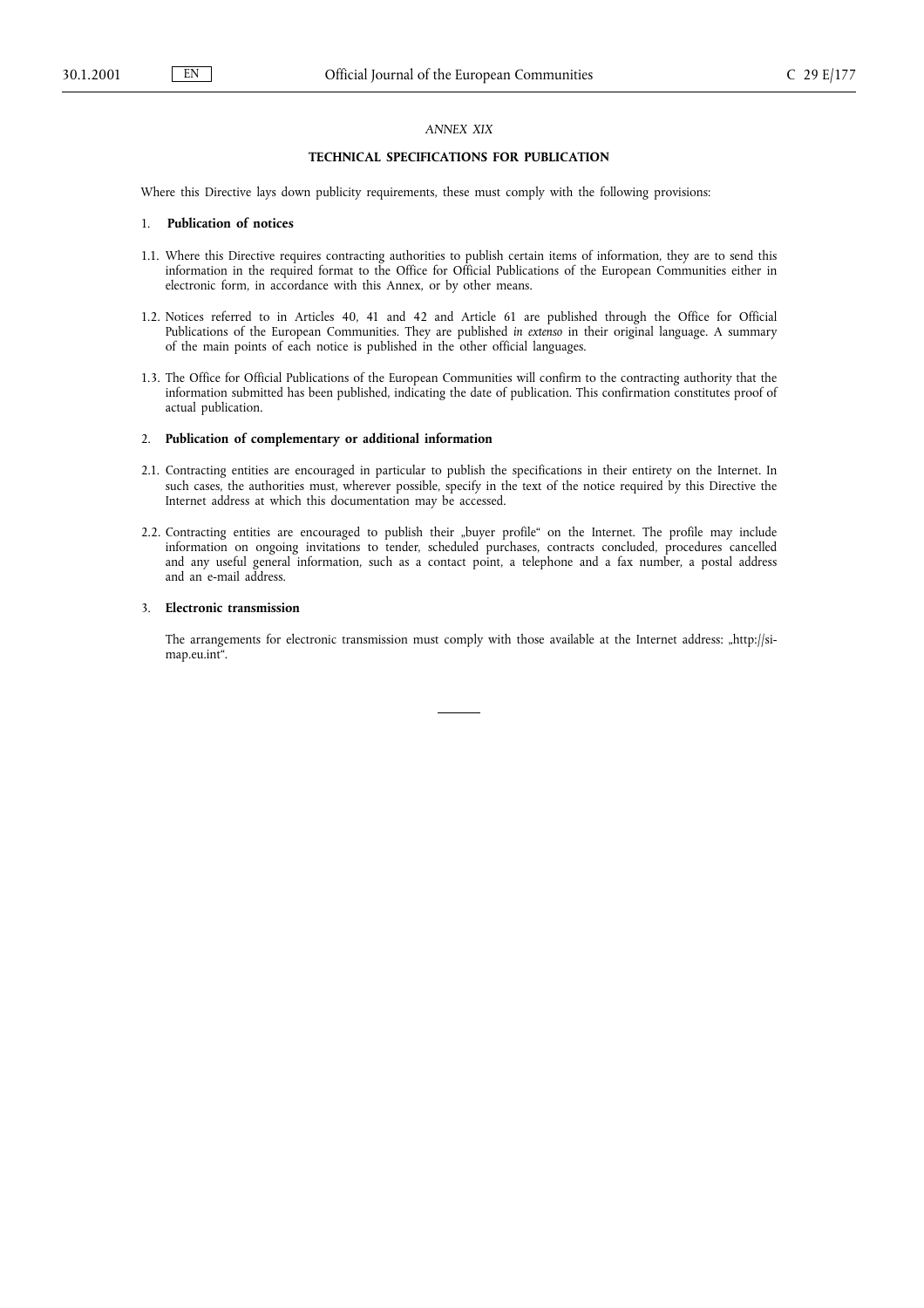*ANNEX XIX*

## TECHNICAL SPECIFICATIONS FOR PUBLICATION

Where this Directive lays down publicity requirements, these must comply with the following provisions:

### 1. Publication of notices

1.1. Where this Directive requires contracting authorities to publish certain items of information, they are to send this information in the required format to the Office for Official Publications of the European Communities either in electronic form, in accordance with this Annex, or by other means.

1.2. Notices referred to in Articles 40, 41 and 42 and Article 61 are published through the Office for Official Publications of the European Communities. They are published *in extenso* in their original language. A summary of the main points of each notice is published in the other official languages.

1.3. The Office for Official Publications of the European Communities will confirm to the contracting authority that the information submitted has been published, indicating the date of publication. This confirmation constitutes proof of actual publication.

### 2. Publication of complementary or additional information

2.1. Contracting entities are encouraged in particular to publish the specifications in their entirety on the Internet. In such cases, the authorities must, wherever possible, specify in the text of the notice required by this Directive the Internet address at which this documentation may be accessed.

2.2. Contracting entities are encouraged to publish their „buyer profile" on the Internet. The profile may include information on ongoing invitations to tender, scheduled purchases, contracts concluded, procedures cancelled and any useful general information, such as a contact point, a telephone and a fax number, a postal address and an e-mail address.

### 3. Electronic transmission

The arrangements for electronic transmission must comply with those available at the Internet address: „http://simap.eu.int".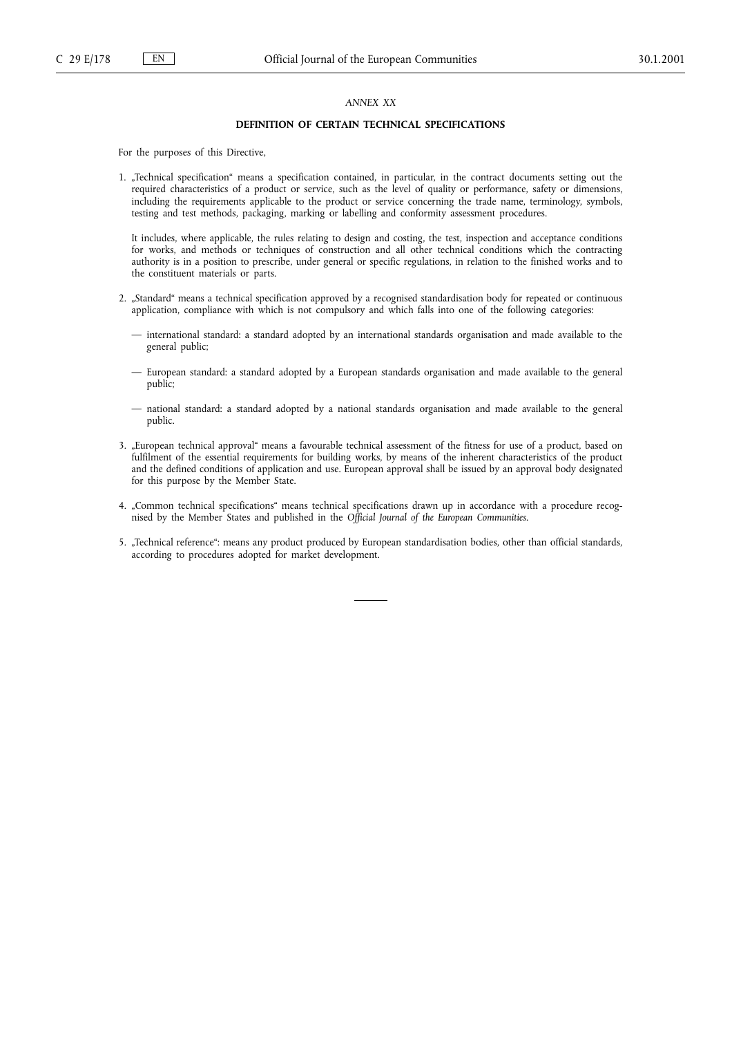*ANNEX XX*

## DEFINITION OF CERTAIN TECHNICAL SPECIFICATIONS

For the purposes of this Directive,

1. „Technical specification" means a specification contained, in particular, in the contract documents setting out the required characteristics of a product or service, such as the level of quality or performance, safety or dimensions, including the requirements applicable to the product or service concerning the trade name, terminology, symbols, testing and test methods, packaging, marking or labelling and conformity assessment procedures.

   It includes, where applicable, the rules relating to design and costing, the test, inspection and acceptance conditions for works, and methods or techniques of construction and all other technical conditions which the contracting authority is in a position to prescribe, under general or specific regulations, in relation to the finished works and to the constituent materials or parts.

2. „Standard" means a technical specification approved by a recognised standardisation body for repeated or continuous application, compliance with which is not compulsory and which falls into one of the following categories:

   — international standard: a standard adopted by an international standards organisation and made available to the general public;

   — European standard: a standard adopted by a European standards organisation and made available to the general public;

   — national standard: a standard adopted by a national standards organisation and made available to the general public.

3. „European technical approval" means a favourable technical assessment of the fitness for use of a product, based on fulfilment of the essential requirements for building works, by means of the inherent characteristics of the product and the defined conditions of application and use. European approval shall be issued by an approval body designated for this purpose by the Member State.

4. „Common technical specifications" means technical specifications drawn up in accordance with a procedure recognised by the Member States and published in the *Official Journal of the European Communities*.

5. „Technical reference": means any product produced by European standardisation bodies, other than official standards, according to procedures adopted for market development.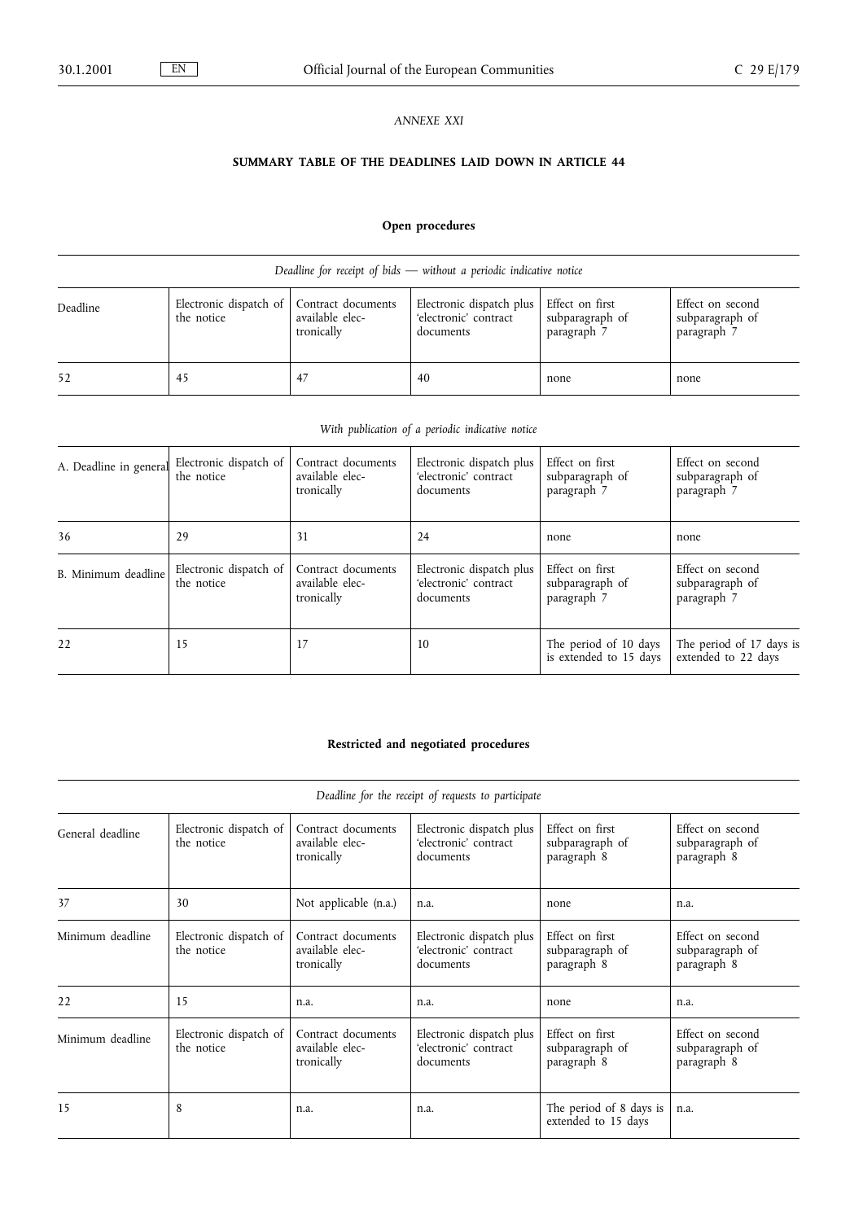*ANNEXE XXI*

## SUMMARY TABLE OF THE DEADLINES LAID DOWN IN ARTICLE 44

### Open procedures

*Deadline for receipt of bids — without a periodic indicative notice*

| Deadline | Electronic dispatch of the notice | Contract documents available electronically | Electronic dispatch plus 'electronic' contract documents | Effect on first subparagraph of paragraph 7 | Effect on second subparagraph of paragraph 7 |
|---|---|---|---|---|---|
| 52 | 45 | 47 | 40 | none | none |

*With publication of a periodic indicative notice*

| A. Deadline in general | Electronic dispatch of the notice | Contract documents available electronically | Electronic dispatch plus 'electronic' contract documents | Effect on first subparagraph of paragraph 7 | Effect on second subparagraph of paragraph 7 |
|---|---|---|---|---|---|
| 36 | 29 | 31 | 24 | none | none |
| B. Minimum deadline | Electronic dispatch of the notice | Contract documents available electronically | Electronic dispatch plus 'electronic' contract documents | Effect on first subparagraph of paragraph 7 | Effect on second subparagraph of paragraph 7 |
| 22 | 15 | 17 | 10 | The period of 10 days is extended to 15 days | The period of 17 days is extended to 22 days |

### Restricted and negotiated procedures

*Deadline for the receipt of requests to participate*

| General deadline | Electronic dispatch of the notice | Contract documents available electronically | Electronic dispatch plus 'electronic' contract documents | Effect on first subparagraph of paragraph 8 | Effect on second subparagraph of paragraph 8 |
|---|---|---|---|---|---|
| 37 | 30 | Not applicable (n.a.) | n.a. | none | n.a. |
| Minimum deadline | Electronic dispatch of the notice | Contract documents available electronically | Electronic dispatch plus 'electronic' contract documents | Effect on first subparagraph of paragraph 8 | Effect on second subparagraph of paragraph 8 |
| 22 | 15 | n.a. | n.a. | none | n.a. |
| Minimum deadline | Electronic dispatch of the notice | Contract documents available electronically | Electronic dispatch plus 'electronic' contract documents | Effect on first subparagraph of paragraph 8 | Effect on second subparagraph of paragraph 8 |
| 15 | 8 | n.a. | n.a. | The period of 8 days is extended to 15 days | n.a. |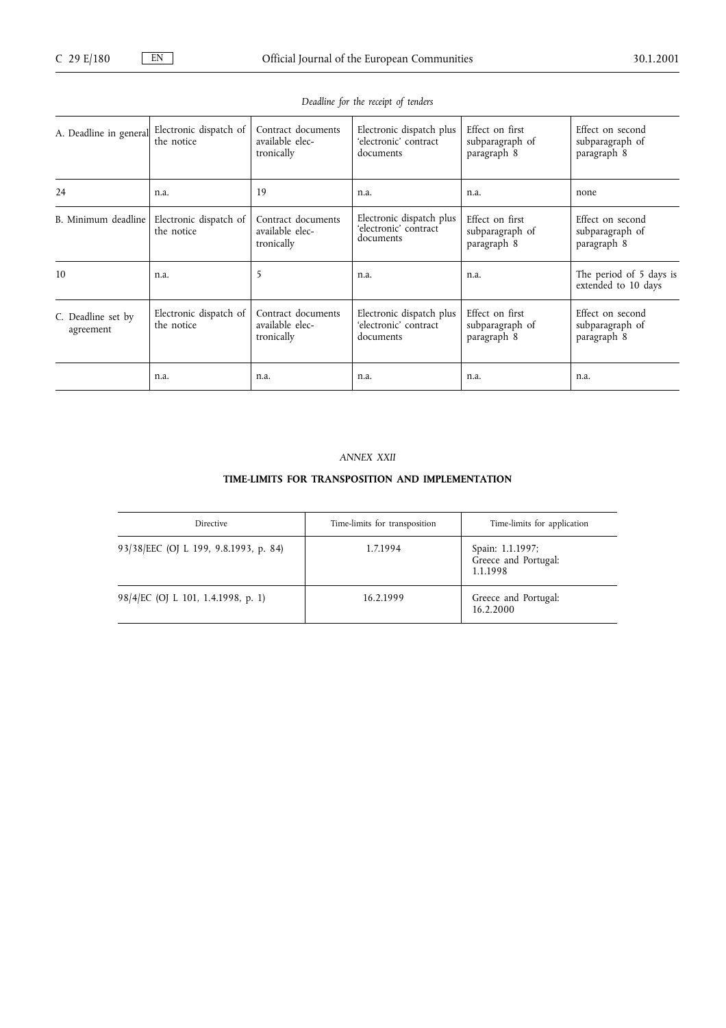*Deadline for the receipt of tenders*

| A. Deadline in general | Electronic dispatch of the notice | Contract documents available electronically | Electronic dispatch plus 'electronic' contract documents | Effect on first subparagraph of paragraph 8 | Effect on second subparagraph of paragraph 8 |
|---|---|---|---|---|---|
| 24 | n.a. | 19 | n.a. | n.a. | none |
| B. Minimum deadline | Electronic dispatch of the notice | Contract documents available electronically | Electronic dispatch plus 'electronic' contract documents | Effect on first subparagraph of paragraph 8 | Effect on second subparagraph of paragraph 8 |
| 10 | n.a. | 5 | n.a. | n.a. | The period of 5 days is extended to 10 days |
| C. Deadline set by agreement | Electronic dispatch of the notice | Contract documents available electronically | Electronic dispatch plus 'electronic' contract documents | Effect on first subparagraph of paragraph 8 | Effect on second subparagraph of paragraph 8 |
| | n.a. | n.a. | n.a. | n.a. | n.a. |

*ANNEX XXII*

**TIME-LIMITS FOR TRANSPOSITION AND IMPLEMENTATION**

| Directive | Time-limits for transposition | Time-limits for application |
|---|---|---|
| 93/38/EEC (OJ L 199, 9.8.1993, p. 84) | 1.7.1994 | Spain: 1.1.1997; Greece and Portugal: 1.1.1998 |
| 98/4/EC (OJ L 101, 1.4.1998, p. 1) | 16.2.1999 | Greece and Portugal: 16.2.2000 |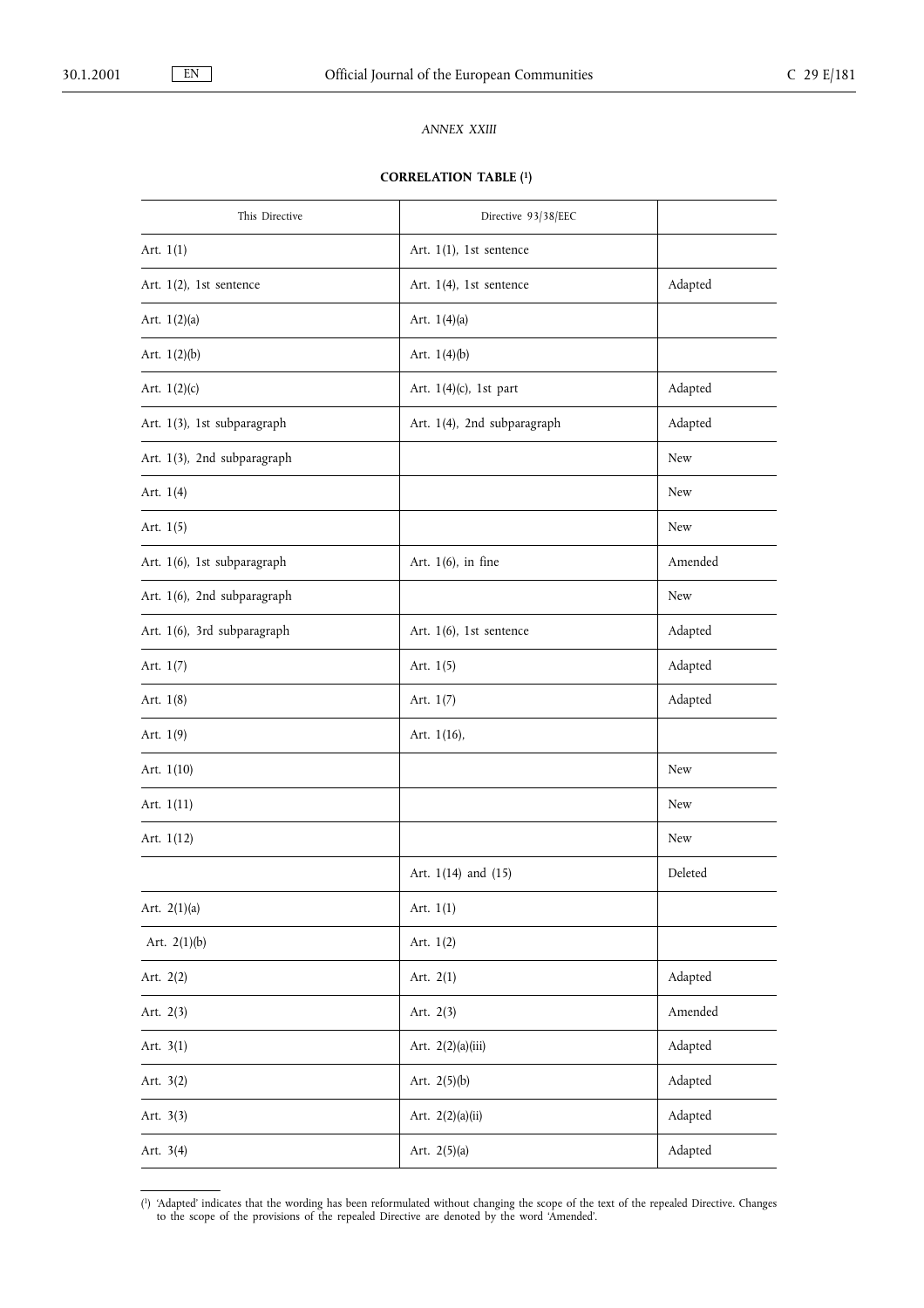*ANNEX XXIII*

**CORRELATION TABLE** ([1])

| This Directive | Directive 93/38/EEC | |
|---|---|---|
| Art. 1(1) | Art. 1(1), 1st sentence | |
| Art. 1(2), 1st sentence | Art. 1(4), 1st sentence | Adapted |
| Art. 1(2)(a) | Art. 1(4)(a) | |
| Art. 1(2)(b) | Art. 1(4)(b) | |
| Art. 1(2)(c) | Art. 1(4)(c), 1st part | Adapted |
| Art. 1(3), 1st subparagraph | Art. 1(4), 2nd subparagraph | Adapted |
| Art. 1(3), 2nd subparagraph | | New |
| Art. 1(4) | | New |
| Art. 1(5) | | New |
| Art. 1(6), 1st subparagraph | Art. 1(6), in fine | Amended |
| Art. 1(6), 2nd subparagraph | | New |
| Art. 1(6), 3rd subparagraph | Art. 1(6), 1st sentence | Adapted |
| Art. 1(7) | Art. 1(5) | Adapted |
| Art. 1(8) | Art. 1(7) | Adapted |
| Art. 1(9) | Art. 1(16), | |
| Art. 1(10) | | New |
| Art. 1(11) | | New |
| Art. 1(12) | | New |
| | Art. 1(14) and (15) | Deleted |
| Art. 2(1)(a) | Art. 1(1) | |
| Art. 2(1)(b) | Art. 1(2) | |
| Art. 2(2) | Art. 2(1) | Adapted |
| Art. 2(3) | Art. 2(3) | Amended |
| Art. 3(1) | Art. 2(2)(a)(iii) | Adapted |
| Art. 3(2) | Art. 2(5)(b) | Adapted |
| Art. 3(3) | Art. 2(2)(a)(ii) | Adapted |
| Art. 3(4) | Art. 2(5)(a) | Adapted |

[1] 'Adapted' indicates that the wording has been reformulated without changing the scope of the text of the repealed Directive. Changes to the scope of the provisions of the repealed Directive are denoted by the word 'Amended'.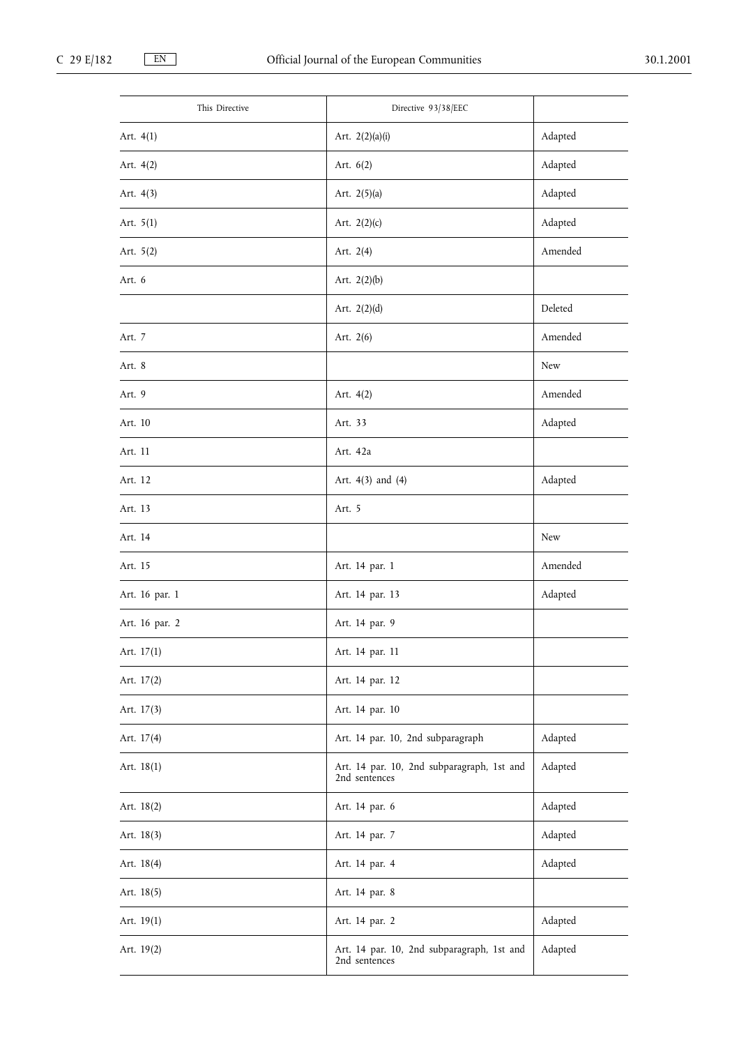| This Directive | Directive 93/38/EEC | |
|---|---|---|
| Art. 4(1) | Art. 2(2)(a)(i) | Adapted |
| Art. 4(2) | Art. 6(2) | Adapted |
| Art. 4(3) | Art. 2(5)(a) | Adapted |
| Art. 5(1) | Art. 2(2)(c) | Adapted |
| Art. 5(2) | Art. 2(4) | Amended |
| Art. 6 | Art. 2(2)(b) | |
| | Art. 2(2)(d) | Deleted |
| Art. 7 | Art. 2(6) | Amended |
| Art. 8 | | New |
| Art. 9 | Art. 4(2) | Amended |
| Art. 10 | Art. 33 | Adapted |
| Art. 11 | Art. 42a | |
| Art. 12 | Art. 4(3) and (4) | Adapted |
| Art. 13 | Art. 5 | |
| Art. 14 | | New |
| Art. 15 | Art. 14 par. 1 | Amended |
| Art. 16 par. 1 | Art. 14 par. 13 | Adapted |
| Art. 16 par. 2 | Art. 14 par. 9 | |
| Art. 17(1) | Art. 14 par. 11 | |
| Art. 17(2) | Art. 14 par. 12 | |
| Art. 17(3) | Art. 14 par. 10 | |
| Art. 17(4) | Art. 14 par. 10, 2nd subparagraph | Adapted |
| Art. 18(1) | Art. 14 par. 10, 2nd subparagraph, 1st and 2nd sentences | Adapted |
| Art. 18(2) | Art. 14 par. 6 | Adapted |
| Art. 18(3) | Art. 14 par. 7 | Adapted |
| Art. 18(4) | Art. 14 par. 4 | Adapted |
| Art. 18(5) | Art. 14 par. 8 | |
| Art. 19(1) | Art. 14 par. 2 | Adapted |
| Art. 19(2) | Art. 14 par. 10, 2nd subparagraph, 1st and 2nd sentences | Adapted |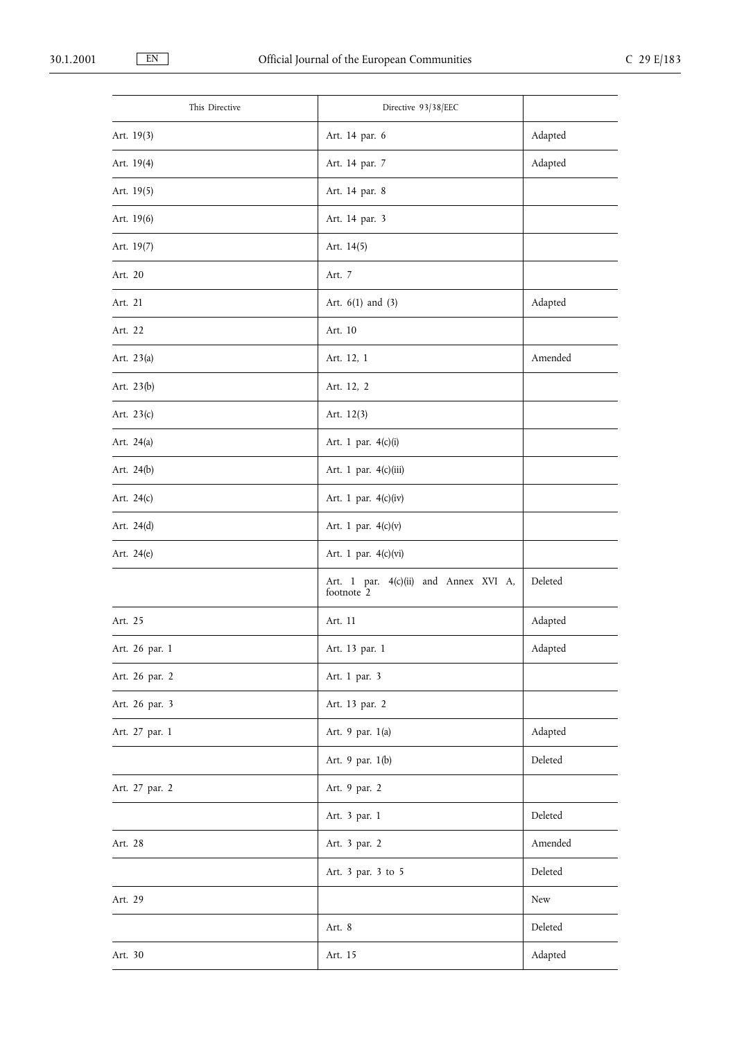| This Directive | Directive 93/38/EEC | |
|---|---|---|
| Art. 19(3) | Art. 14 par. 6 | Adapted |
| Art. 19(4) | Art. 14 par. 7 | Adapted |
| Art. 19(5) | Art. 14 par. 8 | |
| Art. 19(6) | Art. 14 par. 3 | |
| Art. 19(7) | Art. 14(5) | |
| Art. 20 | Art. 7 | |
| Art. 21 | Art. 6(1) and (3) | Adapted |
| Art. 22 | Art. 10 | |
| Art. 23(a) | Art. 12, 1 | Amended |
| Art. 23(b) | Art. 12, 2 | |
| Art. 23(c) | Art. 12(3) | |
| Art. 24(a) | Art. 1 par. 4(c)(i) | |
| Art. 24(b) | Art. 1 par. 4(c)(iii) | |
| Art. 24(c) | Art. 1 par. 4(c)(iv) | |
| Art. 24(d) | Art. 1 par. 4(c)(v) | |
| Art. 24(e) | Art. 1 par. 4(c)(vi) | |
| | Art. 1 par. 4(c)(ii) and Annex XVI A, footnote 2 | Deleted |
| Art. 25 | Art. 11 | Adapted |
| Art. 26 par. 1 | Art. 13 par. 1 | Adapted |
| Art. 26 par. 2 | Art. 1 par. 3 | |
| Art. 26 par. 3 | Art. 13 par. 2 | |
| Art. 27 par. 1 | Art. 9 par. 1(a) | Adapted |
| | Art. 9 par. 1(b) | Deleted |
| Art. 27 par. 2 | Art. 9 par. 2 | |
| | Art. 3 par. 1 | Deleted |
| Art. 28 | Art. 3 par. 2 | Amended |
| | Art. 3 par. 3 to 5 | Deleted |
| Art. 29 | | New |
| | Art. 8 | Deleted |
| Art. 30 | Art. 15 | Adapted |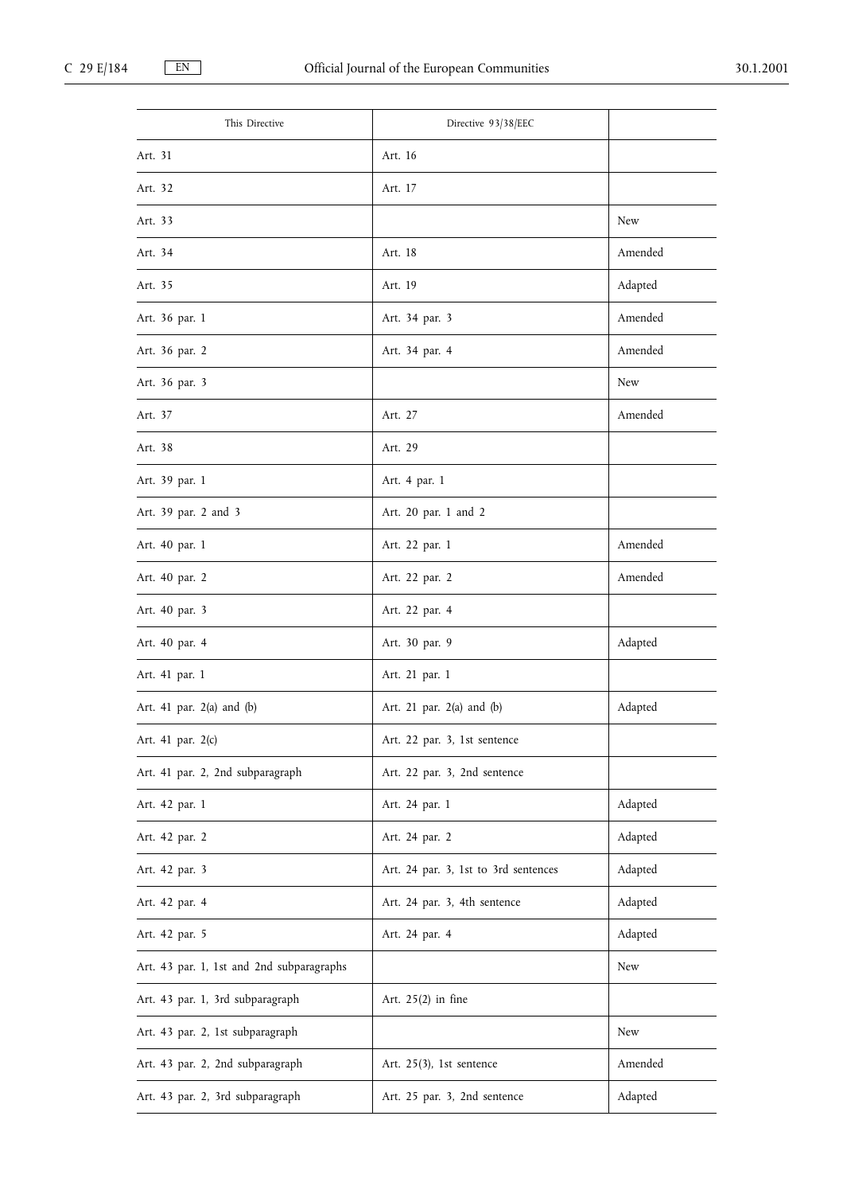| This Directive | Directive 93/38/EEC | |
|---|---|---|
| Art. 31 | Art. 16 | |
| Art. 32 | Art. 17 | |
| Art. 33 | | New |
| Art. 34 | Art. 18 | Amended |
| Art. 35 | Art. 19 | Adapted |
| Art. 36 par. 1 | Art. 34 par. 3 | Amended |
| Art. 36 par. 2 | Art. 34 par. 4 | Amended |
| Art. 36 par. 3 | | New |
| Art. 37 | Art. 27 | Amended |
| Art. 38 | Art. 29 | |
| Art. 39 par. 1 | Art. 4 par. 1 | |
| Art. 39 par. 2 and 3 | Art. 20 par. 1 and 2 | |
| Art. 40 par. 1 | Art. 22 par. 1 | Amended |
| Art. 40 par. 2 | Art. 22 par. 2 | Amended |
| Art. 40 par. 3 | Art. 22 par. 4 | |
| Art. 40 par. 4 | Art. 30 par. 9 | Adapted |
| Art. 41 par. 1 | Art. 21 par. 1 | |
| Art. 41 par. 2(a) and (b) | Art. 21 par. 2(a) and (b) | Adapted |
| Art. 41 par. 2(c) | Art. 22 par. 3, 1st sentence | |
| Art. 41 par. 2, 2nd subparagraph | Art. 22 par. 3, 2nd sentence | |
| Art. 42 par. 1 | Art. 24 par. 1 | Adapted |
| Art. 42 par. 2 | Art. 24 par. 2 | Adapted |
| Art. 42 par. 3 | Art. 24 par. 3, 1st to 3rd sentences | Adapted |
| Art. 42 par. 4 | Art. 24 par. 3, 4th sentence | Adapted |
| Art. 42 par. 5 | Art. 24 par. 4 | Adapted |
| Art. 43 par. 1, 1st and 2nd subparagraphs | | New |
| Art. 43 par. 1, 3rd subparagraph | Art. 25(2) in fine | |
| Art. 43 par. 2, 1st subparagraph | | New |
| Art. 43 par. 2, 2nd subparagraph | Art. 25(3), 1st sentence | Amended |
| Art. 43 par. 2, 3rd subparagraph | Art. 25 par. 3, 2nd sentence | Adapted |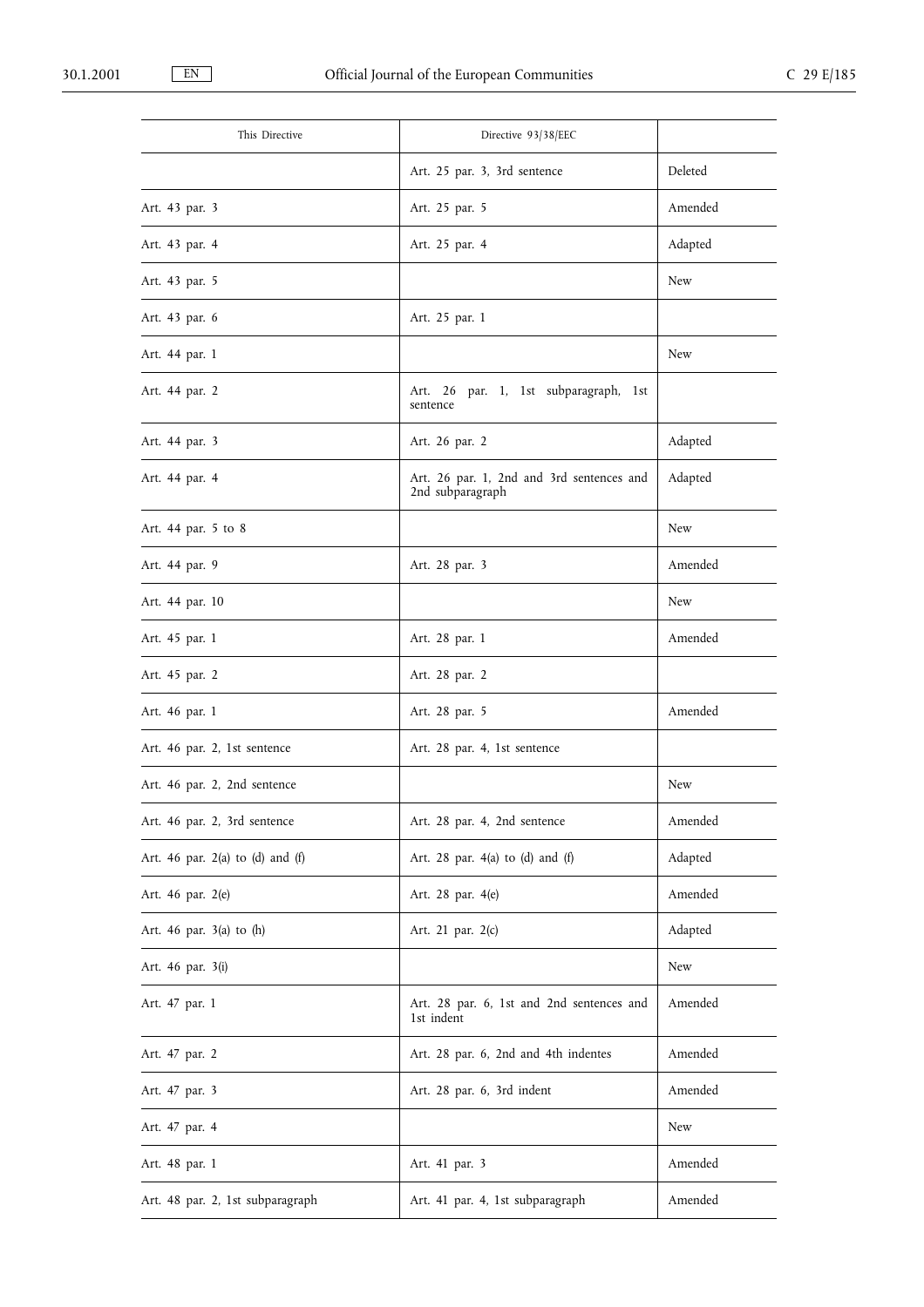| This Directive | Directive 93/38/EEC | |
|---|---|---|
| | Art. 25 par. 3, 3rd sentence | Deleted |
| Art. 43 par. 3 | Art. 25 par. 5 | Amended |
| Art. 43 par. 4 | Art. 25 par. 4 | Adapted |
| Art. 43 par. 5 | | New |
| Art. 43 par. 6 | Art. 25 par. 1 | |
| Art. 44 par. 1 | | New |
| Art. 44 par. 2 | Art. 26 par. 1, 1st subparagraph, 1st sentence | |
| Art. 44 par. 3 | Art. 26 par. 2 | Adapted |
| Art. 44 par. 4 | Art. 26 par. 1, 2nd and 3rd sentences and 2nd subparagraph | Adapted |
| Art. 44 par. 5 to 8 | | New |
| Art. 44 par. 9 | Art. 28 par. 3 | Amended |
| Art. 44 par. 10 | | New |
| Art. 45 par. 1 | Art. 28 par. 1 | Amended |
| Art. 45 par. 2 | Art. 28 par. 2 | |
| Art. 46 par. 1 | Art. 28 par. 5 | Amended |
| Art. 46 par. 2, 1st sentence | Art. 28 par. 4, 1st sentence | |
| Art. 46 par. 2, 2nd sentence | | New |
| Art. 46 par. 2, 3rd sentence | Art. 28 par. 4, 2nd sentence | Amended |
| Art. 46 par. 2(a) to (d) and (f) | Art. 28 par. 4(a) to (d) and (f) | Adapted |
| Art. 46 par. 2(e) | Art. 28 par. 4(e) | Amended |
| Art. 46 par. 3(a) to (h) | Art. 21 par. 2(c) | Adapted |
| Art. 46 par. 3(i) | | New |
| Art. 47 par. 1 | Art. 28 par. 6, 1st and 2nd sentences and 1st indent | Amended |
| Art. 47 par. 2 | Art. 28 par. 6, 2nd and 4th indentes | Amended |
| Art. 47 par. 3 | Art. 28 par. 6, 3rd indent | Amended |
| Art. 47 par. 4 | | New |
| Art. 48 par. 1 | Art. 41 par. 3 | Amended |
| Art. 48 par. 2, 1st subparagraph | Art. 41 par. 4, 1st subparagraph | Amended |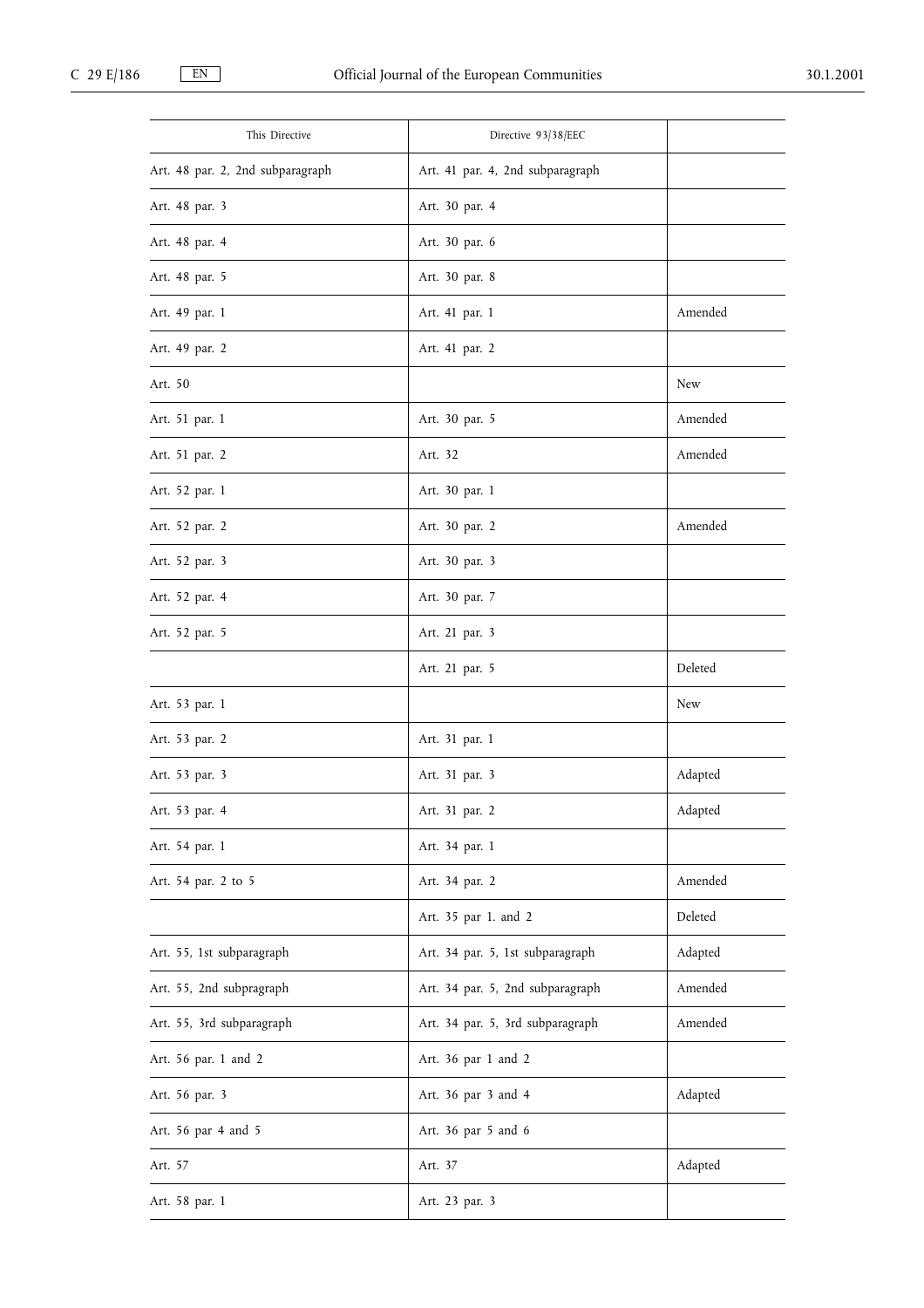| This Directive | Directive 93/38/EEC | |
|---|---|---|
| Art. 48 par. 2, 2nd subparagraph | Art. 41 par. 4, 2nd subparagraph | |
| Art. 48 par. 3 | Art. 30 par. 4 | |
| Art. 48 par. 4 | Art. 30 par. 6 | |
| Art. 48 par. 5 | Art. 30 par. 8 | |
| Art. 49 par. 1 | Art. 41 par. 1 | Amended |
| Art. 49 par. 2 | Art. 41 par. 2 | |
| Art. 50 | | New |
| Art. 51 par. 1 | Art. 30 par. 5 | Amended |
| Art. 51 par. 2 | Art. 32 | Amended |
| Art. 52 par. 1 | Art. 30 par. 1 | |
| Art. 52 par. 2 | Art. 30 par. 2 | Amended |
| Art. 52 par. 3 | Art. 30 par. 3 | |
| Art. 52 par. 4 | Art. 30 par. 7 | |
| Art. 52 par. 5 | Art. 21 par. 3 | |
| | Art. 21 par. 5 | Deleted |
| Art. 53 par. 1 | | New |
| Art. 53 par. 2 | Art. 31 par. 1 | |
| Art. 53 par. 3 | Art. 31 par. 3 | Adapted |
| Art. 53 par. 4 | Art. 31 par. 2 | Adapted |
| Art. 54 par. 1 | Art. 34 par. 1 | |
| Art. 54 par. 2 to 5 | Art. 34 par. 2 | Amended |
| | Art. 35 par 1. and 2 | Deleted |
| Art. 55, 1st subparagraph | Art. 34 par. 5, 1st subparagraph | Adapted |
| Art. 55, 2nd subpragraph | Art. 34 par. 5, 2nd subparagraph | Amended |
| Art. 55, 3rd subparagraph | Art. 34 par. 5, 3rd subparagraph | Amended |
| Art. 56 par. 1 and 2 | Art. 36 par 1 and 2 | |
| Art. 56 par. 3 | Art. 36 par 3 and 4 | Adapted |
| Art. 56 par 4 and 5 | Art. 36 par 5 and 6 | |
| Art. 57 | Art. 37 | Adapted |
| Art. 58 par. 1 | Art. 23 par. 3 | |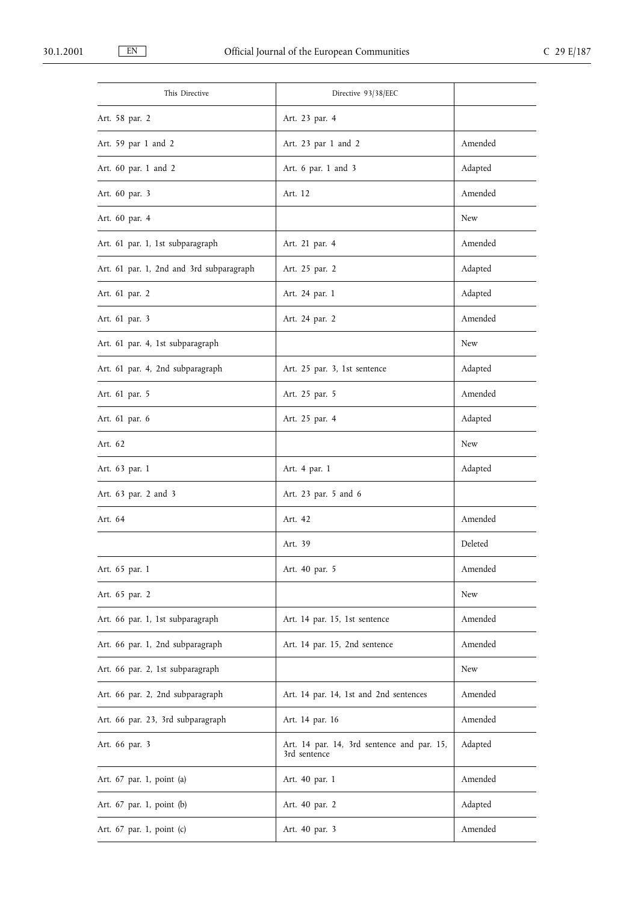| This Directive | Directive 93/38/EEC | |
|---|---|---|
| Art. 58 par. 2 | Art. 23 par. 4 | |
| Art. 59 par 1 and 2 | Art. 23 par 1 and 2 | Amended |
| Art. 60 par. 1 and 2 | Art. 6 par. 1 and 3 | Adapted |
| Art. 60 par. 3 | Art. 12 | Amended |
| Art. 60 par. 4 | | New |
| Art. 61 par. 1, 1st subparagraph | Art. 21 par. 4 | Amended |
| Art. 61 par. 1, 2nd and 3rd subparagraph | Art. 25 par. 2 | Adapted |
| Art. 61 par. 2 | Art. 24 par. 1 | Adapted |
| Art. 61 par. 3 | Art. 24 par. 2 | Amended |
| Art. 61 par. 4, 1st subparagraph | | New |
| Art. 61 par. 4, 2nd subparagraph | Art. 25 par. 3, 1st sentence | Adapted |
| Art. 61 par. 5 | Art. 25 par. 5 | Amended |
| Art. 61 par. 6 | Art. 25 par. 4 | Adapted |
| Art. 62 | | New |
| Art. 63 par. 1 | Art. 4 par. 1 | Adapted |
| Art. 63 par. 2 and 3 | Art. 23 par. 5 and 6 | |
| Art. 64 | Art. 42 | Amended |
| | Art. 39 | Deleted |
| Art. 65 par. 1 | Art. 40 par. 5 | Amended |
| Art. 65 par. 2 | | New |
| Art. 66 par. 1, 1st subparagraph | Art. 14 par. 15, 1st sentence | Amended |
| Art. 66 par. 1, 2nd subparagraph | Art. 14 par. 15, 2nd sentence | Amended |
| Art. 66 par. 2, 1st subparagraph | | New |
| Art. 66 par. 2, 2nd subparagraph | Art. 14 par. 14, 1st and 2nd sentences | Amended |
| Art. 66 par. 23, 3rd subparagraph | Art. 14 par. 16 | Amended |
| Art. 66 par. 3 | Art. 14 par. 14, 3rd sentence and par. 15, 3rd sentence | Adapted |
| Art. 67 par. 1, point (a) | Art. 40 par. 1 | Amended |
| Art. 67 par. 1, point (b) | Art. 40 par. 2 | Adapted |
| Art. 67 par. 1, point (c) | Art. 40 par. 3 | Amended |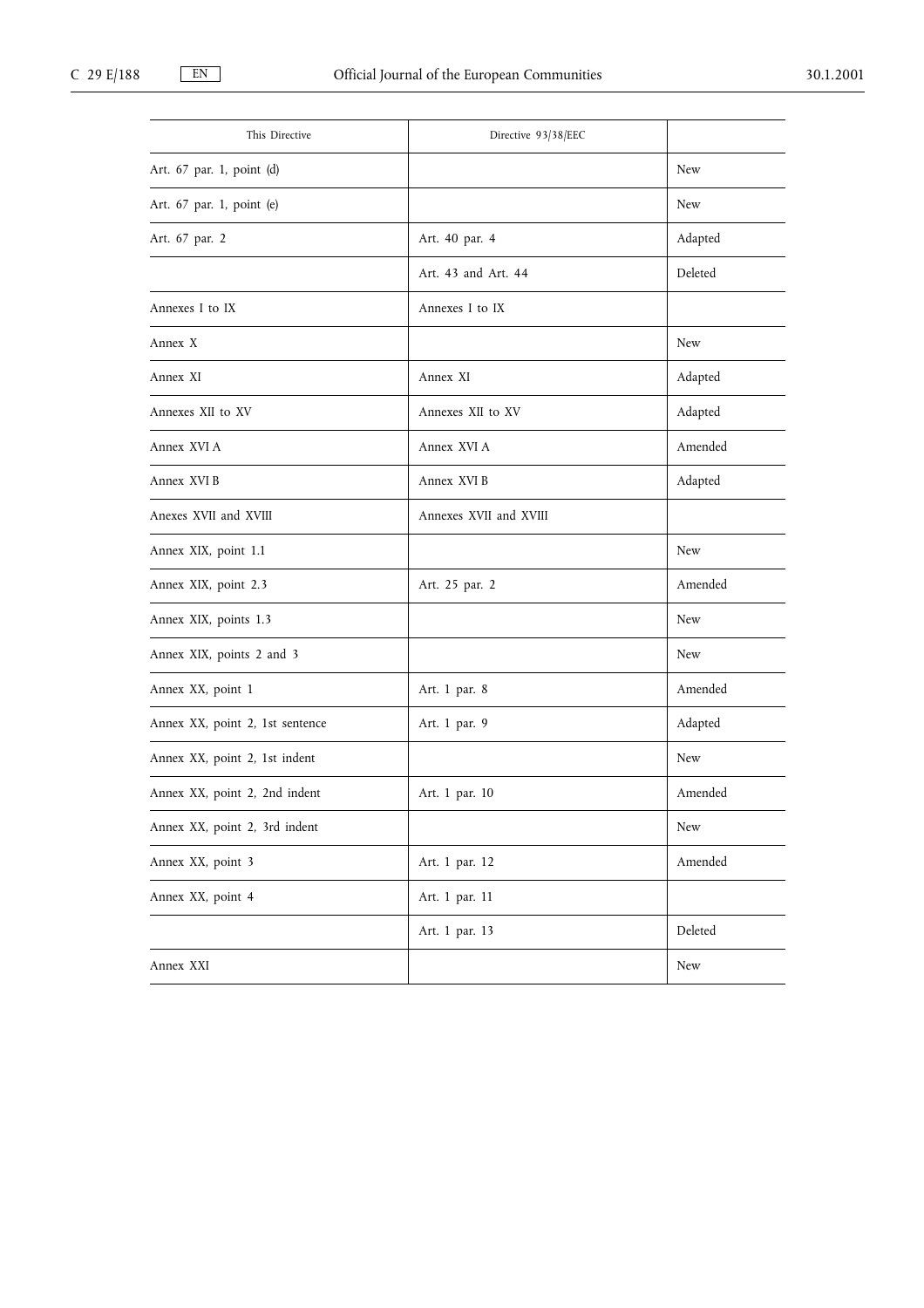| This Directive | Directive 93/38/EEC | |
|---|---|---|
| Art. 67 par. 1, point (d) | | New |
| Art. 67 par. 1, point (e) | | New |
| Art. 67 par. 2 | Art. 40 par. 4 | Adapted |
| | Art. 43 and Art. 44 | Deleted |
| Annexes I to IX | Annexes I to IX | |
| Annex X | | New |
| Annex XI | Annex XI | Adapted |
| Annexes XII to XV | Annexes XII to XV | Adapted |
| Annex XVI A | Annex XVI A | Amended |
| Annex XVI B | Annex XVI B | Adapted |
| Anexes XVII and XVIII | Annexes XVII and XVIII | |
| Annex XIX, point 1.1 | | New |
| Annex XIX, point 2.3 | Art. 25 par. 2 | Amended |
| Annex XIX, points 1.3 | | New |
| Annex XIX, points 2 and 3 | | New |
| Annex XX, point 1 | Art. 1 par. 8 | Amended |
| Annex XX, point 2, 1st sentence | Art. 1 par. 9 | Adapted |
| Annex XX, point 2, 1st indent | | New |
| Annex XX, point 2, 2nd indent | Art. 1 par. 10 | Amended |
| Annex XX, point 2, 3rd indent | | New |
| Annex XX, point 3 | Art. 1 par. 12 | Amended |
| Annex XX, point 4 | Art. 1 par. 11 | |
| | Art. 1 par. 13 | Deleted |
| Annex XXI | | New |